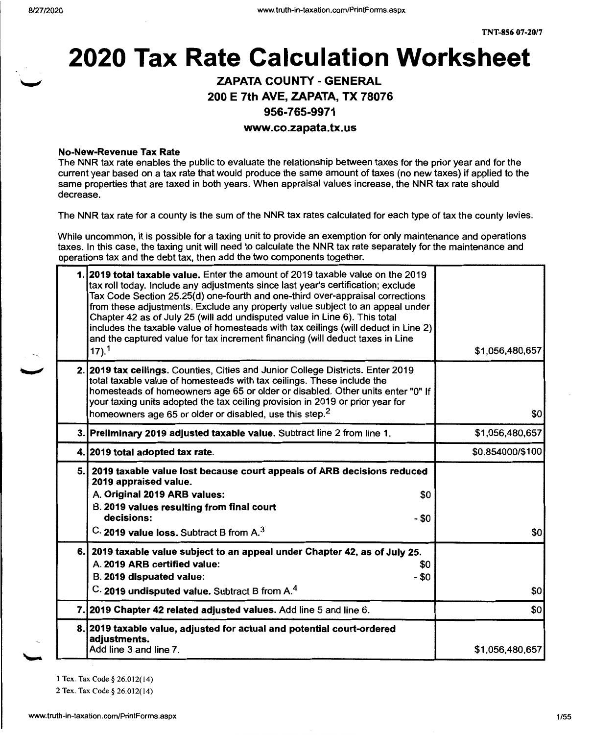TNT-856 07-20/7

# 2020 Tax Rate Calculation Worksheet

## ZAPATA COUNTY - GENERAL

**200 E 7th AVE, ZAPATA, TX 78076**

**956-765-9971**

**www.co.zapata.tx.us**

### No-New-Revenue Tax Rate

The NNR tax rate enables the public to evaluate the relationship between taxes for the prior year and for the current year based on a tax rate that would produce the same amount of taxes (no new taxes) if applied to the same properties that are taxed in both years. When appraisal values increase, the NNR tax rate should decrease.

The NNR tax rate for a county is the sum of the NNR tax rates calculated for each type of tax the county levies.

While uncommon, it is possible for a taxing unit to provide an exemption for only maintenance and operations taxes. In this case, the taxing unit will need to calculate the NNR tax rate separately for the maintenance and operations tax and the debt tax, then add the two components together.

| | | |
|---|---|---|
| 1. | **2019 total taxable value.** Enter the amount of 2019 taxable value on the 2019 tax roll today. Include any adjustments since last year's certification; exclude Tax Code Section 25.25(d) one-fourth and one-third over-appraisal corrections from these adjustments. Exclude any property value subject to an appeal under Chapter 42 as of July 25 (will add undisputed value in Line 6). This total includes the taxable value of homesteads with tax ceilings (will deduct in Line 2) and the captured value for tax increment financing (will deduct taxes in Line 17).[1] | $1,056,480,657 |
| 2. | **2019 tax ceilings.** Counties, Cities and Junior College Districts. Enter 2019 total taxable value of homesteads with tax ceilings. These include the homesteads of homeowners age 65 or older or disabled. Other units enter "0" If your taxing units adopted the tax ceiling provision in 2019 or prior year for homeowners age 65 or older or disabled, use this step.[2] | $0 |
| 3. | **Preliminary 2019 adjusted taxable value.** Subtract line 2 from line 1. | $1,056,480,657 |
| 4. | **2019 total adopted tax rate.** | $0.854000/$100 |
| 5. | **2019 taxable value lost because court appeals of ARB decisions reduced 2019 appraised value.**<br>A. **Original 2019 ARB values:** $0<br>B. **2019 values resulting from final court decisions:** - $0<br>C. **2019 value loss.** Subtract B from A.[3] | $0 |
| 6. | **2019 taxable value subject to an appeal under Chapter 42, as of July 25.**<br>A. **2019 ARB certified value:** $0<br>B. **2019 disputed value:** - $0<br>C. **2019 undisputed value.** Subtract B from A.[4] | $0 |
| 7. | **2019 Chapter 42 related adjusted values.** Add line 5 and line 6. | $0 |
| 8. | **2019 taxable value, adjusted for actual and potential court-ordered adjustments.**<br>Add line 3 and line 7. | $1,056,480,657 |

1 Tex. Tax Code § 26.012(14)

2 Tex. Tax Code § 26.012(14)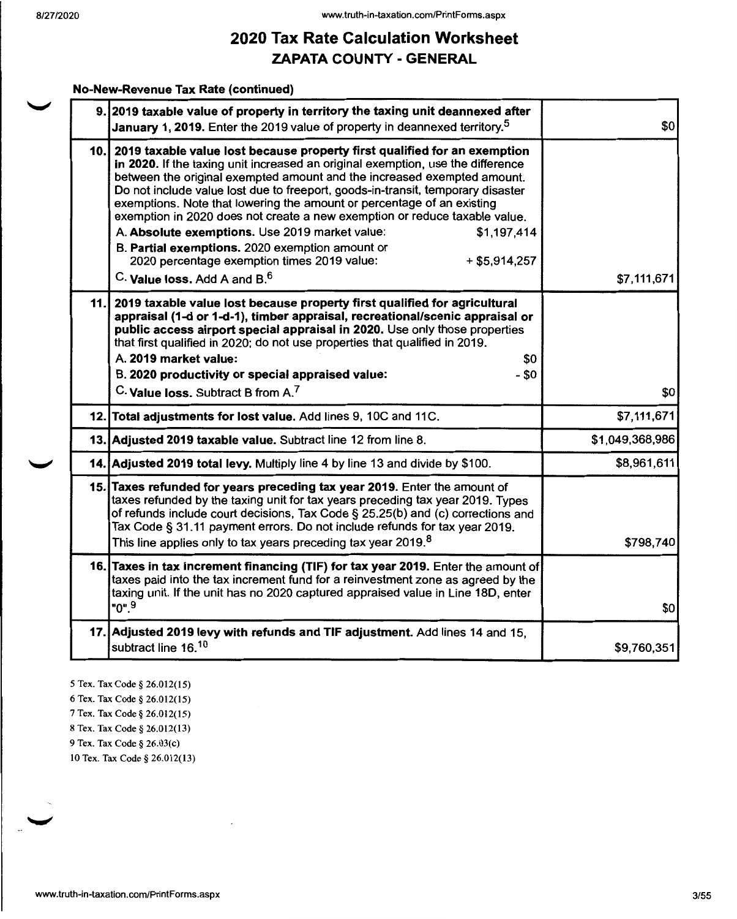# 2020 Tax Rate Calculation Worksheet

## ZAPATA COUNTY - GENERAL

**No-New-Revenue Tax Rate (continued)**

| | | |
|---|---|---|
| 9. | **2019 taxable value of property in territory the taxing unit deannexed after January 1, 2019.** Enter the 2019 value of property in deannexed territory.[5] | $0 |
| 10. | **2019 taxable value lost because property first qualified for an exemption in 2020.** If the taxing unit increased an original exemption, use the difference between the original exempted amount and the increased exempted amount. Do not include value lost due to freeport, goods-in-transit, temporary disaster exemptions. Note that lowering the amount or percentage of an existing exemption in 2020 does not create a new exemption or reduce taxable value.<br>A. **Absolute exemptions.** Use 2019 market value: $1,197,414<br>B. **Partial exemptions.** 2020 exemption amount or 2020 percentage exemption times 2019 value: + $5,914,257<br>C. **Value loss.** Add A and B.[6] | $7,111,671 |
| 11. | **2019 taxable value lost because property first qualified for agricultural appraisal (1-d or 1-d-1), timber appraisal, recreational/scenic appraisal or public access airport special appraisal in 2020.** Use only those properties that first qualified in 2020; do not use properties that qualified in 2019.<br>A. **2019 market value:** $0<br>B. **2020 productivity or special appraised value:** - $0<br>C. **Value loss.** Subtract B from A.[7] | $0 |
| 12. | **Total adjustments for lost value.** Add lines 9, 10C and 11C. | $7,111,671 |
| 13. | **Adjusted 2019 taxable value.** Subtract line 12 from line 8. | $1,049,368,986 |
| 14. | **Adjusted 2019 total levy.** Multiply line 4 by line 13 and divide by $100. | $8,961,611 |
| 15. | **Taxes refunded for years preceding tax year 2019.** Enter the amount of taxes refunded by the taxing unit for tax years preceding tax year 2019. Types of refunds include court decisions, Tax Code § 25.25(b) and (c) corrections and Tax Code § 31.11 payment errors. Do not include refunds for tax year 2019. This line applies only to tax years preceding tax year 2019.[8] | $798,740 |
| 16. | **Taxes in tax increment financing (TIF) for tax year 2019.** Enter the amount of taxes paid into the tax increment fund for a reinvestment zone as agreed by the taxing unit. If the unit has no 2020 captured appraised value in Line 18D, enter "0".[9] | $0 |
| 17. | **Adjusted 2019 levy with refunds and TIF adjustment.** Add lines 14 and 15, subtract line 16.[10] | $9,760,351 |

5 Tex. Tax Code § 26.012(15)
6 Tex. Tax Code § 26.012(15)
7 Tex. Tax Code § 26.012(15)
8 Tex. Tax Code § 26.012(13)
9 Tex. Tax Code § 26.03(c)
10 Tex. Tax Code § 26.012(13)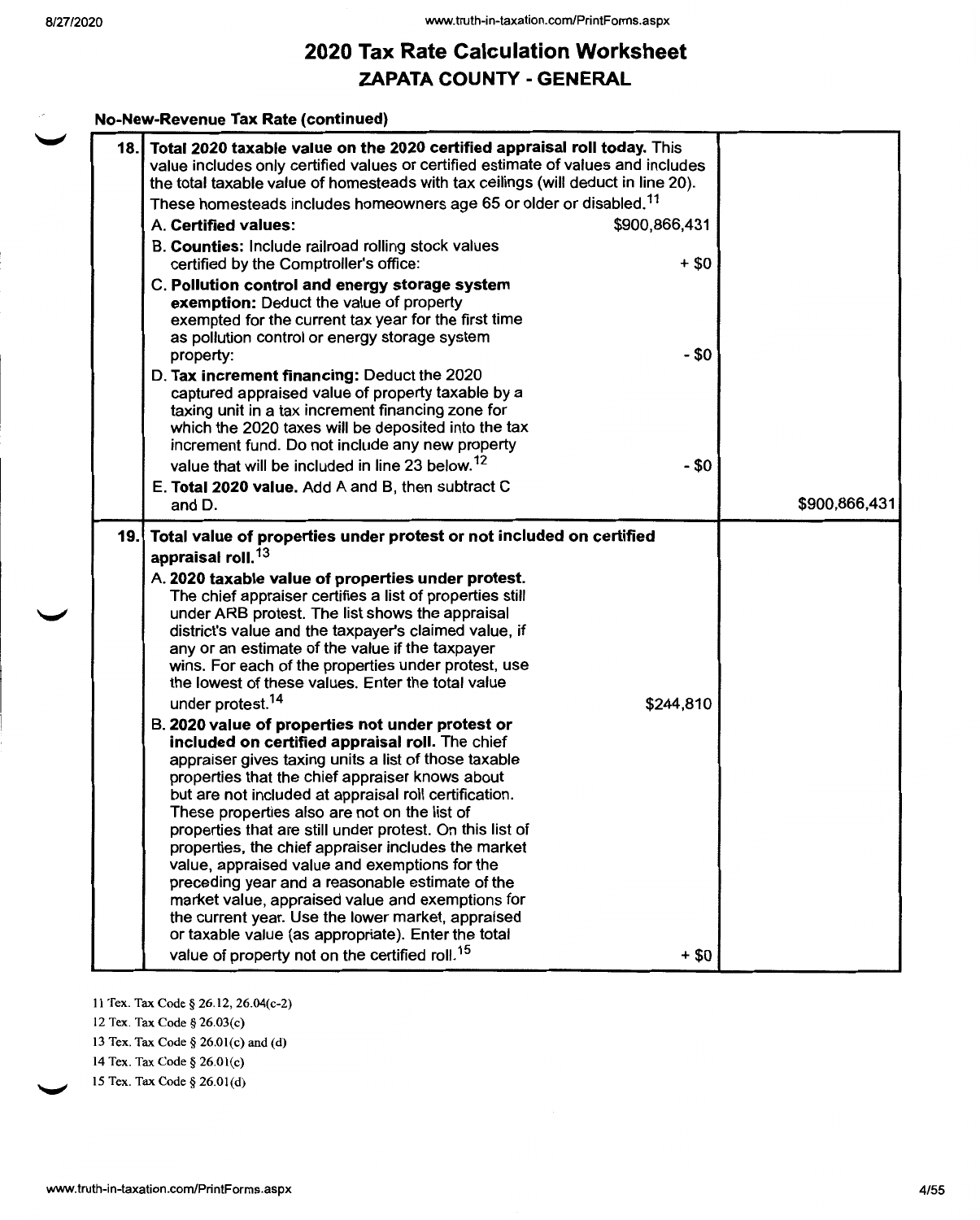# 2020 Tax Rate Calculation Worksheet

## ZAPATA COUNTY - GENERAL

### No-New-Revenue Tax Rate (continued)

| | | | |
|---|---|---|---|
| 18. | **Total 2020 taxable value on the 2020 certified appraisal roll today.** This value includes only certified values or certified estimate of values and includes the total taxable value of homesteads with tax ceilings (will deduct in line 20). These homesteads includes homeowners age 65 or older or disabled.[11] | | |
| | A. **Certified values:** | $900,866,431 | |
| | B. **Counties:** Include railroad rolling stock values certified by the Comptroller's office: | + $0 | |
| | C. **Pollution control and energy storage system exemption:** Deduct the value of property exempted for the current tax year for the first time as pollution control or energy storage system property: | - $0 | |
| | D. **Tax increment financing:** Deduct the 2020 captured appraised value of property taxable by a taxing unit in a tax increment financing zone for which the 2020 taxes will be deposited into the tax increment fund. Do not include any new property value that will be included in line 23 below.[12] | - $0 | |
| | E. **Total 2020 value.** Add A and B, then subtract C and D. | | $900,866,431 |
| 19. | **Total value of properties under protest or not included on certified appraisal roll.**[13] | | |
| | A. **2020 taxable value of properties under protest.** The chief appraiser certifies a list of properties still under ARB protest. The list shows the appraisal district's value and the taxpayer's claimed value, if any or an estimate of the value if the taxpayer wins. For each of the properties under protest, use the lowest of these values. Enter the total value under protest.[14] | $244,810 | |
| | B. **2020 value of properties not under protest or included on certified appraisal roll.** The chief appraiser gives taxing units a list of those taxable properties that the chief appraiser knows about but are not included at appraisal roll certification. These properties also are not on the list of properties that are still under protest. On this list of properties, the chief appraiser includes the market value, appraised value and exemptions for the preceding year and a reasonable estimate of the market value, appraised value and exemptions for the current year. Use the lower market, appraised or taxable value (as appropriate). Enter the total value of property not on the certified roll.[15] | + $0 | |

11 Tex. Tax Code § 26.12, 26.04(c-2)

12 Tex. Tax Code § 26.03(c)

13 Tex. Tax Code § 26.01(c) and (d)

14 Tex. Tax Code § 26.01(c)

15 Tex. Tax Code § 26.01(d)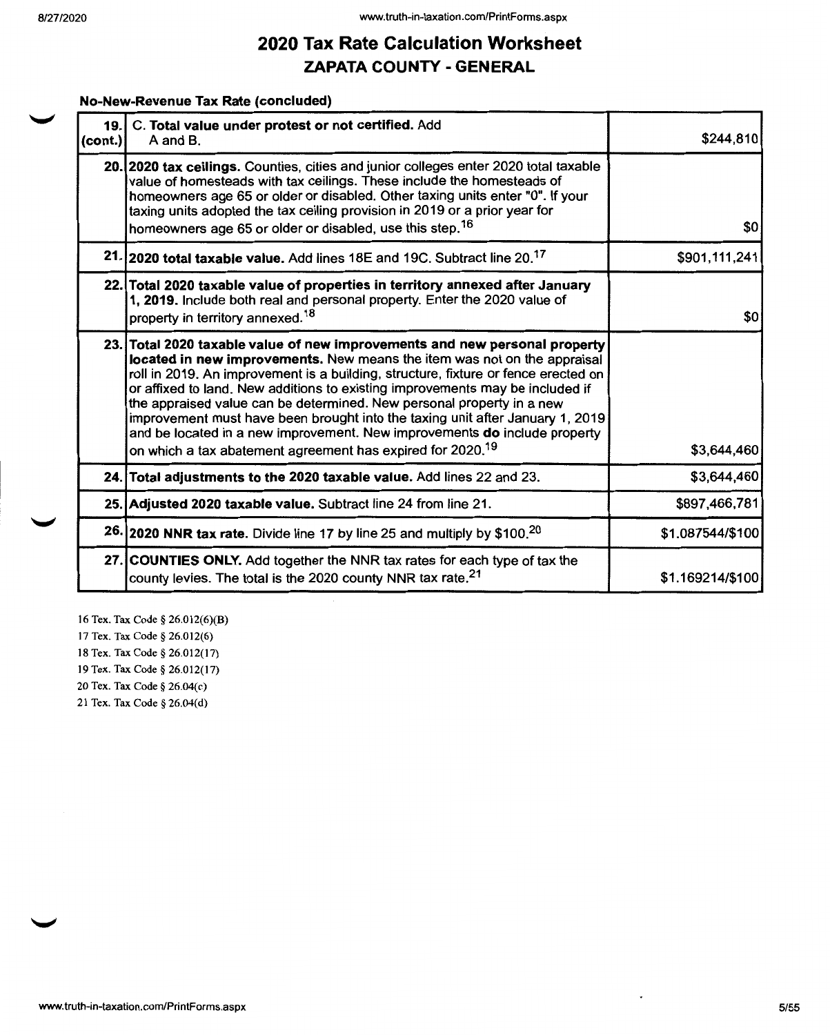# 2020 Tax Rate Calculation Worksheet

## ZAPATA COUNTY - GENERAL

### No-New-Revenue Tax Rate (concluded)

| | | |
|---|---|---|
| 19. (cont.) | C. **Total value under protest or not certified.** Add A and B. | $244,810 |
| 20. | **2020 tax ceilings.** Counties, cities and junior colleges enter 2020 total taxable value of homesteads with tax ceilings. These include the homesteads of homeowners age 65 or older or disabled. Other taxing units enter "0". If your taxing units adopted the tax ceiling provision in 2019 or a prior year for homeowners age 65 or older or disabled, use this step.[16] | $0 |
| 21. | **2020 total taxable value.** Add lines 18E and 19C. Subtract line 20.[17] | $901,111,241 |
| 22. | **Total 2020 taxable value of properties in territory annexed after January 1, 2019.** Include both real and personal property. Enter the 2020 value of property in territory annexed.[18] | $0 |
| 23. | **Total 2020 taxable value of new improvements and new personal property located in new improvements.** New means the item was not on the appraisal roll in 2019. An improvement is a building, structure, fixture or fence erected on or affixed to land. New additions to existing improvements may be included if the appraised value can be determined. New personal property in a new improvement must have been brought into the taxing unit after January 1, 2019 and be located in a new improvement. New improvements **do** include property on which a tax abatement agreement has expired for 2020.[19] | $3,644,460 |
| 24. | **Total adjustments to the 2020 taxable value.** Add lines 22 and 23. | $3,644,460 |
| 25. | **Adjusted 2020 taxable value.** Subtract line 24 from line 21. | $897,466,781 |
| 26. | **2020 NNR tax rate.** Divide line 17 by line 25 and multiply by $100.[20] | $1.087544/$100 |
| 27. | **COUNTIES ONLY.** Add together the NNR tax rates for each type of tax the county levies. The total is the 2020 county NNR tax rate.[21] | $1.169214/$100 |

16 Tex. Tax Code § 26.012(6)(B)

17 Tex. Tax Code § 26.012(6)

18 Tex. Tax Code § 26.012(17)

19 Tex. Tax Code § 26.012(17)

20 Tex. Tax Code § 26.04(c)

21 Tex. Tax Code § 26.04(d)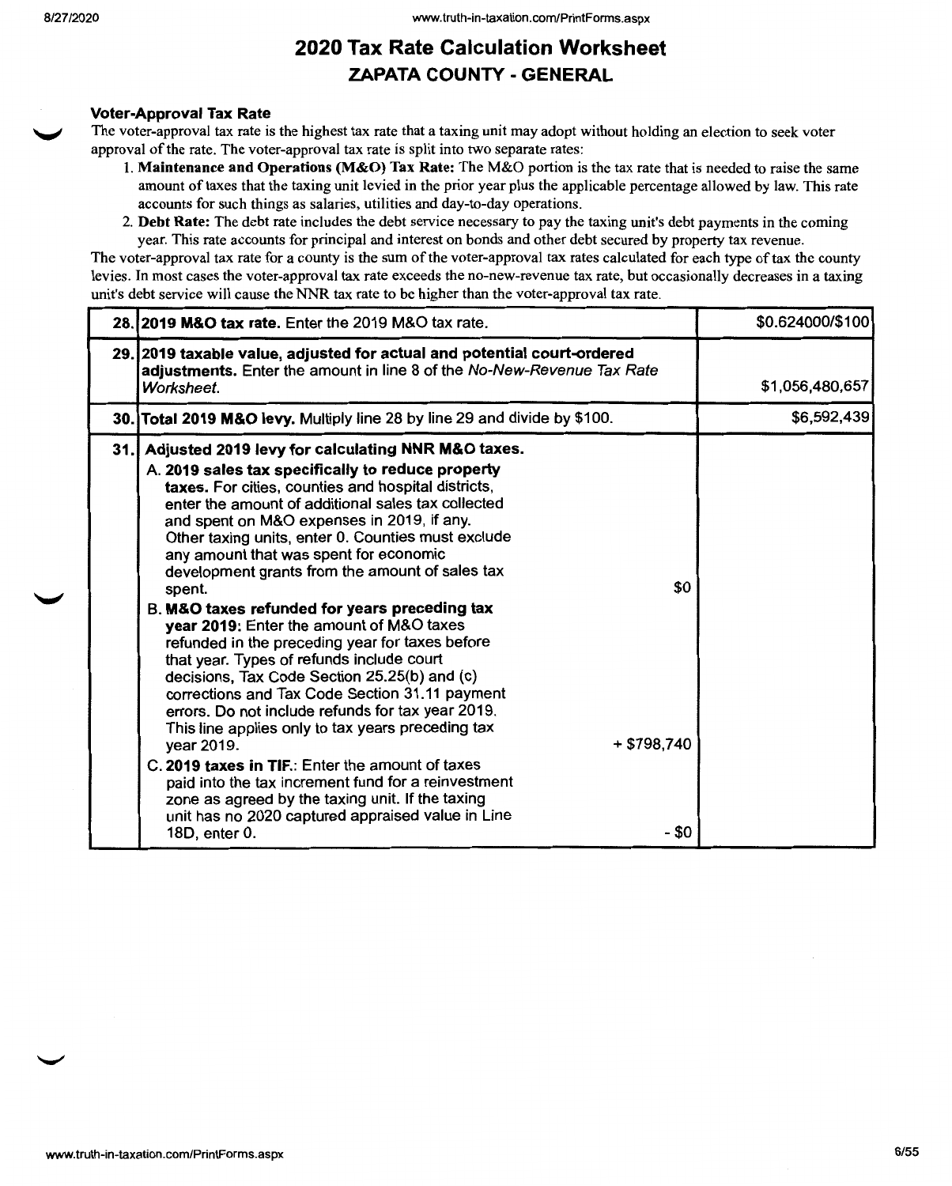# 2020 Tax Rate Calculation Worksheet

## ZAPATA COUNTY - GENERAL

### Voter-Approval Tax Rate

The voter-approval tax rate is the highest tax rate that a taxing unit may adopt without holding an election to seek voter approval of the rate. The voter-approval tax rate is split into two separate rates:

1. **Maintenance and Operations (M&O) Tax Rate:** The M&O portion is the tax rate that is needed to raise the same amount of taxes that the taxing unit levied in the prior year plus the applicable percentage allowed by law. This rate accounts for such things as salaries, utilities and day-to-day operations.
2. **Debt Rate:** The debt rate includes the debt service necessary to pay the taxing unit's debt payments in the coming year. This rate accounts for principal and interest on bonds and other debt secured by property tax revenue.

The voter-approval tax rate for a county is the sum of the voter-approval tax rates calculated for each type of tax the county levies. In most cases the voter-approval tax rate exceeds the no-new-revenue tax rate, but occasionally decreases in a taxing unit's debt service will cause the NNR tax rate to be higher than the voter-approval tax rate.

| | | |
|---|---|---|
| 28. | **2019 M&O tax rate.** Enter the 2019 M&O tax rate. | $0.624000/$100 |
| 29. | **2019 taxable value, adjusted for actual and potential court-ordered adjustments.** Enter the amount in line 8 of the *No-New-Revenue Tax Rate Worksheet.* | $1,056,480,657 |
| 30. | **Total 2019 M&O levy.** Multiply line 28 by line 29 and divide by $100. | $6,592,439 |
| 31. | **Adjusted 2019 levy for calculating NNR M&O taxes.**<br>A. **2019 sales tax specifically to reduce property taxes.** For cities, counties and hospital districts, enter the amount of additional sales tax collected and spent on M&O expenses in 2019, if any. Other taxing units, enter 0. Counties must exclude any amount that was spent for economic development grants from the amount of sales tax spent. $0<br>B. **M&O taxes refunded for years preceding tax year 2019:** Enter the amount of M&O taxes refunded in the preceding year for taxes before that year. Types of refunds include court decisions, Tax Code Section 25.25(b) and (c) corrections and Tax Code Section 31.11 payment errors. Do not include refunds for tax year 2019. This line applies only to tax years preceding tax year 2019. + $798,740<br>C. **2019 taxes in TIF.**: Enter the amount of taxes paid into the tax increment fund for a reinvestment zone as agreed by the taxing unit. If the taxing unit has no 2020 captured appraised value in Line 18D, enter 0. - $0 | |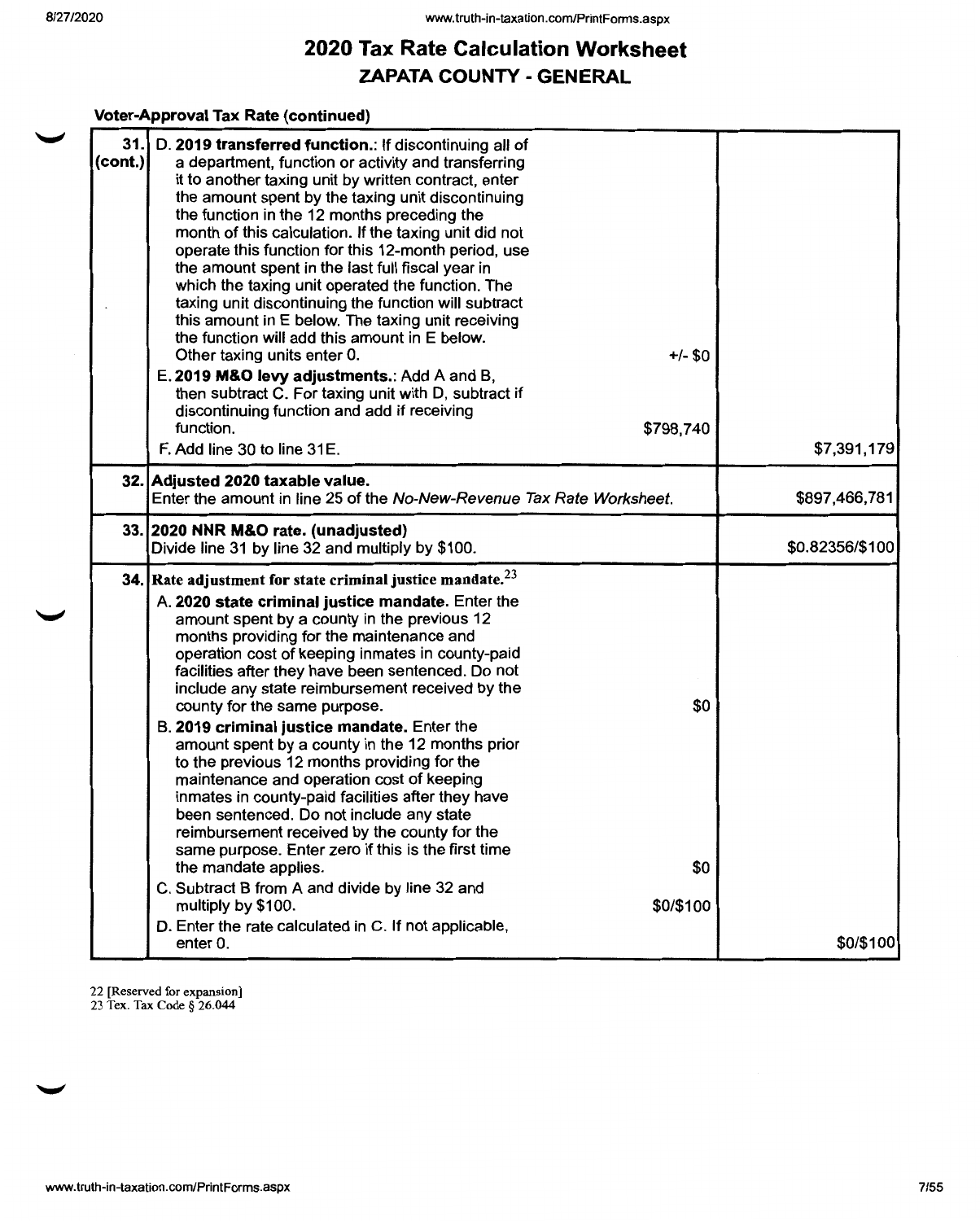# 2020 Tax Rate Calculation Worksheet

## ZAPATA COUNTY - GENERAL

**Voter-Approval Tax Rate (continued)**

| | | | |
|---|---|---|---|
| **31. (cont.)** | D. **2019 transferred function.**: If discontinuing all of a department, function or activity and transferring it to another taxing unit by written contract, enter the amount spent by the taxing unit discontinuing the function in the 12 months preceding the month of this calculation. If the taxing unit did not operate this function for this 12-month period, use the amount spent in the last full fiscal year in which the taxing unit operated the function. The taxing unit discontinuing the function will subtract this amount in E below. The taxing unit receiving the function will add this amount in E below. Other taxing units enter 0. | +/- $0 | |
| | E. **2019 M&O levy adjustments.**: Add A and B, then subtract C. For taxing unit with D, subtract if discontinuing function and add if receiving function. | $798,740 | |
| | F. Add line 30 to line 31E. | | $7,391,179 |
| **32.** | **Adjusted 2020 taxable value.** Enter the amount in line 25 of the *No-New-Revenue Tax Rate Worksheet.* | | $897,466,781 |
| **33.** | **2020 NNR M&O rate. (unadjusted)** Divide line 31 by line 32 and multiply by $100. | | $0.82356/$100 |
| **34.** | **Rate adjustment for state criminal justice mandate.**[23] | | |
| | A. **2020 state criminal justice mandate.** Enter the amount spent by a county in the previous 12 months providing for the maintenance and operation cost of keeping inmates in county-paid facilities after they have been sentenced. Do not include any state reimbursement received by the county for the same purpose. | $0 | |
| | B. **2019 criminal justice mandate.** Enter the amount spent by a county in the 12 months prior to the previous 12 months providing for the maintenance and operation cost of keeping inmates in county-paid facilities after they have been sentenced. Do not include any state reimbursement received by the county for the same purpose. Enter zero if this is the first time the mandate applies. | $0 | |
| | C. Subtract B from A and divide by line 32 and multiply by $100. | $0/$100 | |
| | D. Enter the rate calculated in C. If not applicable, enter 0. | | $0/$100 |

22 [Reserved for expansion]
23 Tex. Tax Code § 26.044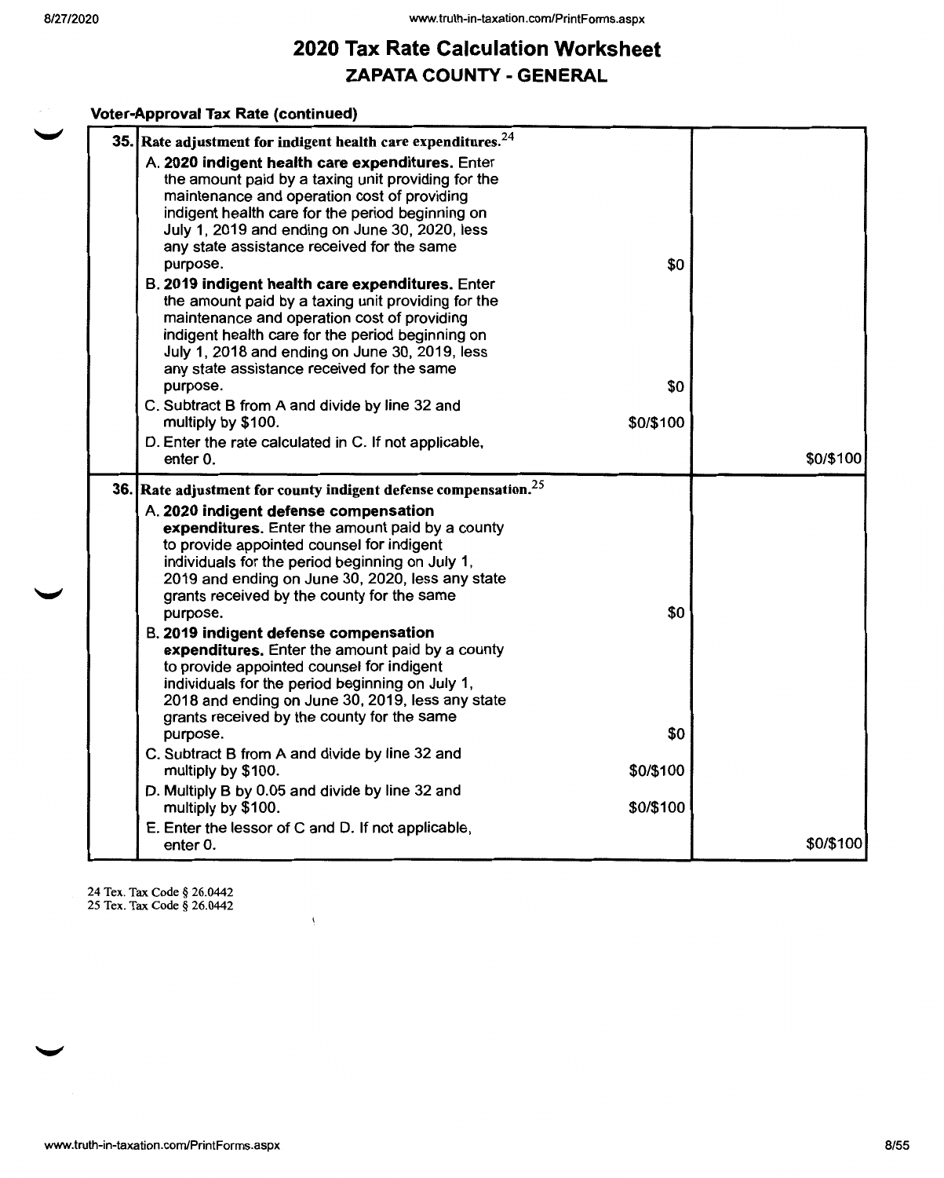# 2020 Tax Rate Calculation Worksheet

## ZAPATA COUNTY - GENERAL

### Voter-Approval Tax Rate (continued)

| | | | |
|---|---|---|---|
| **35.** | **Rate adjustment for indigent health care expenditures.**[24] | | |
| | A. **2020 indigent health care expenditures.** Enter the amount paid by a taxing unit providing for the maintenance and operation cost of providing indigent health care for the period beginning on July 1, 2019 and ending on June 30, 2020, less any state assistance received for the same purpose. | $0 | |
| | B. **2019 indigent health care expenditures.** Enter the amount paid by a taxing unit providing for the maintenance and operation cost of providing indigent health care for the period beginning on July 1, 2018 and ending on June 30, 2019, less any state assistance received for the same purpose. | $0 | |
| | C. Subtract B from A and divide by line 32 and multiply by $100. | $0/$100 | |
| | D. Enter the rate calculated in C. If not applicable, enter 0. | | $0/$100 |
| **36.** | **Rate adjustment for county indigent defense compensation.**[25] | | |
| | A. **2020 indigent defense compensation expenditures.** Enter the amount paid by a county to provide appointed counsel for indigent individuals for the period beginning on July 1, 2019 and ending on June 30, 2020, less any state grants received by the county for the same purpose. | $0 | |
| | B. **2019 indigent defense compensation expenditures.** Enter the amount paid by a county to provide appointed counsel for indigent individuals for the period beginning on July 1, 2018 and ending on June 30, 2019, less any state grants received by the county for the same purpose. | $0 | |
| | C. Subtract B from A and divide by line 32 and multiply by $100. | $0/$100 | |
| | D. Multiply B by 0.05 and divide by line 32 and multiply by $100. | $0/$100 | |
| | E. Enter the lessor of C and D. If not applicable, enter 0. | | $0/$100 |

24 Tex. Tax Code § 26.0442
25 Tex. Tax Code § 26.0442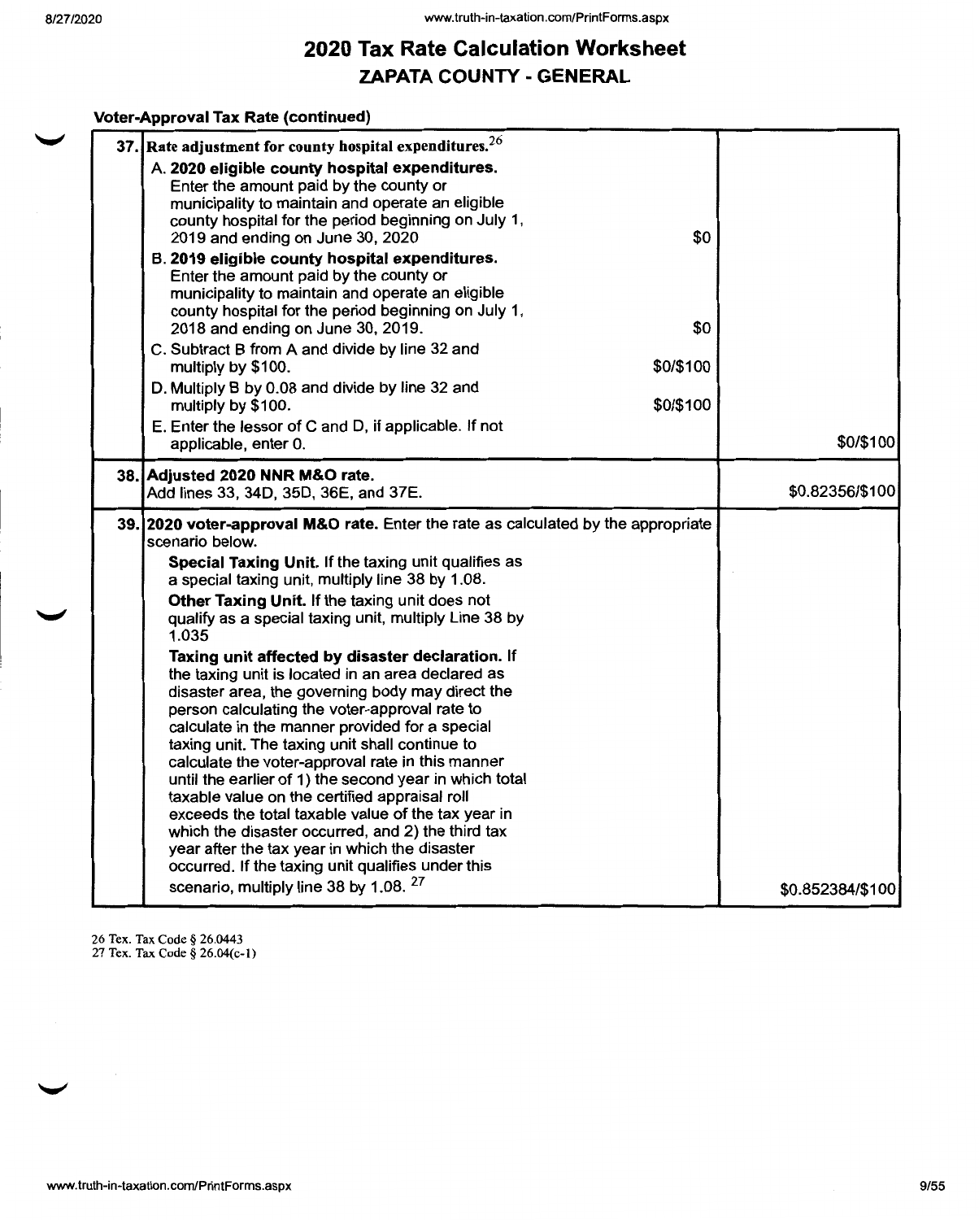# 2020 Tax Rate Calculation Worksheet

## ZAPATA COUNTY - GENERAL

### Voter-Approval Tax Rate (continued)

| | | |
|---|---|---|
| 37. | **Rate adjustment for county hospital expenditures.**[26]<br><br>A. **2020 eligible county hospital expenditures.** Enter the amount paid by the county or municipality to maintain and operate an eligible county hospital for the period beginning on July 1, 2019 and ending on June 30, 2020 — $0<br><br>B. **2019 eligible county hospital expenditures.** Enter the amount paid by the county or municipality to maintain and operate an eligible county hospital for the period beginning on July 1, 2018 and ending on June 30, 2019. — $0<br><br>C. Subtract B from A and divide by line 32 and multiply by $100. — $0/$100<br><br>D. Multiply B by 0.08 and divide by line 32 and multiply by $100. — $0/$100<br><br>E. Enter the lessor of C and D, if applicable. If not applicable, enter 0. | $0/$100 |
| 38. | **Adjusted 2020 NNR M&O rate.**<br>Add lines 33, 34D, 35D, 36E, and 37E. | $0.82356/$100 |
| 39. | **2020 voter-approval M&O rate.** Enter the rate as calculated by the appropriate scenario below.<br><br>**Special Taxing Unit.** If the taxing unit qualifies as a special taxing unit, multiply line 38 by 1.08.<br><br>**Other Taxing Unit.** If the taxing unit does not qualify as a special taxing unit, multiply Line 38 by 1.035<br><br>**Taxing unit affected by disaster declaration.** If the taxing unit is located in an area declared as disaster area, the governing body may direct the person calculating the voter-approval rate to calculate in the manner provided for a special taxing unit. The taxing unit shall continue to calculate the voter-approval rate in this manner until the earlier of 1) the second year in which total taxable value on the certified appraisal roll exceeds the total taxable value of the tax year in which the disaster occurred, and 2) the third tax year after the tax year in which the disaster occurred. If the taxing unit qualifies under this scenario, multiply line 38 by 1.08.[27] | $0.852384/$100 |

26 Tex. Tax Code § 26.0443
27 Tex. Tax Code § 26.04(c-1)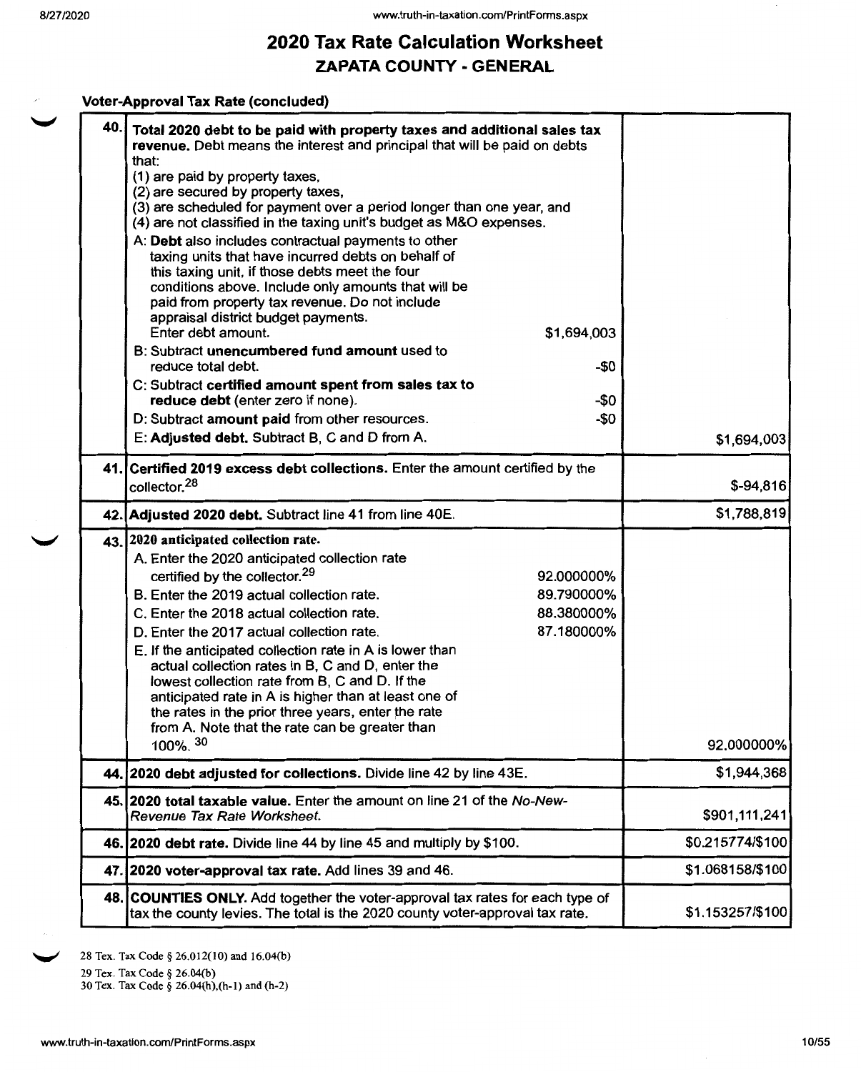# 2020 Tax Rate Calculation Worksheet

## ZAPATA COUNTY - GENERAL

### Voter-Approval Tax Rate (concluded)

| | | |
|---|---|---|
| 40. | **Total 2020 debt to be paid with property taxes and additional sales tax revenue.** Debt means the interest and principal that will be paid on debts that:<br>(1) are paid by property taxes,<br>(2) are secured by property taxes,<br>(3) are scheduled for payment over a period longer than one year, and<br>(4) are not classified in the taxing unit's budget as M&O expenses.<br>A: **Debt** also includes contractual payments to other taxing units that have incurred debts on behalf of this taxing unit, if those debts meet the four conditions above. Include only amounts that will be paid from property tax revenue. Do not include appraisal district budget payments. Enter debt amount. $1,694,003<br>B: Subtract **unencumbered fund amount** used to reduce total debt. -$0<br>C: Subtract **certified amount spent from sales tax to reduce debt** (enter zero if none). -$0<br>D: Subtract **amount paid** from other resources. -$0<br>E: **Adjusted debt.** Subtract B, C and D from A. | $1,694,003 |
| 41. | **Certified 2019 excess debt collections.** Enter the amount certified by the collector.[28] | $-94,816 |
| 42. | **Adjusted 2020 debt.** Subtract line 41 from line 40E. | $1,788,819 |
| 43. | **2020 anticipated collection rate.**<br>A. Enter the 2020 anticipated collection rate certified by the collector.[29] 92.000000%<br>B. Enter the 2019 actual collection rate. 89.790000%<br>C. Enter the 2018 actual collection rate. 88.380000%<br>D. Enter the 2017 actual collection rate. 87.180000%<br>E. If the anticipated collection rate in A is lower than actual collection rates in B, C and D, enter the lowest collection rate from B, C and D. If the anticipated rate in A is higher than at least one of the rates in the prior three years, enter the rate from A. Note that the rate can be greater than 100%.[30] | 92.000000% |
| 44. | **2020 debt adjusted for collections.** Divide line 42 by line 43E. | $1,944,368 |
| 45. | **2020 total taxable value.** Enter the amount on line 21 of the *No-New-Revenue Tax Rate Worksheet.* | $901,111,241 |
| 46. | **2020 debt rate.** Divide line 44 by line 45 and multiply by $100. | $0.215774/$100 |
| 47. | **2020 voter-approval tax rate.** Add lines 39 and 46. | $1.068158/$100 |
| 48. | **COUNTIES ONLY.** Add together the voter-approval tax rates for each type of tax the county levies. The total is the 2020 county voter-approval tax rate. | $1.153257/$100 |

28 Tex. Tax Code § 26.012(10) and 16.04(b)
29 Tex. Tax Code § 26.04(b)
30 Tex. Tax Code § 26.04(h),(h-1) and (h-2)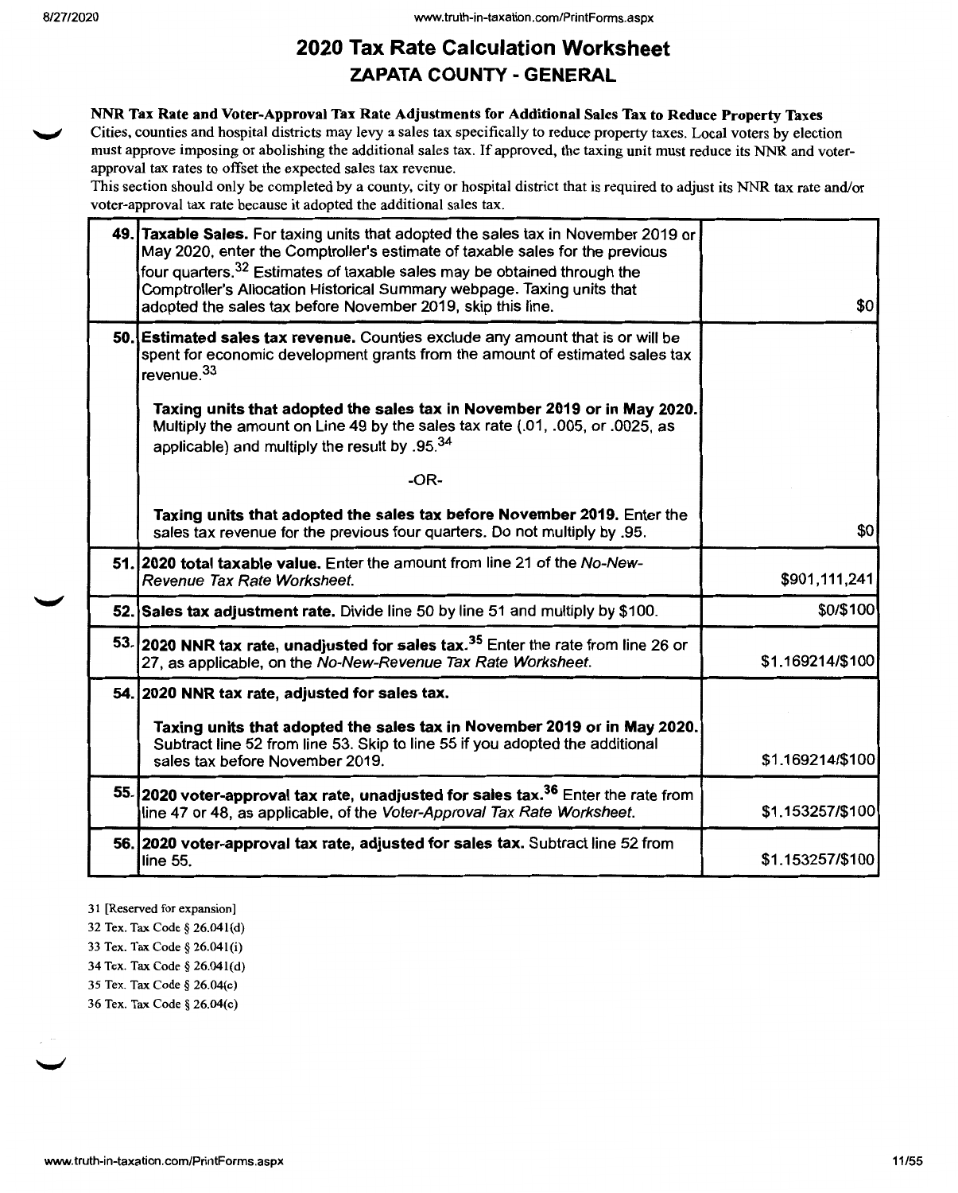# 2020 Tax Rate Calculation Worksheet

## ZAPATA COUNTY - GENERAL

**NNR Tax Rate and Voter-Approval Tax Rate Adjustments for Additional Sales Tax to Reduce Property Taxes**

Cities, counties and hospital districts may levy a sales tax specifically to reduce property taxes. Local voters by election must approve imposing or abolishing the additional sales tax. If approved, the taxing unit must reduce its NNR and voter-approval tax rates to offset the expected sales tax revenue.

This section should only be completed by a county, city or hospital district that is required to adjust its NNR tax rate and/or voter-approval tax rate because it adopted the additional sales tax.

| | | |
|---|---|---|
| 49. | **Taxable Sales.** For taxing units that adopted the sales tax in November 2019 or May 2020, enter the Comptroller's estimate of taxable sales for the previous four quarters.[32] Estimates of taxable sales may be obtained through the Comptroller's Allocation Historical Summary webpage. Taxing units that adopted the sales tax before November 2019, skip this line. | $0 |
| 50. | **Estimated sales tax revenue.** Counties exclude any amount that is or will be spent for economic development grants from the amount of estimated sales tax revenue.[33]<br><br>**Taxing units that adopted the sales tax in November 2019 or in May 2020.** Multiply the amount on Line 49 by the sales tax rate (.01, .005, or .0025, as applicable) and multiply the result by .95.[34]<br><br>-OR-<br><br>**Taxing units that adopted the sales tax before November 2019.** Enter the sales tax revenue for the previous four quarters. Do not multiply by .95. | $0 |
| 51. | **2020 total taxable value.** Enter the amount from line 21 of the *No-New-Revenue Tax Rate Worksheet.* | $901,111,241 |
| 52. | **Sales tax adjustment rate.** Divide line 50 by line 51 and multiply by $100. | $0/$100 |
| 53. | **2020 NNR tax rate, unadjusted for sales tax.**[35] Enter the rate from line 26 or 27, as applicable, on the *No-New-Revenue Tax Rate Worksheet.* | $1.169214/$100 |
| 54. | **2020 NNR tax rate, adjusted for sales tax.**<br><br>**Taxing units that adopted the sales tax in November 2019 or in May 2020.** Subtract line 52 from line 53. Skip to line 55 if you adopted the additional sales tax before November 2019. | $1.169214/$100 |
| 55. | **2020 voter-approval tax rate, unadjusted for sales tax.**[36] Enter the rate from line 47 or 48, as applicable, of the *Voter-Approval Tax Rate Worksheet.* | $1.153257/$100 |
| 56. | **2020 voter-approval tax rate, adjusted for sales tax.** Subtract line 52 from line 55. | $1.153257/$100 |

31 [Reserved for expansion]

32 Tex. Tax Code § 26.041(d)

33 Tex. Tax Code § 26.041(i)

34 Tex. Tax Code § 26.041(d)

35 Tex. Tax Code § 26.04(c)

36 Tex. Tax Code § 26.04(c)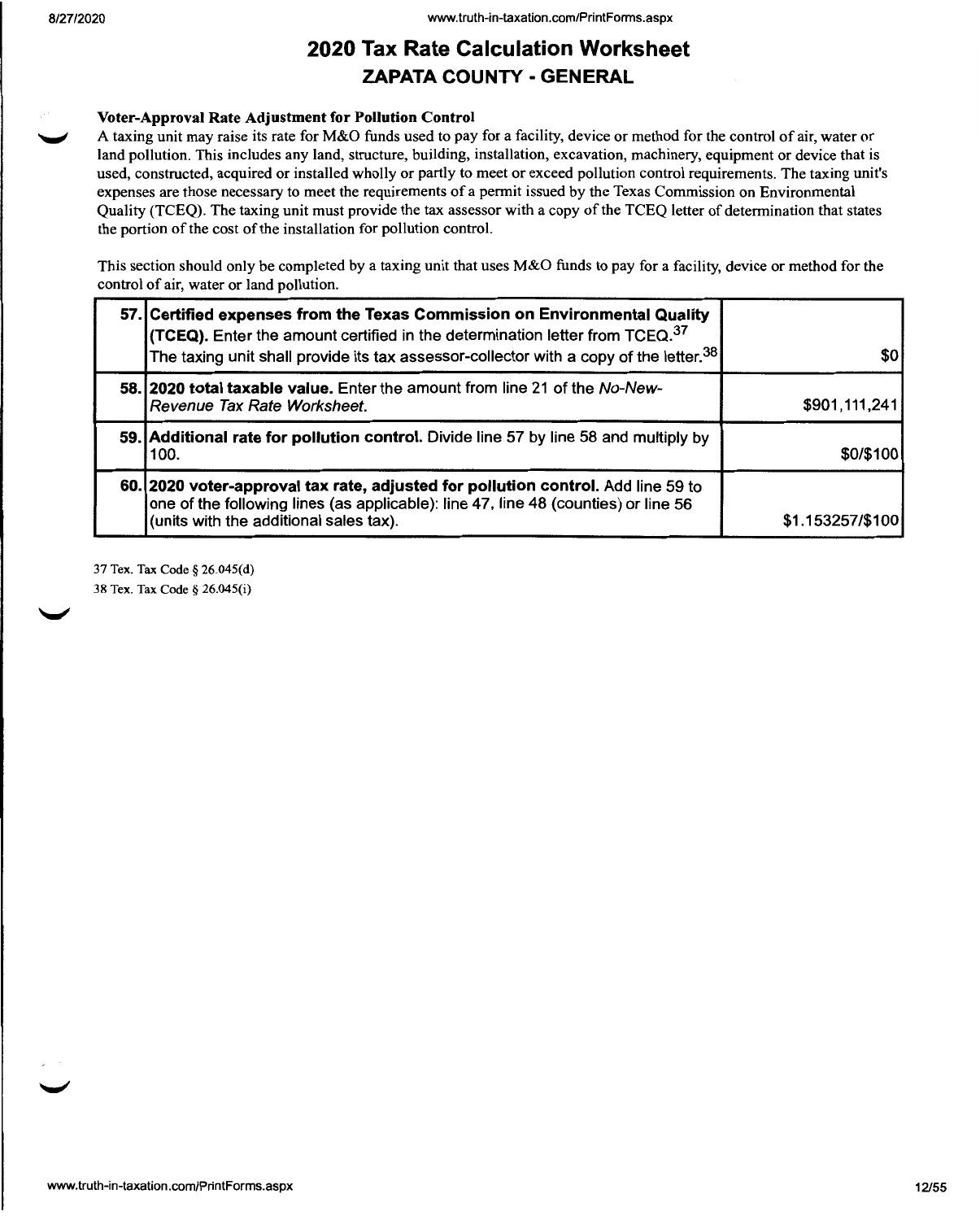# 2020 Tax Rate Calculation Worksheet

## ZAPATA COUNTY - GENERAL

**Voter-Approval Rate Adjustment for Pollution Control**

A taxing unit may raise its rate for M&O funds used to pay for a facility, device or method for the control of air, water or land pollution. This includes any land, structure, building, installation, excavation, machinery, equipment or device that is used, constructed, acquired or installed wholly or partly to meet or exceed pollution control requirements. The taxing unit's expenses are those necessary to meet the requirements of a permit issued by the Texas Commission on Environmental Quality (TCEQ). The taxing unit must provide the tax assessor with a copy of the TCEQ letter of determination that states the portion of the cost of the installation for pollution control.

This section should only be completed by a taxing unit that uses M&O funds to pay for a facility, device or method for the control of air, water or land pollution.

| | | |
|---|---|---|
| 57. | **Certified expenses from the Texas Commission on Environmental Quality (TCEQ).** Enter the amount certified in the determination letter from TCEQ.[37] The taxing unit shall provide its tax assessor-collector with a copy of the letter.[38] | $0 |
| 58. | **2020 total taxable value.** Enter the amount from line 21 of the *No-New-Revenue Tax Rate Worksheet.* | $901,111,241 |
| 59. | **Additional rate for pollution control.** Divide line 57 by line 58 and multiply by 100. | $0/$100 |
| 60. | **2020 voter-approval tax rate, adjusted for pollution control.** Add line 59 to one of the following lines (as applicable): line 47, line 48 (counties) or line 56 (units with the additional sales tax). | $1.153257/$100 |

37 Tex. Tax Code § 26.045(d)

38 Tex. Tax Code § 26.045(i)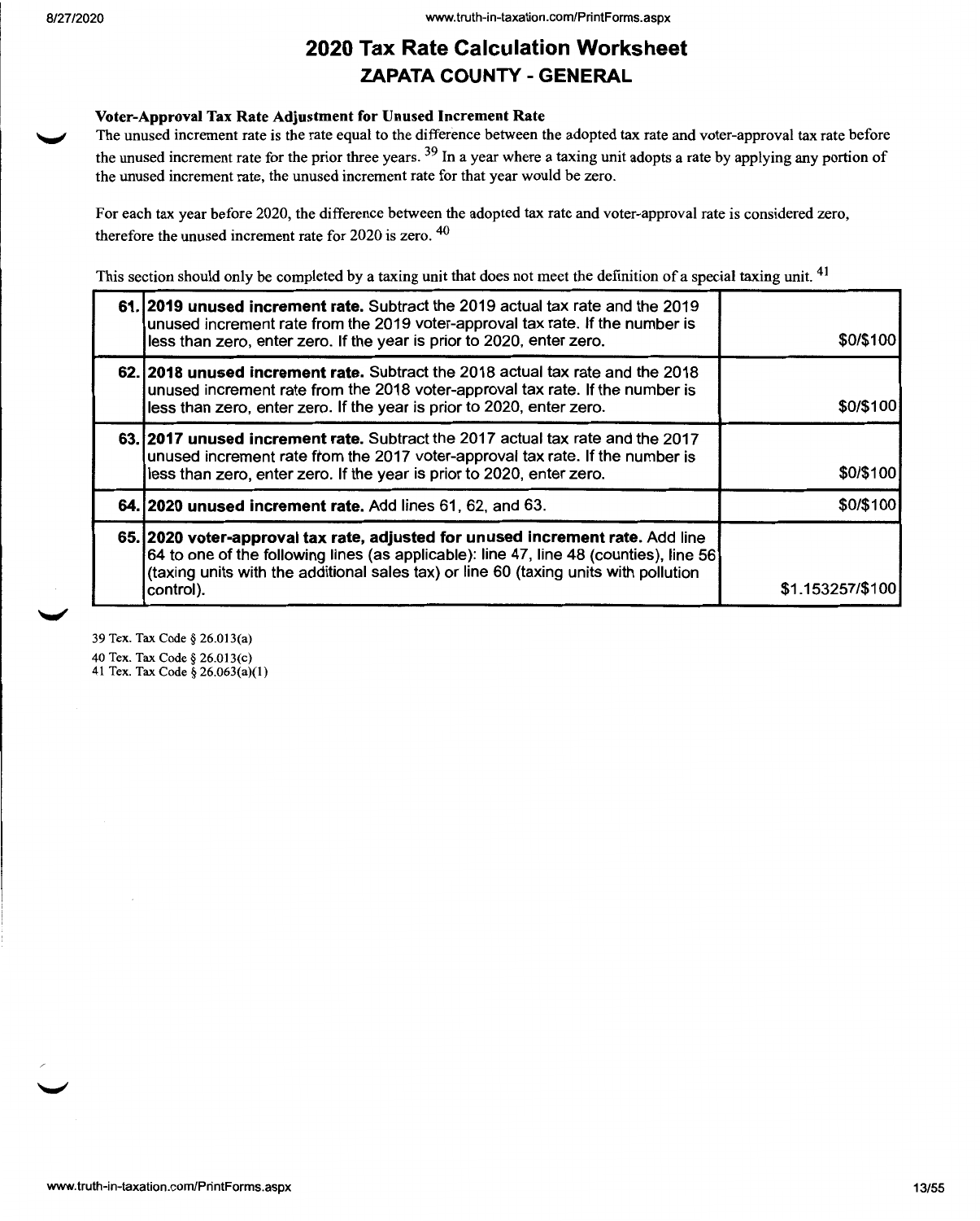# 2020 Tax Rate Calculation Worksheet

## ZAPATA COUNTY - GENERAL

**Voter-Approval Tax Rate Adjustment for Unused Increment Rate**

The unused increment rate is the rate equal to the difference between the adopted tax rate and voter-approval tax rate before the unused increment rate for the prior three years. [39] In a year where a taxing unit adopts a rate by applying any portion of the unused increment rate, the unused increment rate for that year would be zero.

For each tax year before 2020, the difference between the adopted tax rate and voter-approval rate is considered zero, therefore the unused increment rate for 2020 is zero. [40]

This section should only be completed by a taxing unit that does not meet the definition of a special taxing unit. [41]

| | | |
|---|---|---|
| 61. | **2019 unused increment rate.** Subtract the 2019 actual tax rate and the 2019 unused increment rate from the 2019 voter-approval tax rate. If the number is less than zero, enter zero. If the year is prior to 2020, enter zero. | $0/$100 |
| 62. | **2018 unused increment rate.** Subtract the 2018 actual tax rate and the 2018 unused increment rate from the 2018 voter-approval tax rate. If the number is less than zero, enter zero. If the year is prior to 2020, enter zero. | $0/$100 |
| 63. | **2017 unused increment rate.** Subtract the 2017 actual tax rate and the 2017 unused increment rate from the 2017 voter-approval tax rate. If the number is less than zero, enter zero. If the year is prior to 2020, enter zero. | $0/$100 |
| 64. | **2020 unused increment rate.** Add lines 61, 62, and 63. | $0/$100 |
| 65. | **2020 voter-approval tax rate, adjusted for unused increment rate.** Add line 64 to one of the following lines (as applicable): line 47, line 48 (counties), line 56 (taxing units with the additional sales tax) or line 60 (taxing units with pollution control). | $1.153257/$100 |

39 Tex. Tax Code § 26.013(a)

40 Tex. Tax Code § 26.013(c)

41 Tex. Tax Code § 26.063(a)(1)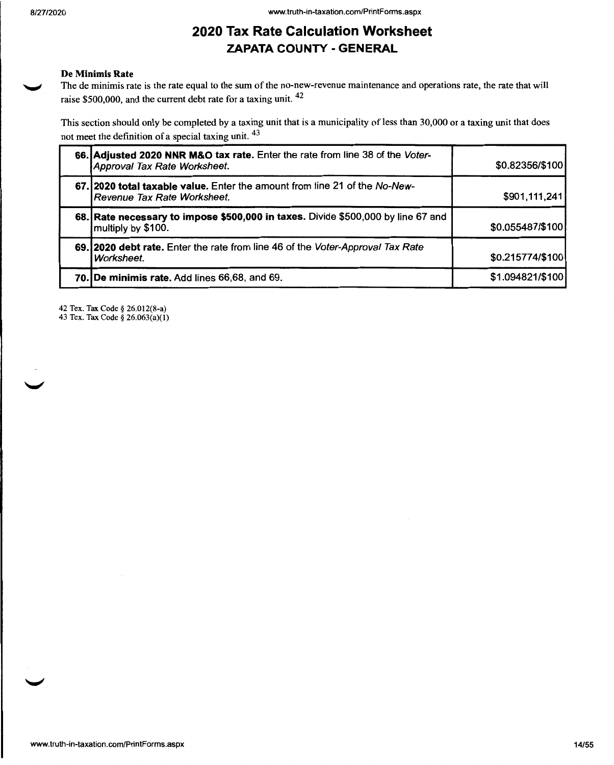# 2020 Tax Rate Calculation Worksheet

## ZAPATA COUNTY - GENERAL

### De Minimis Rate

The de minimis rate is the rate equal to the sum of the no-new-revenue maintenance and operations rate, the rate that will raise $500,000, and the current debt rate for a taxing unit. [42]

This section should only be completed by a taxing unit that is a municipality of less than 30,000 or a taxing unit that does not meet the definition of a special taxing unit. [43]

| | | |
|---|---|---|
| 66. | **Adjusted 2020 NNR M&O tax rate.** Enter the rate from line 38 of the *Voter-Approval Tax Rate Worksheet.* | $0.82356/$100 |
| 67. | **2020 total taxable value.** Enter the amount from line 21 of the *No-New-Revenue Tax Rate Worksheet.* | $901,111,241 |
| 68. | **Rate necessary to impose $500,000 in taxes.** Divide $500,000 by line 67 and multiply by $100. | $0.055487/$100 |
| 69. | **2020 debt rate.** Enter the rate from line 46 of the *Voter-Approval Tax Rate Worksheet.* | $0.215774/$100 |
| 70. | **De minimis rate.** Add lines 66,68, and 69. | $1.094821/$100 |

42 Tex. Tax Code § 26.012(8-a)
43 Tex. Tax Code § 26.063(a)(1)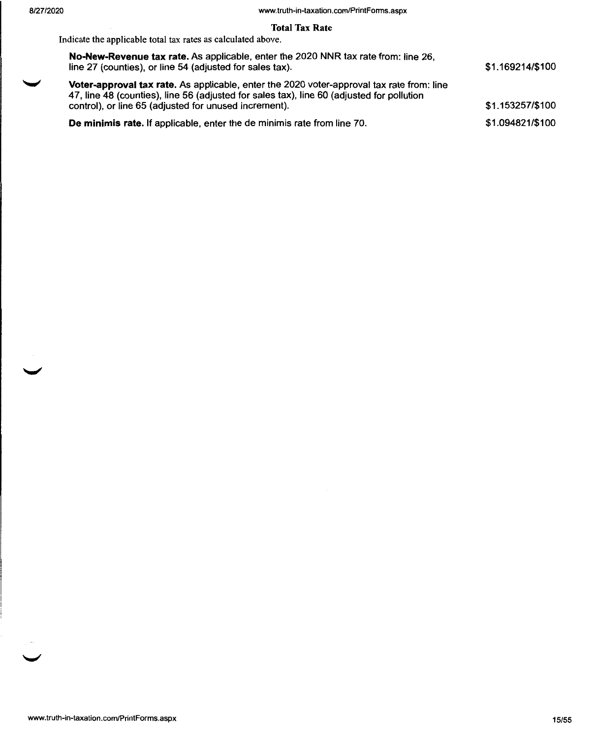## Total Tax Rate

Indicate the applicable total tax rates as calculated above.

| | |
|---|---|
| **No-New-Revenue tax rate.** As applicable, enter the 2020 NNR tax rate from: line 26, line 27 (counties), or line 54 (adjusted for sales tax). | $1.169214/$100 |
| **Voter-approval tax rate.** As applicable, enter the 2020 voter-approval tax rate from: line 47, line 48 (counties), line 56 (adjusted for sales tax), line 60 (adjusted for pollution control), or line 65 (adjusted for unused increment). | $1.153257/$100 |
| **De minimis rate.** If applicable, enter the de minimis rate from line 70. | $1.094821/$100 |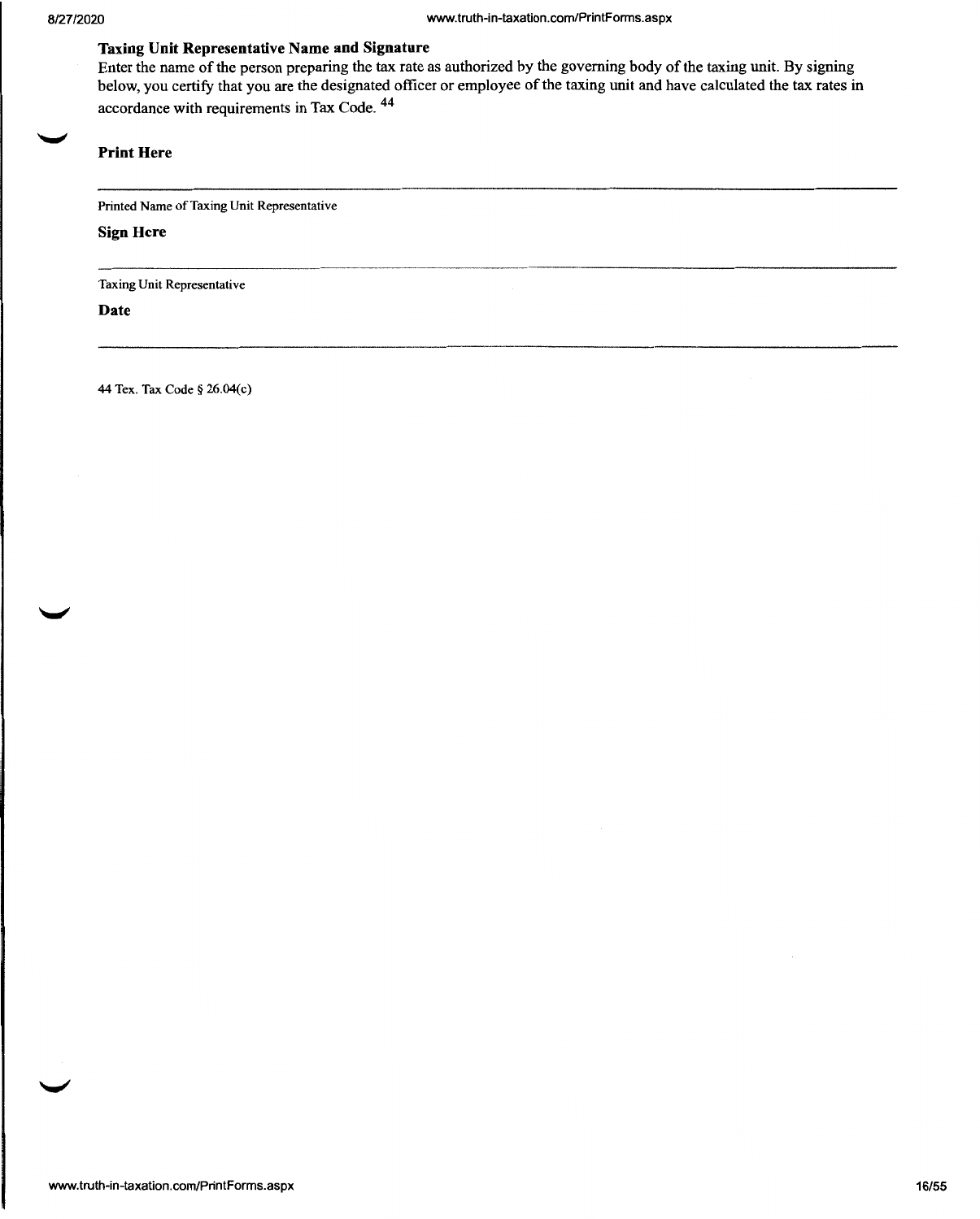### Taxing Unit Representative Name and Signature

Enter the name of the person preparing the tax rate as authorized by the governing body of the taxing unit. By signing below, you certify that you are the designated officer or employee of the taxing unit and have calculated the tax rates in accordance with requirements in Tax Code. [44]

**Print Here**

_______________________________________________

Printed Name of Taxing Unit Representative

**Sign Here**

_______________________________________________

Taxing Unit Representative

**Date**

_______________________________________________

44 Tex. Tax Code § 26.04(c)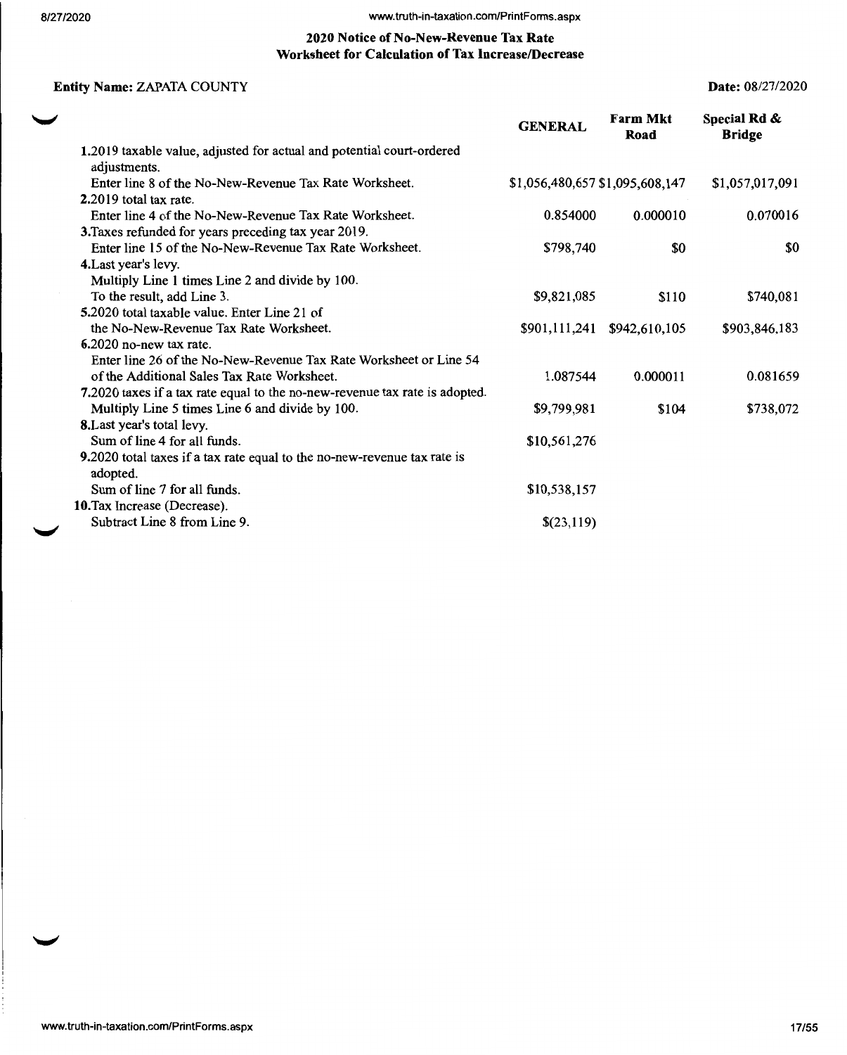## 2020 Notice of No-New-Revenue Tax Rate
## Worksheet for Calculation of Tax Increase/Decrease

**Entity Name:** ZAPATA COUNTY

**Date:** 08/27/2020

| | GENERAL | Farm Mkt Road | Special Rd & Bridge |
|---|---|---|---|
| **1.** 2019 taxable value, adjusted for actual and potential court-ordered adjustments. Enter line 8 of the No-New-Revenue Tax Rate Worksheet. | $1,056,480,657 | $1,095,608,147 | $1,057,017,091 |
| **2.** 2019 total tax rate. Enter line 4 of the No-New-Revenue Tax Rate Worksheet. | 0.854000 | 0.000010 | 0.070016 |
| **3.** Taxes refunded for years preceding tax year 2019. Enter line 15 of the No-New-Revenue Tax Rate Worksheet. | $798,740 | $0 | $0 |
| **4.** Last year's levy. Multiply Line 1 times Line 2 and divide by 100. To the result, add Line 3. | $9,821,085 | $110 | $740,081 |
| **5.** 2020 total taxable value. Enter Line 21 of the No-New-Revenue Tax Rate Worksheet. | $901,111,241 | $942,610,105 | $903,846,183 |
| **6.** 2020 no-new tax rate. Enter line 26 of the No-New-Revenue Tax Rate Worksheet or Line 54 of the Additional Sales Tax Rate Worksheet. | 1.087544 | 0.000011 | 0.081659 |
| **7.** 2020 taxes if a tax rate equal to the no-new-revenue tax rate is adopted. Multiply Line 5 times Line 6 and divide by 100. | $9,799,981 | $104 | $738,072 |
| **8.** Last year's total levy. Sum of line 4 for all funds. | $10,561,276 | | |
| **9.** 2020 total taxes if a tax rate equal to the no-new-revenue tax rate is adopted. Sum of line 7 for all funds. | $10,538,157 | | |
| **10.** Tax Increase (Decrease). Subtract Line 8 from Line 9. | $(23,119) | | |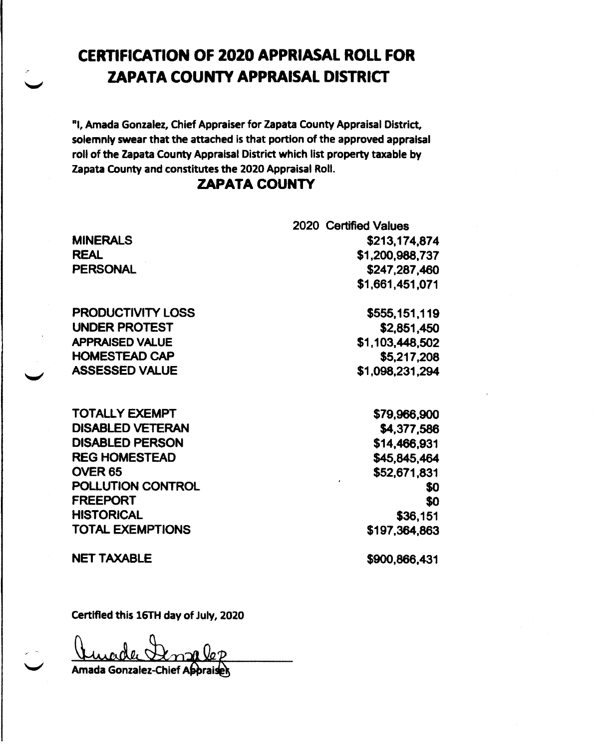# CERTIFICATION OF 2020 APPRIASAL ROLL FOR ZAPATA COUNTY APPRAISAL DISTRICT

**"I, Amada Gonzalez, Chief Appraiser for Zapata County Appraisal District, solemnly swear that the attached is that portion of the approved appraisal roll of the Zapata County Appraisal District which list property taxable by Zapata County and constitutes the 2020 Appraisal Roll.**

## ZAPATA COUNTY

| | 2020 Certified Values |
|---|---|
| MINERALS | $213,174,874 |
| REAL | $1,200,988,737 |
| PERSONAL | $247,287,460 |
| | $1,661,451,071 |
| | |
| PRODUCTIVITY LOSS | $555,151,119 |
| UNDER PROTEST | $2,851,450 |
| APPRAISED VALUE | $1,103,448,502 |
| HOMESTEAD CAP | $5,217,208 |
| ASSESSED VALUE | $1,098,231,294 |
| | |
| TOTALLY EXEMPT | $79,966,900 |
| DISABLED VETERAN | $4,377,586 |
| DISABLED PERSON | $14,466,931 |
| REG HOMESTEAD | $45,845,464 |
| OVER 65 | $52,671,831 |
| POLLUTION CONTROL | $0 |
| FREEPORT | $0 |
| HISTORICAL | $36,151 |
| TOTAL EXEMPTIONS | $197,364,863 |
| | |
| NET TAXABLE | $900,866,431 |

**Certified this 16TH day of July, 2020**

Amada Gonzalez-Chief Appraiser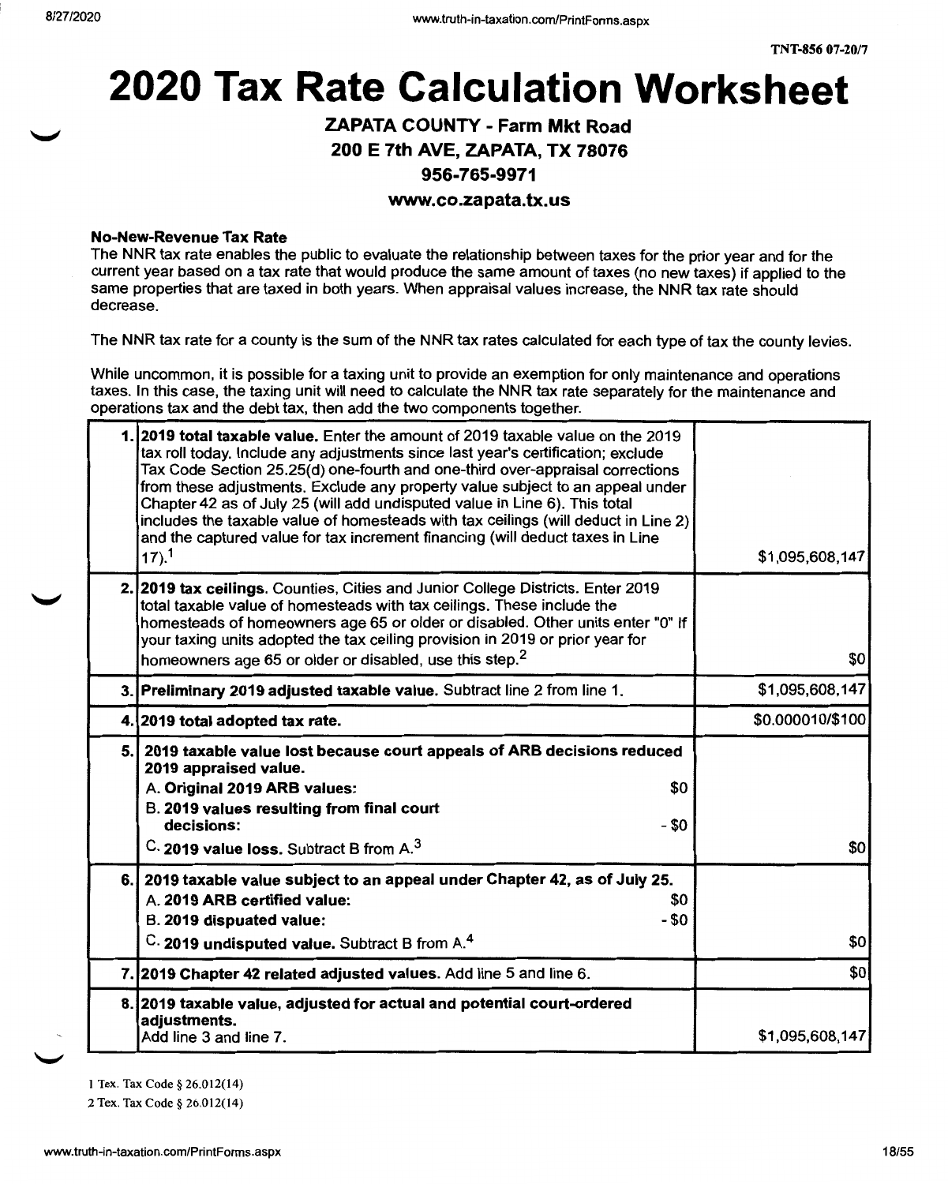TNT-856 07-20/7

# 2020 Tax Rate Calculation Worksheet

**ZAPATA COUNTY - Farm Mkt Road**
**200 E 7th AVE, ZAPATA, TX 78076**
**956-765-9971**
**www.co.zapata.tx.us**

### No-New-Revenue Tax Rate

The NNR tax rate enables the public to evaluate the relationship between taxes for the prior year and for the current year based on a tax rate that would produce the same amount of taxes (no new taxes) if applied to the same properties that are taxed in both years. When appraisal values increase, the NNR tax rate should decrease.

The NNR tax rate for a county is the sum of the NNR tax rates calculated for each type of tax the county levies.

While uncommon, it is possible for a taxing unit to provide an exemption for only maintenance and operations taxes. In this case, the taxing unit will need to calculate the NNR tax rate separately for the maintenance and operations tax and the debt tax, then add the two components together.

| | | |
|---|---|---|
| 1. | **2019 total taxable value.** Enter the amount of 2019 taxable value on the 2019 tax roll today. Include any adjustments since last year's certification; exclude Tax Code Section 25.25(d) one-fourth and one-third over-appraisal corrections from these adjustments. Exclude any property value subject to an appeal under Chapter 42 as of July 25 (will add undisputed value in Line 6). This total includes the taxable value of homesteads with tax ceilings (will deduct in Line 2) and the captured value for tax increment financing (will deduct taxes in Line 17).[1] | $1,095,608,147 |
| 2. | **2019 tax ceilings.** Counties, Cities and Junior College Districts. Enter 2019 total taxable value of homesteads with tax ceilings. These include the homesteads of homeowners age 65 or older or disabled. Other units enter "0" If your taxing units adopted the tax ceiling provision in 2019 or prior year for homeowners age 65 or older or disabled, use this step.[2] | $0 |
| 3. | **Preliminary 2019 adjusted taxable value.** Subtract line 2 from line 1. | $1,095,608,147 |
| 4. | **2019 total adopted tax rate.** | $0.000010/$100 |
| 5. | **2019 taxable value lost because court appeals of ARB decisions reduced 2019 appraised value.**<br>A. **Original 2019 ARB values:** $0<br>B. **2019 values resulting from final court decisions:** - $0<br>C. **2019 value loss.** Subtract B from A.[3] | $0 |
| 6. | **2019 taxable value subject to an appeal under Chapter 42, as of July 25.**<br>A. **2019 ARB certified value:** $0<br>B. **2019 disputed value:** - $0<br>C. **2019 undisputed value.** Subtract B from A.[4] | $0 |
| 7. | **2019 Chapter 42 related adjusted values.** Add line 5 and line 6. | $0 |
| 8. | **2019 taxable value, adjusted for actual and potential court-ordered adjustments.**<br>Add line 3 and line 7. | $1,095,608,147 |

1 Tex. Tax Code § 26.012(14)
2 Tex. Tax Code § 26.012(14)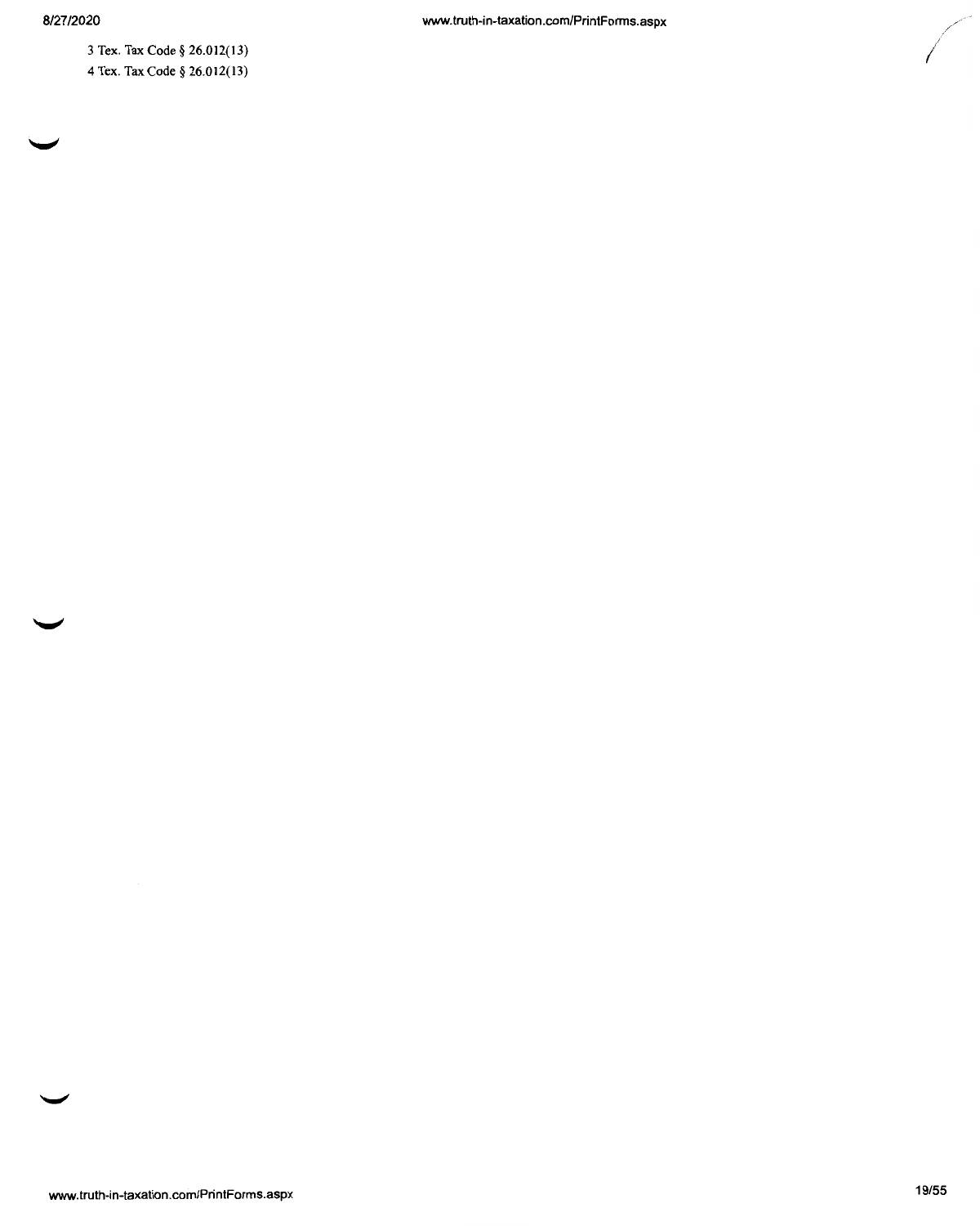3 Tex. Tax Code § 26.012(13)

4 Tex. Tax Code § 26.012(13)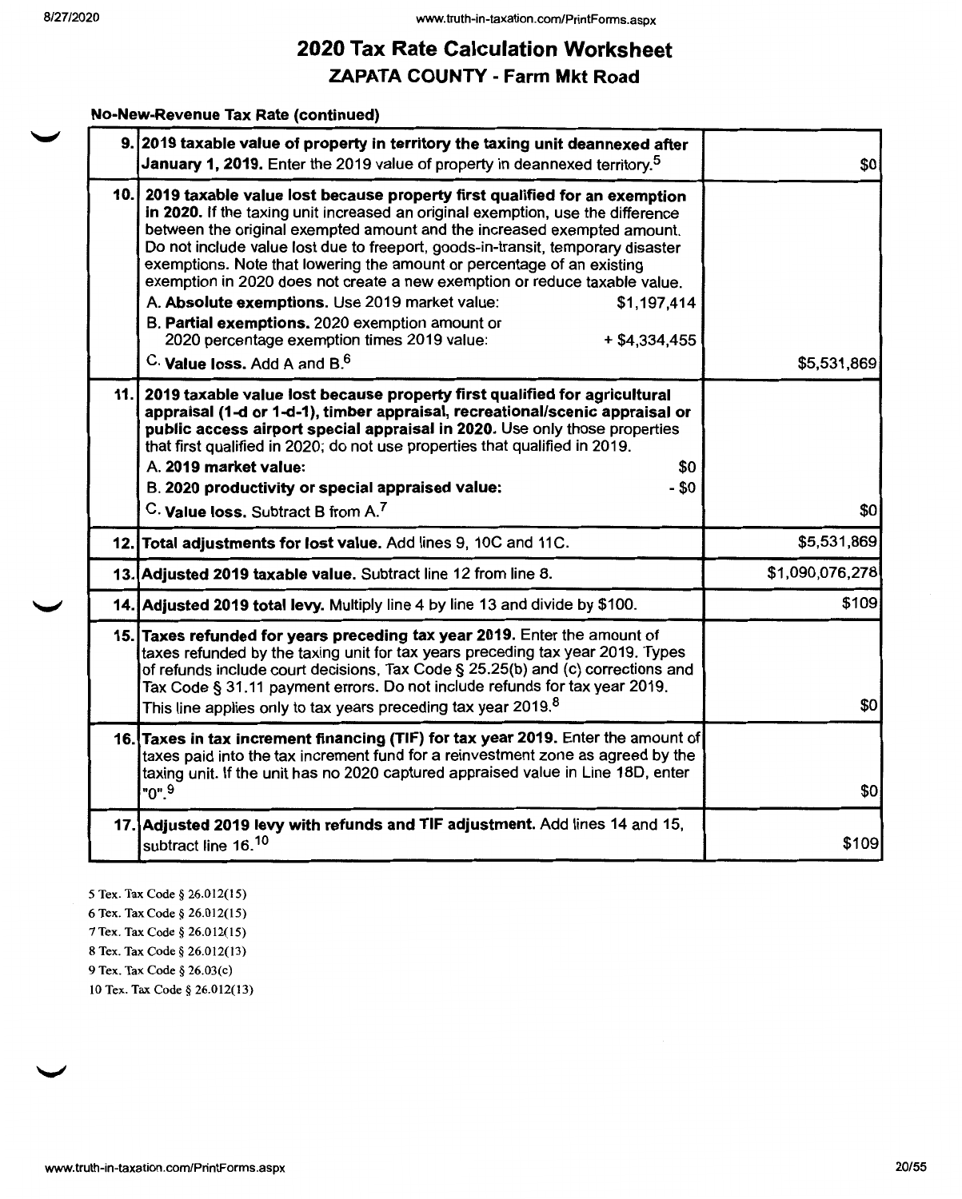# 2020 Tax Rate Calculation Worksheet

## ZAPATA COUNTY - Farm Mkt Road

**No-New-Revenue Tax Rate (continued)**

| | | |
|---|---|---|
| 9. | **2019 taxable value of property in territory the taxing unit deannexed after January 1, 2019.** Enter the 2019 value of property in deannexed territory.[5] | $0 |
| 10. | **2019 taxable value lost because property first qualified for an exemption in 2020.** If the taxing unit increased an original exemption, use the difference between the original exempted amount and the increased exempted amount. Do not include value lost due to freeport, goods-in-transit, temporary disaster exemptions. Note that lowering the amount or percentage of an existing exemption in 2020 does not create a new exemption or reduce taxable value.<br>A. **Absolute exemptions.** Use 2019 market value: $1,197,414<br>B. **Partial exemptions.** 2020 exemption amount or 2020 percentage exemption times 2019 value: + $4,334,455<br>C. **Value loss.** Add A and B.[6] | $5,531,869 |
| 11. | **2019 taxable value lost because property first qualified for agricultural appraisal (1-d or 1-d-1), timber appraisal, recreational/scenic appraisal or public access airport special appraisal in 2020.** Use only those properties that first qualified in 2020; do not use properties that qualified in 2019.<br>A. **2019 market value:** $0<br>B. **2020 productivity or special appraised value:** - $0<br>C. **Value loss.** Subtract B from A.[7] | $0 |
| 12. | **Total adjustments for lost value.** Add lines 9, 10C and 11C. | $5,531,869 |
| 13. | **Adjusted 2019 taxable value.** Subtract line 12 from line 8. | $1,090,076,278 |
| 14. | **Adjusted 2019 total levy.** Multiply line 4 by line 13 and divide by $100. | $109 |
| 15. | **Taxes refunded for years preceding tax year 2019.** Enter the amount of taxes refunded by the taxing unit for tax years preceding tax year 2019. Types of refunds include court decisions, Tax Code § 25.25(b) and (c) corrections and Tax Code § 31.11 payment errors. Do not include refunds for tax year 2019. This line applies only to tax years preceding tax year 2019.[8] | $0 |
| 16. | **Taxes in tax increment financing (TIF) for tax year 2019.** Enter the amount of taxes paid into the tax increment fund for a reinvestment zone as agreed by the taxing unit. If the unit has no 2020 captured appraised value in Line 18D, enter "0".[9] | $0 |
| 17. | **Adjusted 2019 levy with refunds and TIF adjustment.** Add lines 14 and 15, subtract line 16.[10] | $109 |

5 Tex. Tax Code § 26.012(15)
6 Tex. Tax Code § 26.012(15)
7 Tex. Tax Code § 26.012(15)
8 Tex. Tax Code § 26.012(13)
9 Tex. Tax Code § 26.03(c)
10 Tex. Tax Code § 26.012(13)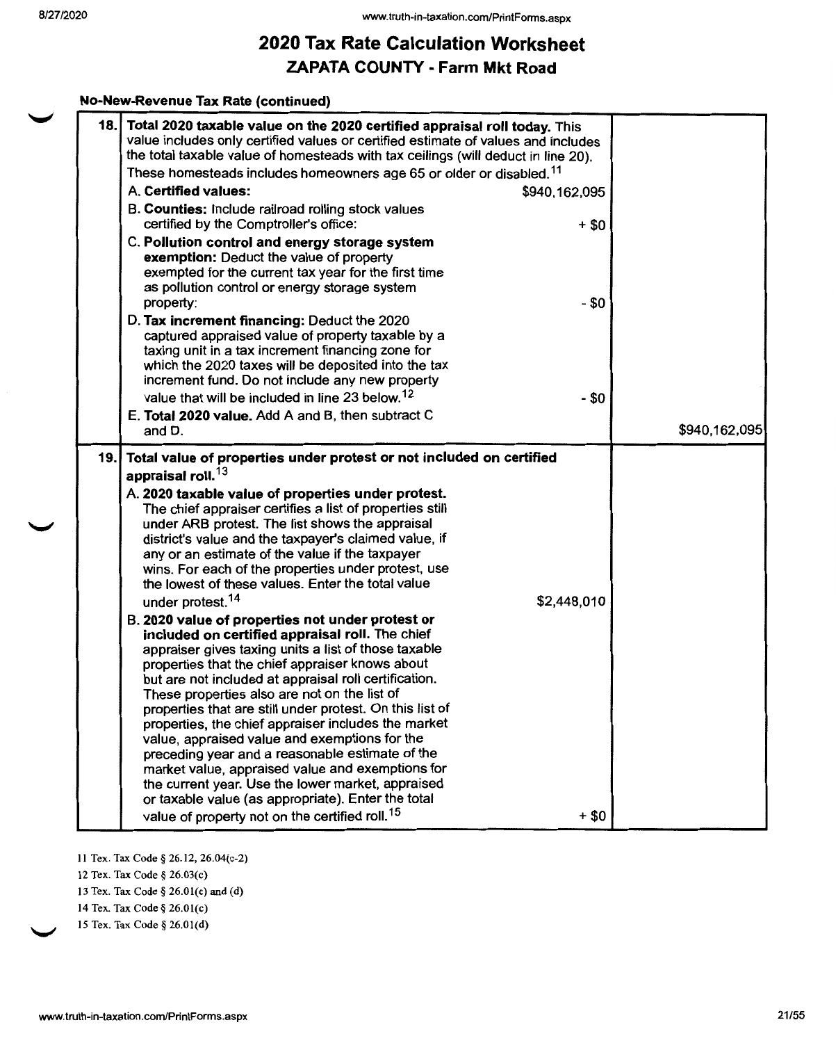# 2020 Tax Rate Calculation Worksheet

## ZAPATA COUNTY - Farm Mkt Road

### No-New-Revenue Tax Rate (continued)

| | | |
|---|---|---|
| 18. | **Total 2020 taxable value on the 2020 certified appraisal roll today.** This value includes only certified values or certified estimate of values and includes the total taxable value of homesteads with tax ceilings (will deduct in line 20). These homesteads includes homeowners age 65 or older or disabled.[11]<br>A. **Certified values:** $940,162,095<br>B. **Counties:** Include railroad rolling stock values certified by the Comptroller's office: + $0<br>C. **Pollution control and energy storage system exemption:** Deduct the value of property exempted for the current tax year for the first time as pollution control or energy storage system property: - $0<br>D. **Tax increment financing:** Deduct the 2020 captured appraised value of property taxable by a taxing unit in a tax increment financing zone for which the 2020 taxes will be deposited into the tax increment fund. Do not include any new property value that will be included in line 23 below.[12] - $0<br>E. **Total 2020 value.** Add A and B, then subtract C and D. | $940,162,095 |
| 19. | **Total value of properties under protest or not included on certified appraisal roll.**[13]<br>A. **2020 taxable value of properties under protest.** The chief appraiser certifies a list of properties still under ARB protest. The list shows the appraisal district's value and the taxpayer's claimed value, if any or an estimate of the value if the taxpayer wins. For each of the properties under protest, use the lowest of these values. Enter the total value under protest.[14] $2,448,010<br>B. **2020 value of properties not under protest or included on certified appraisal roll.** The chief appraiser gives taxing units a list of those taxable properties that the chief appraiser knows about but are not included at appraisal roll certification. These properties also are not on the list of properties that are still under protest. On this list of properties, the chief appraiser includes the market value, appraised value and exemptions for the preceding year and a reasonable estimate of the market value, appraised value and exemptions for the current year. Use the lower market, appraised or taxable value (as appropriate). Enter the total value of property not on the certified roll.[15] + $0 | |

11 Tex. Tax Code § 26.12, 26.04(c-2)

12 Tex. Tax Code § 26.03(c)

13 Tex. Tax Code § 26.01(c) and (d)

14 Tex. Tax Code § 26.01(c)

15 Tex. Tax Code § 26.01(d)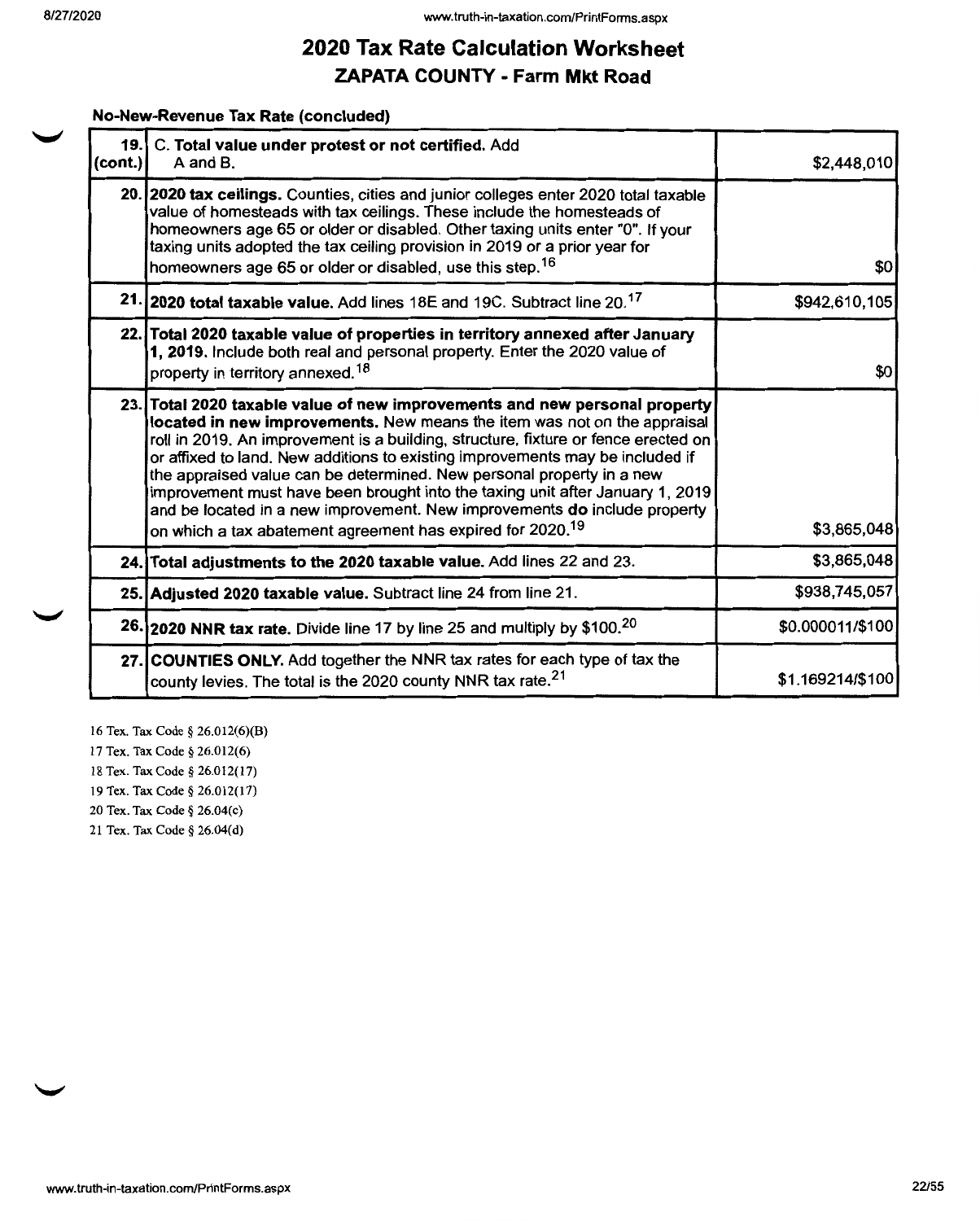# 2020 Tax Rate Calculation Worksheet

## ZAPATA COUNTY - Farm Mkt Road

### No-New-Revenue Tax Rate (concluded)

| | | |
|---|---|---|
| 19. (cont.) | C. **Total value under protest or not certified.** Add A and B. | $2,448,010 |
| 20. | **2020 tax ceilings.** Counties, cities and junior colleges enter 2020 total taxable value of homesteads with tax ceilings. These include the homesteads of homeowners age 65 or older or disabled. Other taxing units enter "0". If your taxing units adopted the tax ceiling provision in 2019 or a prior year for homeowners age 65 or older or disabled, use this step.[16] | $0 |
| 21. | **2020 total taxable value.** Add lines 18E and 19C. Subtract line 20.[17] | $942,610,105 |
| 22. | **Total 2020 taxable value of properties in territory annexed after January 1, 2019.** Include both real and personal property. Enter the 2020 value of property in territory annexed.[18] | $0 |
| 23. | **Total 2020 taxable value of new improvements and new personal property located in new improvements.** New means the item was not on the appraisal roll in 2019. An improvement is a building, structure, fixture or fence erected on or affixed to land. New additions to existing improvements may be included if the appraised value can be determined. New personal property in a new improvement must have been brought into the taxing unit after January 1, 2019 and be located in a new improvement. New improvements **do** include property on which a tax abatement agreement has expired for 2020.[19] | $3,865,048 |
| 24. | **Total adjustments to the 2020 taxable value.** Add lines 22 and 23. | $3,865,048 |
| 25. | **Adjusted 2020 taxable value.** Subtract line 24 from line 21. | $938,745,057 |
| 26. | **2020 NNR tax rate.** Divide line 17 by line 25 and multiply by $100.[20] | $0.000011/$100 |
| 27. | **COUNTIES ONLY.** Add together the NNR tax rates for each type of tax the county levies. The total is the 2020 county NNR tax rate.[21] | $1.169214/$100 |

16 Tex. Tax Code § 26.012(6)(B)

17 Tex. Tax Code § 26.012(6)

18 Tex. Tax Code § 26.012(17)

19 Tex. Tax Code § 26.012(17)

20 Tex. Tax Code § 26.04(c)

21 Tex. Tax Code § 26.04(d)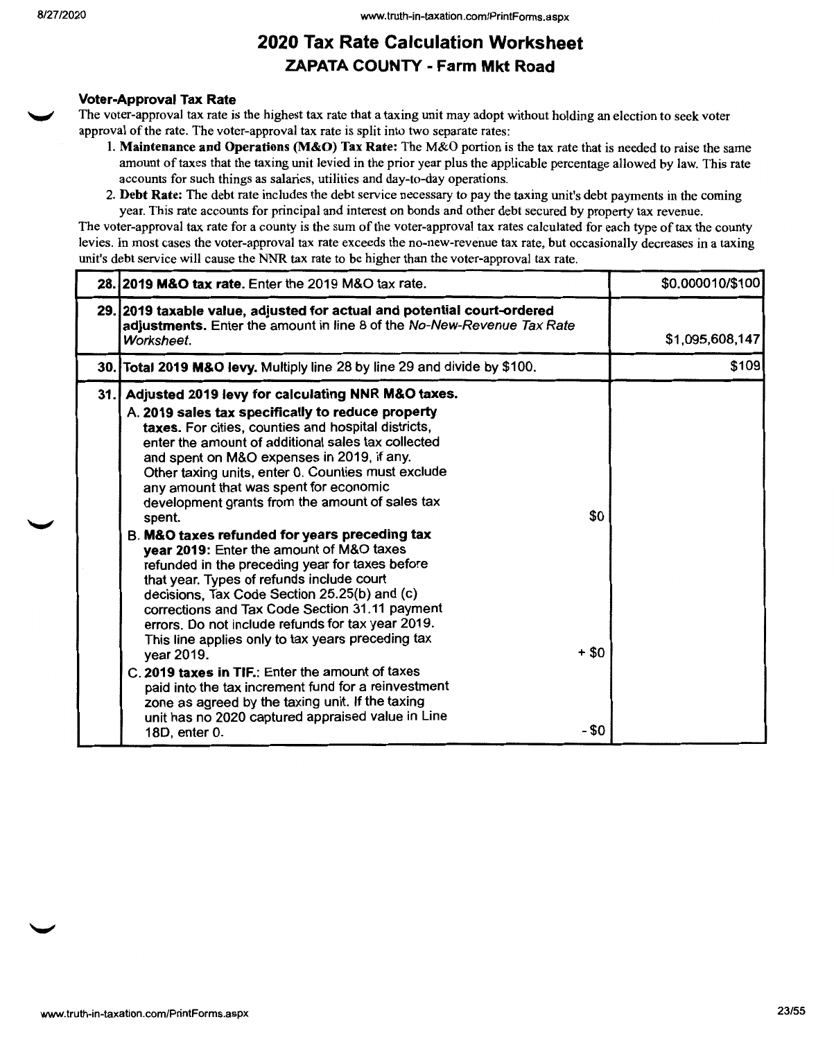# 2020 Tax Rate Calculation Worksheet

## ZAPATA COUNTY - Farm Mkt Road

### Voter-Approval Tax Rate

The voter-approval tax rate is the highest tax rate that a taxing unit may adopt without holding an election to seek voter approval of the rate. The voter-approval tax rate is split into two separate rates:

1. **Maintenance and Operations (M&O) Tax Rate:** The M&O portion is the tax rate that is needed to raise the same amount of taxes that the taxing unit levied in the prior year plus the applicable percentage allowed by law. This rate accounts for such things as salaries, utilities and day-to-day operations.
2. **Debt Rate:** The debt rate includes the debt service necessary to pay the taxing unit's debt payments in the coming year. This rate accounts for principal and interest on bonds and other debt secured by property tax revenue.

The voter-approval tax rate for a county is the sum of the voter-approval tax rates calculated for each type of tax the county levies. In most cases the voter-approval tax rate exceeds the no-new-revenue tax rate, but occasionally decreases in a taxing unit's debt service will cause the NNR tax rate to be higher than the voter-approval tax rate.

| | | |
|---|---|---|
| **28.** | **2019 M&O tax rate.** Enter the 2019 M&O tax rate. | $0.000010/$100 |
| **29.** | **2019 taxable value, adjusted for actual and potential court-ordered adjustments.** Enter the amount in line 8 of the *No-New-Revenue Tax Rate Worksheet.* | $1,095,608,147 |
| **30.** | **Total 2019 M&O levy.** Multiply line 28 by line 29 and divide by $100. | $109 |
| **31.** | **Adjusted 2019 levy for calculating NNR M&O taxes.**<br>A. **2019 sales tax specifically to reduce property taxes.** For cities, counties and hospital districts, enter the amount of additional sales tax collected and spent on M&O expenses in 2019, if any. Other taxing units, enter 0. Counties must exclude any amount that was spent for economic development grants from the amount of sales tax spent. $0<br>B. **M&O taxes refunded for years preceding tax year 2019:** Enter the amount of M&O taxes refunded in the preceding year for taxes before that year. Types of refunds include court decisions, Tax Code Section 25.25(b) and (c) corrections and Tax Code Section 31.11 payment errors. Do not include refunds for tax year 2019. This line applies only to tax years preceding tax year 2019. + $0<br>C. **2019 taxes in TIF.**: Enter the amount of taxes paid into the tax increment fund for a reinvestment zone as agreed by the taxing unit. If the taxing unit has no 2020 captured appraised value in Line 18D, enter 0. - $0 | |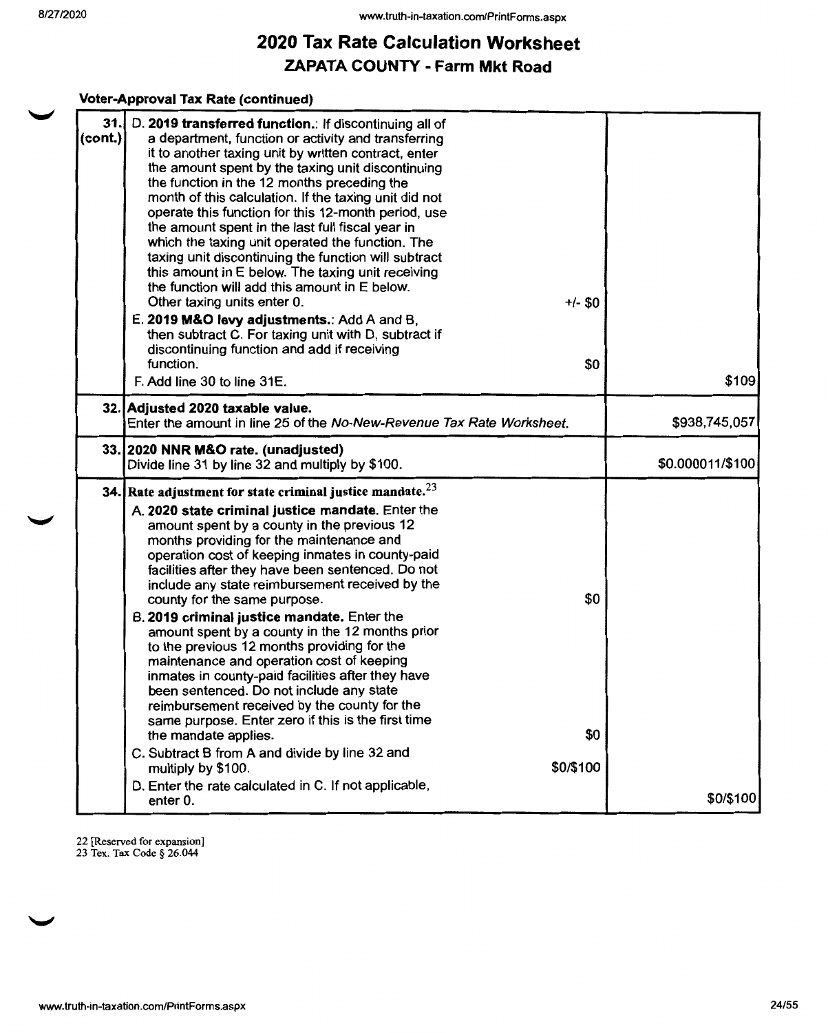# 2020 Tax Rate Calculation Worksheet

## ZAPATA COUNTY - Farm Mkt Road

**Voter-Approval Tax Rate (continued)**

| | | | |
|---|---|---|---|
| 31. (cont.) | D. **2019 transferred function.**: If discontinuing all of a department, function or activity and transferring it to another taxing unit by written contract, enter the amount spent by the taxing unit discontinuing the function in the 12 months preceding the month of this calculation. If the taxing unit did not operate this function for this 12-month period, use the amount spent in the last full fiscal year in which the taxing unit operated the function. The taxing unit discontinuing the function will subtract this amount in E below. The taxing unit receiving the function will add this amount in E below. Other taxing units enter 0. | +/- $0 | |
| | E. **2019 M&O levy adjustments.**: Add A and B, then subtract C. For taxing unit with D, subtract if discontinuing function and add if receiving function. | $0 | |
| | F. Add line 30 to line 31E. | | $109 |
| 32. | **Adjusted 2020 taxable value.** Enter the amount in line 25 of the *No-New-Revenue Tax Rate Worksheet.* | | $938,745,057 |
| 33. | **2020 NNR M&O rate. (unadjusted)** Divide line 31 by line 32 and multiply by $100. | | $0.000011/$100 |
| 34. | **Rate adjustment for state criminal justice mandate.**[23] | | |
| | A. **2020 state criminal justice mandate.** Enter the amount spent by a county in the previous 12 months providing for the maintenance and operation cost of keeping inmates in county-paid facilities after they have been sentenced. Do not include any state reimbursement received by the county for the same purpose. | $0 | |
| | B. **2019 criminal justice mandate.** Enter the amount spent by a county in the 12 months prior to the previous 12 months providing for the maintenance and operation cost of keeping inmates in county-paid facilities after they have been sentenced. Do not include any state reimbursement received by the county for the same purpose. Enter zero if this is the first time the mandate applies. | $0 | |
| | C. Subtract B from A and divide by line 32 and multiply by $100. | $0/$100 | |
| | D. Enter the rate calculated in C. If not applicable, enter 0. | | $0/$100 |

22 [Reserved for expansion]
23 Tex. Tax Code § 26.044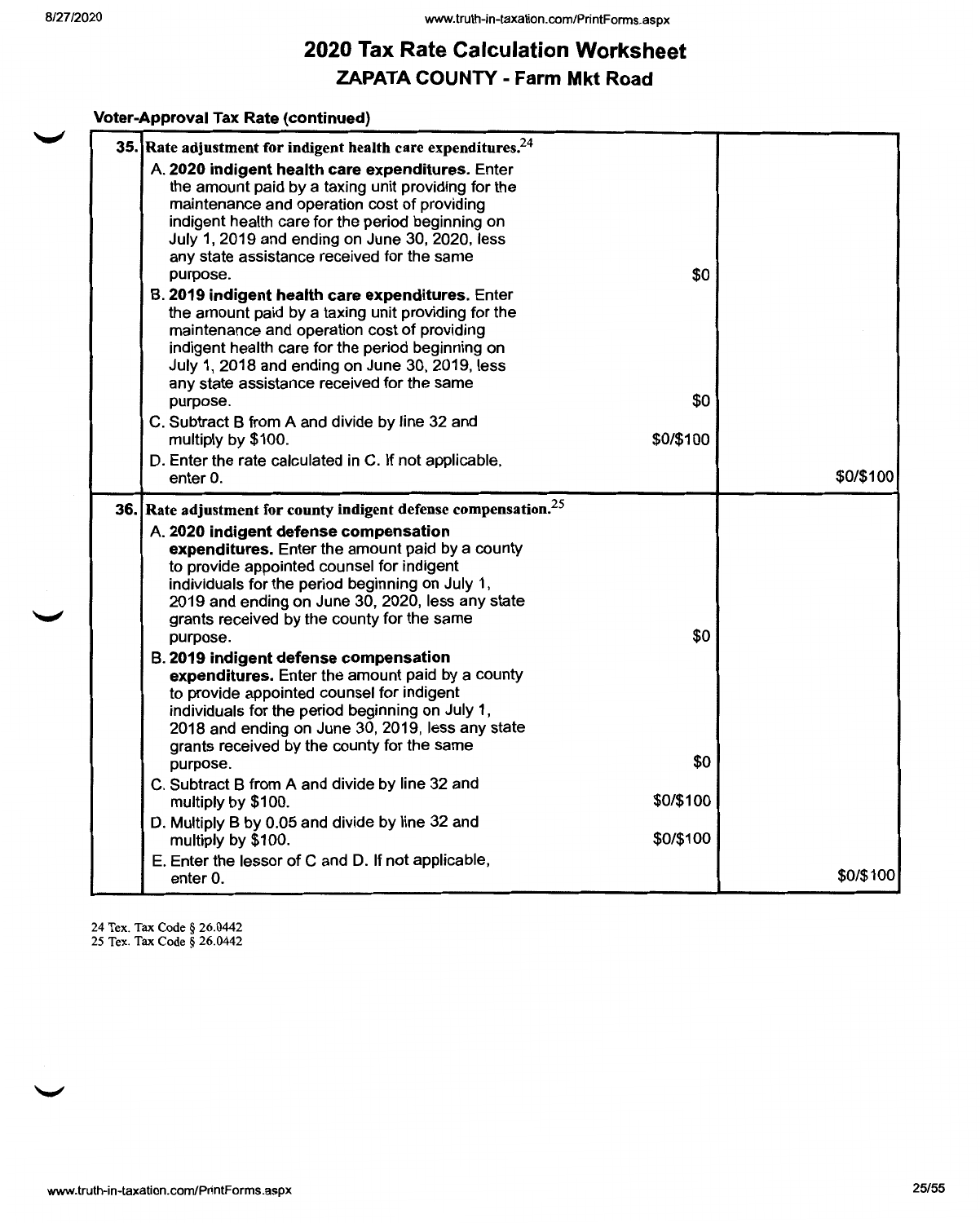# 2020 Tax Rate Calculation Worksheet

## ZAPATA COUNTY - Farm Mkt Road

### Voter-Approval Tax Rate (continued)

| | | | |
|---|---|---|---|
| **35.** | **Rate adjustment for indigent health care expenditures.**[24] | | |
| | A. **2020 indigent health care expenditures.** Enter the amount paid by a taxing unit providing for the maintenance and operation cost of providing indigent health care for the period beginning on July 1, 2019 and ending on June 30, 2020, less any state assistance received for the same purpose. | $0 | |
| | B. **2019 indigent health care expenditures.** Enter the amount paid by a taxing unit providing for the maintenance and operation cost of providing indigent health care for the period beginning on July 1, 2018 and ending on June 30, 2019, less any state assistance received for the same purpose. | $0 | |
| | C. Subtract B from A and divide by line 32 and multiply by $100. | $0/$100 | |
| | D. Enter the rate calculated in C. If not applicable, enter 0. | | $0/$100 |
| **36.** | **Rate adjustment for county indigent defense compensation.**[25] | | |
| | A. **2020 indigent defense compensation expenditures.** Enter the amount paid by a county to provide appointed counsel for indigent individuals for the period beginning on July 1, 2019 and ending on June 30, 2020, less any state grants received by the county for the same purpose. | $0 | |
| | B. **2019 indigent defense compensation expenditures.** Enter the amount paid by a county to provide appointed counsel for indigent individuals for the period beginning on July 1, 2018 and ending on June 30, 2019, less any state grants received by the county for the same purpose. | $0 | |
| | C. Subtract B from A and divide by line 32 and multiply by $100. | $0/$100 | |
| | D. Multiply B by 0.05 and divide by line 32 and multiply by $100. | $0/$100 | |
| | E. Enter the lessor of C and D. If not applicable, enter 0. | | $0/$100 |

24 Tex. Tax Code § 26.0442
25 Tex. Tax Code § 26.0442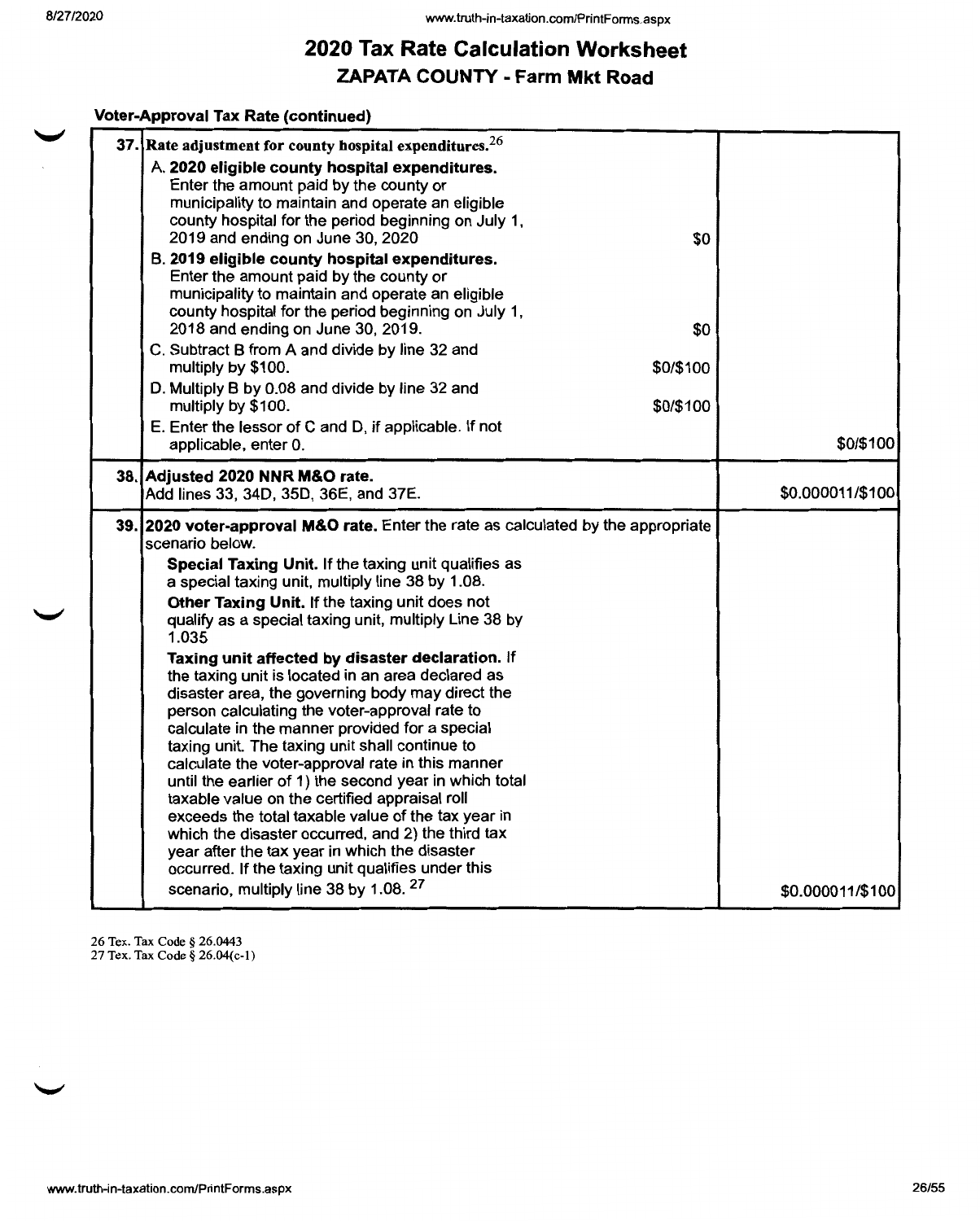# 2020 Tax Rate Calculation Worksheet

## ZAPATA COUNTY - Farm Mkt Road

**Voter-Approval Tax Rate (continued)**

| | | |
|---|---|---|
| 37. | **Rate adjustment for county hospital expenditures.**[26]<br>A. **2020 eligible county hospital expenditures.** Enter the amount paid by the county or municipality to maintain and operate an eligible county hospital for the period beginning on July 1, 2019 and ending on June 30, 2020 — $0<br>B. **2019 eligible county hospital expenditures.** Enter the amount paid by the county or municipality to maintain and operate an eligible county hospital for the period beginning on July 1, 2018 and ending on June 30, 2019. — $0<br>C. Subtract B from A and divide by line 32 and multiply by $100. — $0/$100<br>D. Multiply B by 0.08 and divide by line 32 and multiply by $100. — $0/$100<br>E. Enter the lessor of C and D, if applicable. If not applicable, enter 0. | $0/$100 |
| 38. | **Adjusted 2020 NNR M&O rate.**<br>Add lines 33, 34D, 35D, 36E, and 37E. | $0.000011/$100 |
| 39. | **2020 voter-approval M&O rate.** Enter the rate as calculated by the appropriate scenario below.<br>**Special Taxing Unit.** If the taxing unit qualifies as a special taxing unit, multiply line 38 by 1.08.<br>**Other Taxing Unit.** If the taxing unit does not qualify as a special taxing unit, multiply Line 38 by 1.035<br>**Taxing unit affected by disaster declaration.** If the taxing unit is located in an area declared as disaster area, the governing body may direct the person calculating the voter-approval rate to calculate in the manner provided for a special taxing unit. The taxing unit shall continue to calculate the voter-approval rate in this manner until the earlier of 1) the second year in which total taxable value on the certified appraisal roll exceeds the total taxable value of the tax year in which the disaster occurred, and 2) the third tax year after the tax year in which the disaster occurred. If the taxing unit qualifies under this scenario, multiply line 38 by 1.08.[27] | $0.000011/$100 |

26 Tex. Tax Code § 26.0443
27 Tex. Tax Code § 26.04(c-1)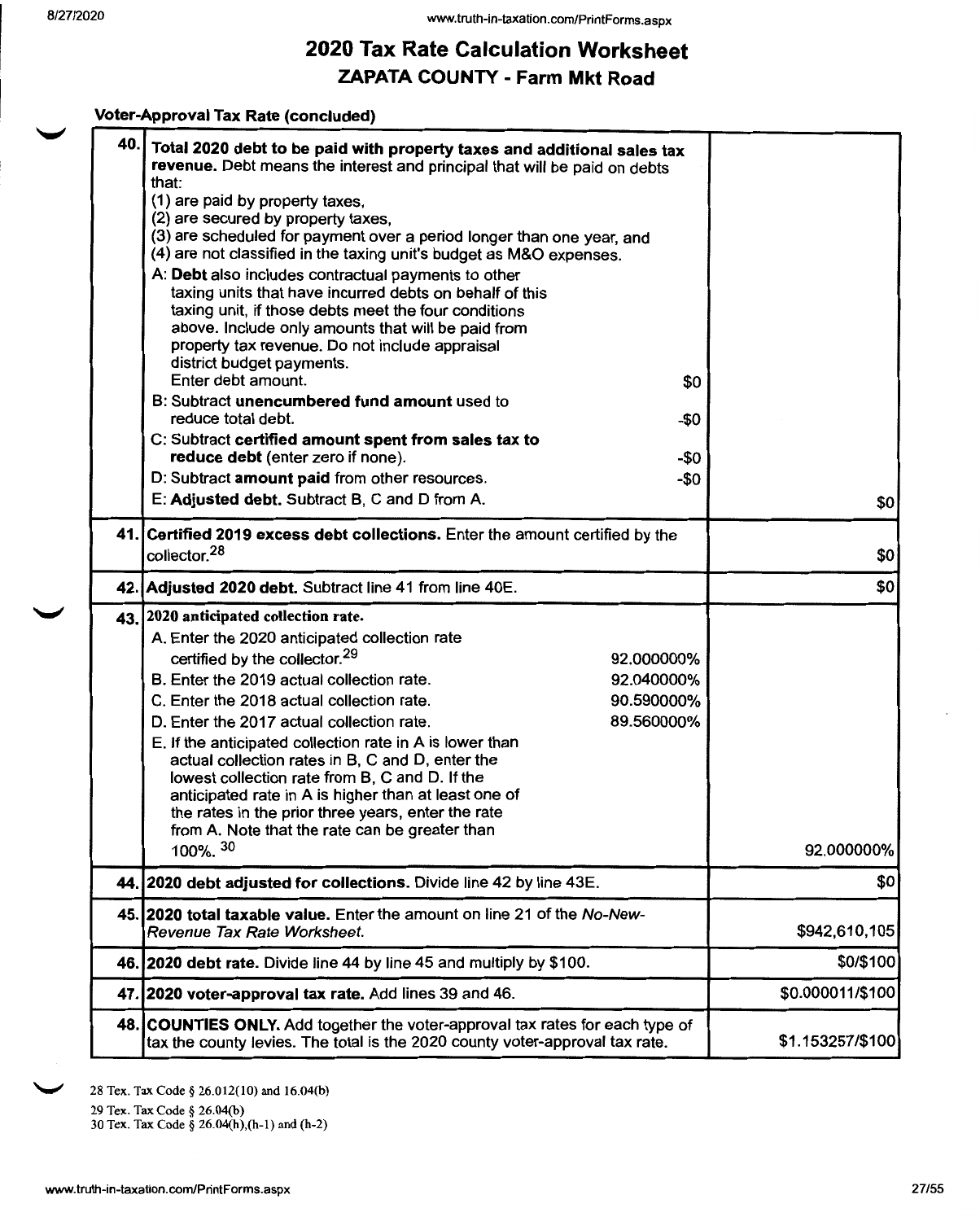# 2020 Tax Rate Calculation Worksheet

## ZAPATA COUNTY - Farm Mkt Road

### Voter-Approval Tax Rate (concluded)

| | | |
|---|---|---|
| **40.** | **Total 2020 debt to be paid with property taxes and additional sales tax revenue.** Debt means the interest and principal that will be paid on debts that:<br>(1) are paid by property taxes,<br>(2) are secured by property taxes,<br>(3) are scheduled for payment over a period longer than one year, and<br>(4) are not classified in the taxing unit's budget as M&O expenses.<br>A: **Debt** also includes contractual payments to other taxing units that have incurred debts on behalf of this taxing unit, if those debts meet the four conditions above. Include only amounts that will be paid from property tax revenue. Do not include appraisal district budget payments. Enter debt amount. $0<br>B: Subtract **unencumbered fund amount** used to reduce total debt. -$0<br>C: Subtract **certified amount spent from sales tax to reduce debt** (enter zero if none). -$0<br>D: Subtract **amount paid** from other resources. -$0<br>E: **Adjusted debt.** Subtract B, C and D from A. | $0 |
| **41.** | **Certified 2019 excess debt collections.** Enter the amount certified by the collector.[28] | $0 |
| **42.** | **Adjusted 2020 debt.** Subtract line 41 from line 40E. | $0 |
| **43.** | **2020 anticipated collection rate.**<br>A. Enter the 2020 anticipated collection rate certified by the collector.[29] 92.000000%<br>B. Enter the 2019 actual collection rate. 92.040000%<br>C. Enter the 2018 actual collection rate. 90.590000%<br>D. Enter the 2017 actual collection rate. 89.560000%<br>E. If the anticipated collection rate in A is lower than actual collection rates in B, C and D, enter the lowest collection rate from B, C and D. If the anticipated rate in A is higher than at least one of the rates in the prior three years, enter the rate from A. Note that the rate can be greater than 100%.[30] | 92.000000% |
| **44.** | **2020 debt adjusted for collections.** Divide line 42 by line 43E. | $0 |
| **45.** | **2020 total taxable value.** Enter the amount on line 21 of the *No-New-Revenue Tax Rate Worksheet.* | $942,610,105 |
| **46.** | **2020 debt rate.** Divide line 44 by line 45 and multiply by $100. | $0/$100 |
| **47.** | **2020 voter-approval tax rate.** Add lines 39 and 46. | $0.000011/$100 |
| **48.** | **COUNTIES ONLY.** Add together the voter-approval tax rates for each type of tax the county levies. The total is the 2020 county voter-approval tax rate. | $1.153257/$100 |

28 Tex. Tax Code § 26.012(10) and 16.04(b)

29 Tex. Tax Code § 26.04(b)

30 Tex. Tax Code § 26.04(h),(h-1) and (h-2)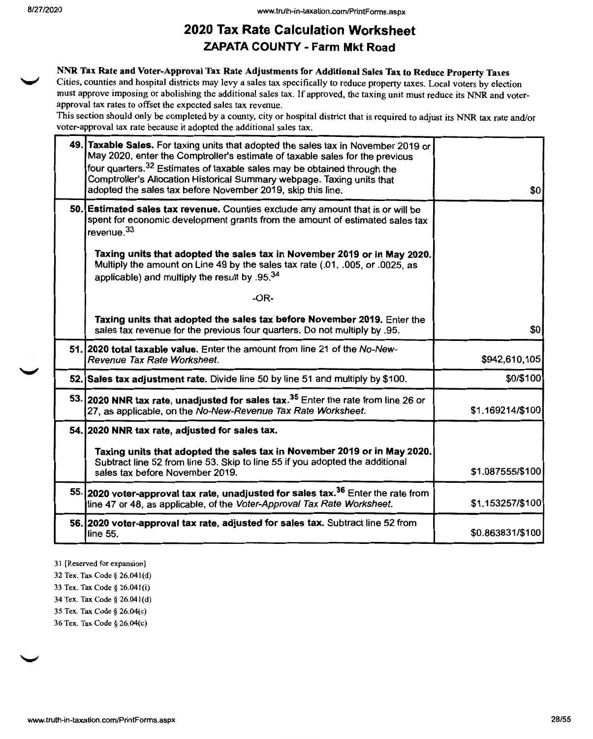# 2020 Tax Rate Calculation Worksheet

## ZAPATA COUNTY - Farm Mkt Road

**NNR Tax Rate and Voter-Approval Tax Rate Adjustments for Additional Sales Tax to Reduce Property Taxes**

Cities, counties and hospital districts may levy a sales tax specifically to reduce property taxes. Local voters by election must approve imposing or abolishing the additional sales tax. If approved, the taxing unit must reduce its NNR and voter-approval tax rates to offset the expected sales tax revenue.

This section should only be completed by a county, city or hospital district that is required to adjust its NNR tax rate and/or voter-approval tax rate because it adopted the additional sales tax.

| Line | Description | Amount |
|---|---|---|
| 49. | **Taxable Sales.** For taxing units that adopted the sales tax in November 2019 or May 2020, enter the Comptroller's estimate of taxable sales for the previous four quarters.[32] Estimates of taxable sales may be obtained through the Comptroller's Allocation Historical Summary webpage. Taxing units that adopted the sales tax before November 2019, skip this line. | $0 |
| 50. | **Estimated sales tax revenue.** Counties exclude any amount that is or will be spent for economic development grants from the amount of estimated sales tax revenue.[33]<br><br>**Taxing units that adopted the sales tax in November 2019 or in May 2020.** Multiply the amount on Line 49 by the sales tax rate (.01, .005, or .0025, as applicable) and multiply the result by .95.[34]<br><br>-OR-<br><br>**Taxing units that adopted the sales tax before November 2019.** Enter the sales tax revenue for the previous four quarters. Do not multiply by .95. | $0 |
| 51. | **2020 total taxable value.** Enter the amount from line 21 of the *No-New-Revenue Tax Rate Worksheet.* | $942,610,105 |
| 52. | **Sales tax adjustment rate.** Divide line 50 by line 51 and multiply by $100. | $0/$100 |
| 53. | **2020 NNR tax rate, unadjusted for sales tax.**[35] Enter the rate from line 26 or 27, as applicable, on the *No-New-Revenue Tax Rate Worksheet.* | $1.169214/$100 |
| 54. | **2020 NNR tax rate, adjusted for sales tax.**<br><br>**Taxing units that adopted the sales tax in November 2019 or in May 2020.** Subtract line 52 from line 53. Skip to line 55 if you adopted the additional sales tax before November 2019. | $1.087555/$100 |
| 55. | **2020 voter-approval tax rate, unadjusted for sales tax.**[36] Enter the rate from line 47 or 48, as applicable, of the *Voter-Approval Tax Rate Worksheet.* | $1.153257/$100 |
| 56. | **2020 voter-approval tax rate, adjusted for sales tax.** Subtract line 52 from line 55. | $0.863831/$100 |

31 [Reserved for expansion]
32 Tex. Tax Code § 26.041(d)
33 Tex. Tax Code § 26.041(i)
34 Tex. Tax Code § 26.041(d)
35 Tex. Tax Code § 26.04(c)
36 Tex. Tax Code § 26.04(c)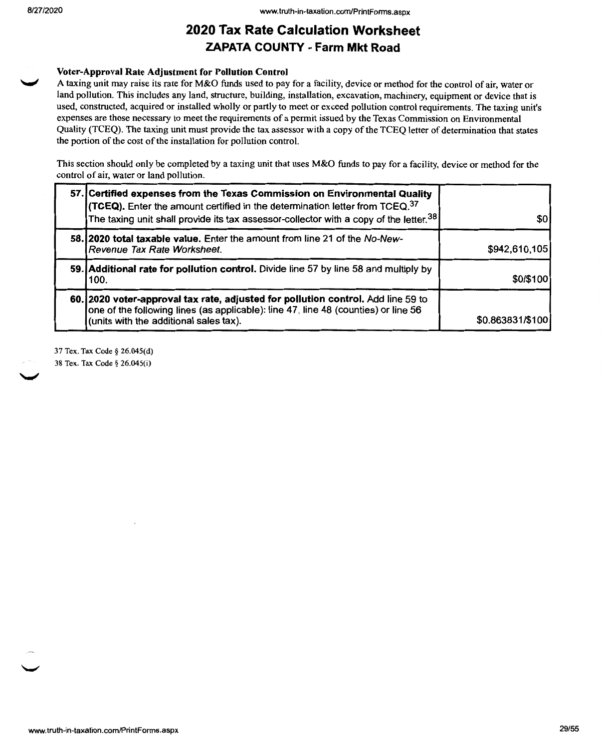# 2020 Tax Rate Calculation Worksheet

## ZAPATA COUNTY - Farm Mkt Road

**Voter-Approval Rate Adjustment for Pollution Control**

A taxing unit may raise its rate for M&O funds used to pay for a facility, device or method for the control of air, water or land pollution. This includes any land, structure, building, installation, excavation, machinery, equipment or device that is used, constructed, acquired or installed wholly or partly to meet or exceed pollution control requirements. The taxing unit's expenses are those necessary to meet the requirements of a permit issued by the Texas Commission on Environmental Quality (TCEQ). The taxing unit must provide the tax assessor with a copy of the TCEQ letter of determination that states the portion of the cost of the installation for pollution control.

This section should only be completed by a taxing unit that uses M&O funds to pay for a facility, device or method for the control of air, water or land pollution.

| | | |
|---|---|---|
| 57. | **Certified expenses from the Texas Commission on Environmental Quality (TCEQ).** Enter the amount certified in the determination letter from TCEQ.[37] The taxing unit shall provide its tax assessor-collector with a copy of the letter.[38] | $0 |
| 58. | **2020 total taxable value.** Enter the amount from line 21 of the *No-New-Revenue Tax Rate Worksheet.* | $942,610,105 |
| 59. | **Additional rate for pollution control.** Divide line 57 by line 58 and multiply by 100. | $0/$100 |
| 60. | **2020 voter-approval tax rate, adjusted for pollution control.** Add line 59 to one of the following lines (as applicable): line 47, line 48 (counties) or line 56 (units with the additional sales tax). | $0.863831/$100 |

37 Tex. Tax Code § 26.045(d)

38 Tex. Tax Code § 26.045(i)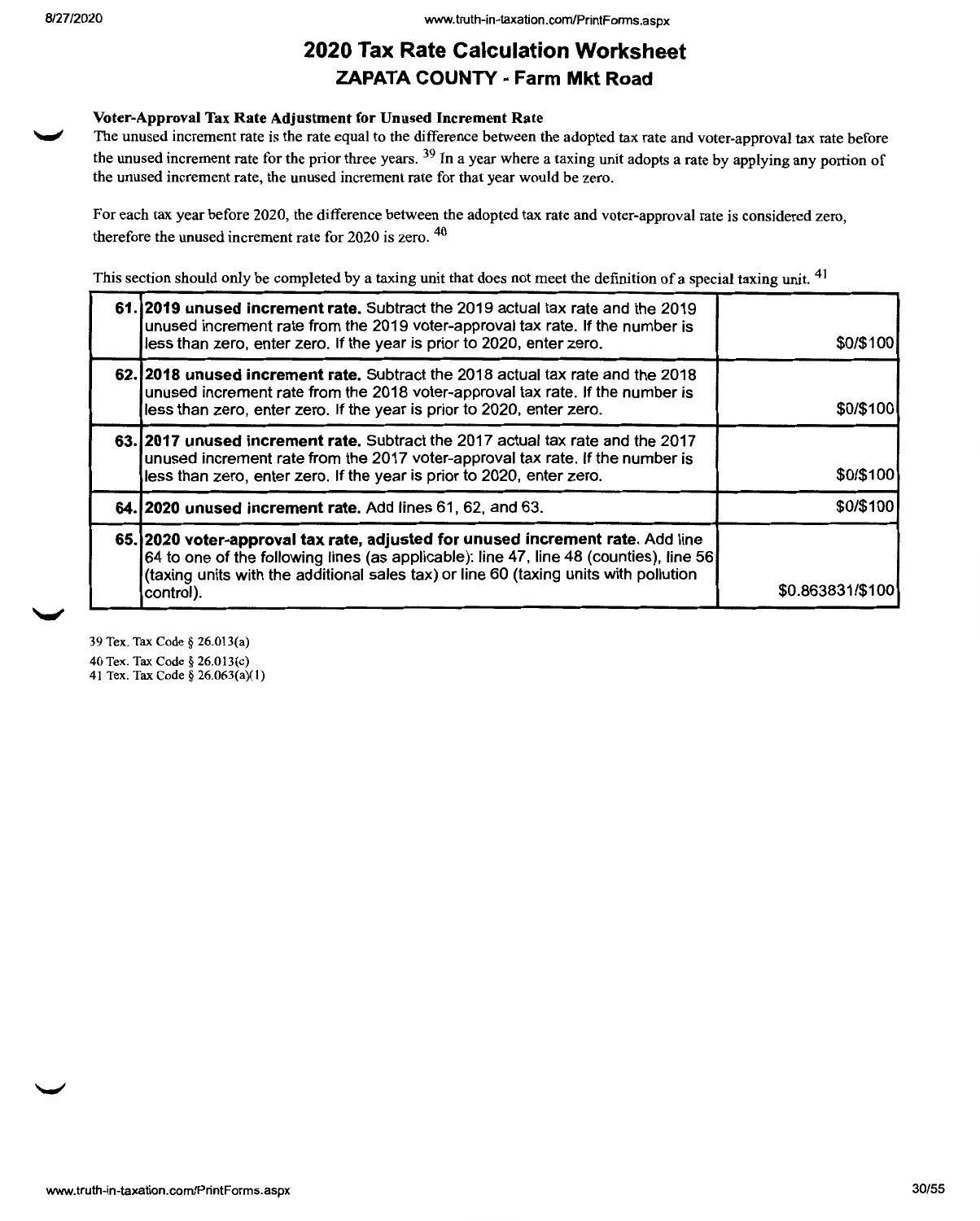# 2020 Tax Rate Calculation Worksheet

## ZAPATA COUNTY - Farm Mkt Road

### Voter-Approval Tax Rate Adjustment for Unused Increment Rate

The unused increment rate is the rate equal to the difference between the adopted tax rate and voter-approval tax rate before the unused increment rate for the prior three years. [39] In a year where a taxing unit adopts a rate by applying any portion of the unused increment rate, the unused increment rate for that year would be zero.

For each tax year before 2020, the difference between the adopted tax rate and voter-approval rate is considered zero, therefore the unused increment rate for 2020 is zero. [40]

This section should only be completed by a taxing unit that does not meet the definition of a special taxing unit. [41]

| | | |
|---|---|---|
| 61. | **2019 unused increment rate.** Subtract the 2019 actual tax rate and the 2019 unused increment rate from the 2019 voter-approval tax rate. If the number is less than zero, enter zero. If the year is prior to 2020, enter zero. | $0/$100 |
| 62. | **2018 unused increment rate.** Subtract the 2018 actual tax rate and the 2018 unused increment rate from the 2018 voter-approval tax rate. If the number is less than zero, enter zero. If the year is prior to 2020, enter zero. | $0/$100 |
| 63. | **2017 unused increment rate.** Subtract the 2017 actual tax rate and the 2017 unused increment rate from the 2017 voter-approval tax rate. If the number is less than zero, enter zero. If the year is prior to 2020, enter zero. | $0/$100 |
| 64. | **2020 unused increment rate.** Add lines 61, 62, and 63. | $0/$100 |
| 65. | **2020 voter-approval tax rate, adjusted for unused increment rate.** Add line 64 to one of the following lines (as applicable): line 47, line 48 (counties), line 56 (taxing units with the additional sales tax) or line 60 (taxing units with pollution control). | $0.863831/$100 |

39 Tex. Tax Code § 26.013(a)

40 Tex. Tax Code § 26.013(c)

41 Tex. Tax Code § 26.063(a)(1)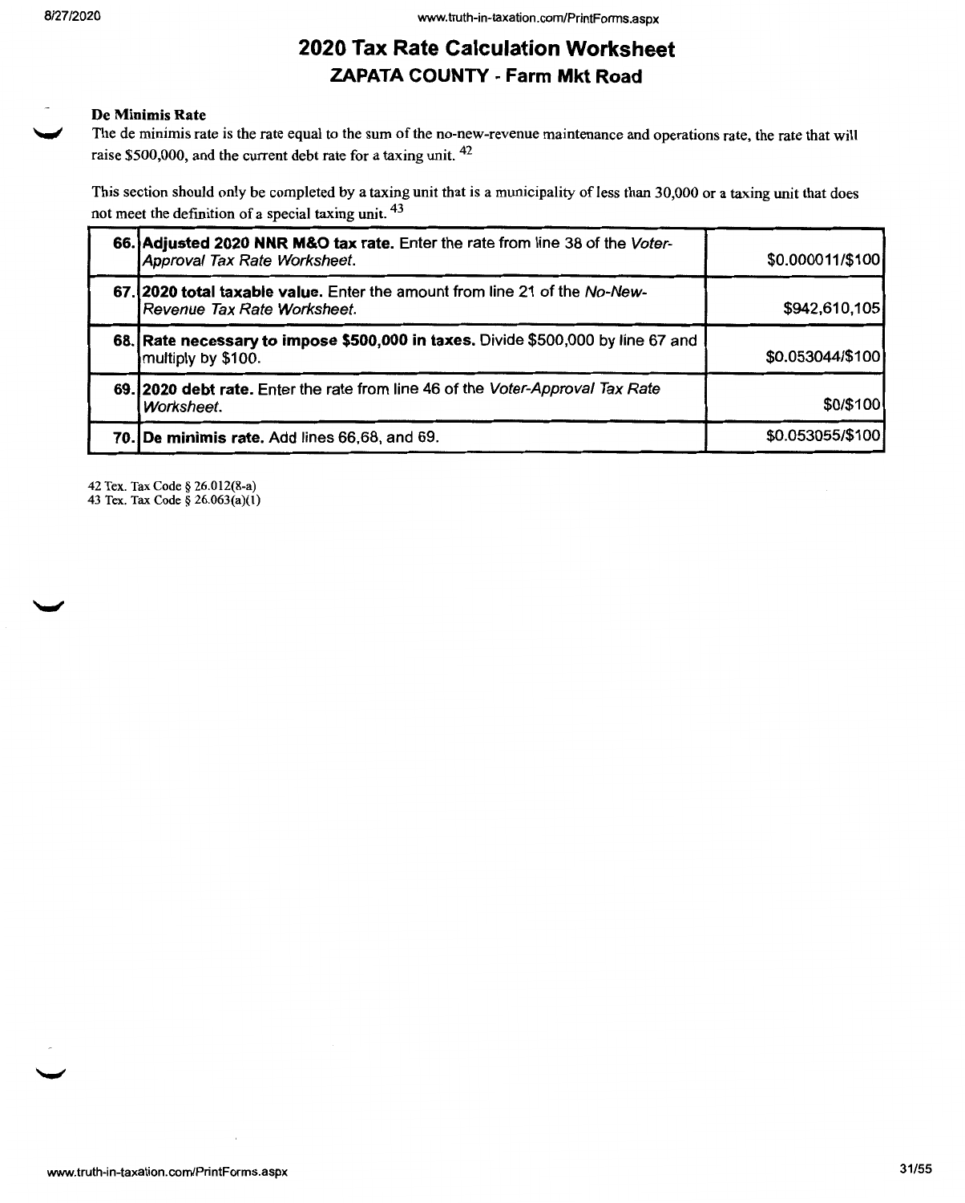# 2020 Tax Rate Calculation Worksheet

## ZAPATA COUNTY - Farm Mkt Road

### De Minimis Rate

The de minimis rate is the rate equal to the sum of the no-new-revenue maintenance and operations rate, the rate that will raise $500,000, and the current debt rate for a taxing unit. [42]

This section should only be completed by a taxing unit that is a municipality of less than 30,000 or a taxing unit that does not meet the definition of a special taxing unit. [43]

| | | |
|---|---|---|
| 66. | **Adjusted 2020 NNR M&O tax rate.** Enter the rate from line 38 of the *Voter-Approval Tax Rate Worksheet.* | $0.000011/$100 |
| 67. | **2020 total taxable value.** Enter the amount from line 21 of the *No-New-Revenue Tax Rate Worksheet.* | $942,610,105 |
| 68. | **Rate necessary to impose $500,000 in taxes.** Divide $500,000 by line 67 and multiply by $100. | $0.053044/$100 |
| 69. | **2020 debt rate.** Enter the rate from line 46 of the *Voter-Approval Tax Rate Worksheet.* | $0/$100 |
| 70. | **De minimis rate.** Add lines 66,68, and 69. | $0.053055/$100 |

42 Tex. Tax Code § 26.012(8-a)
43 Tex. Tax Code § 26.063(a)(1)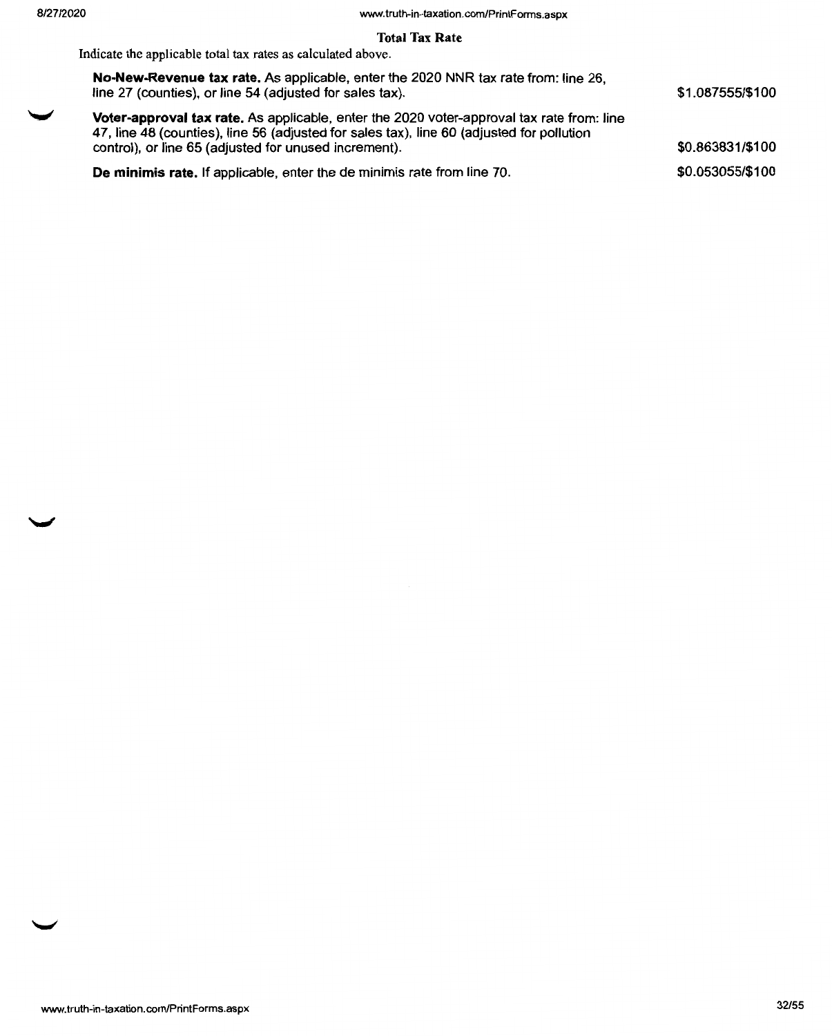## Total Tax Rate

Indicate the applicable total tax rates as calculated above.

| | |
|---|---|
| **No-New-Revenue tax rate.** As applicable, enter the 2020 NNR tax rate from: line 26, line 27 (counties), or line 54 (adjusted for sales tax). | $1.087555/$100 |
| **Voter-approval tax rate.** As applicable, enter the 2020 voter-approval tax rate from: line 47, line 48 (counties), line 56 (adjusted for sales tax), line 60 (adjusted for pollution control), or line 65 (adjusted for unused increment). | $0.863831/$100 |
| **De minimis rate.** If applicable, enter the de minimis rate from line 70. | $0.053055/$100 |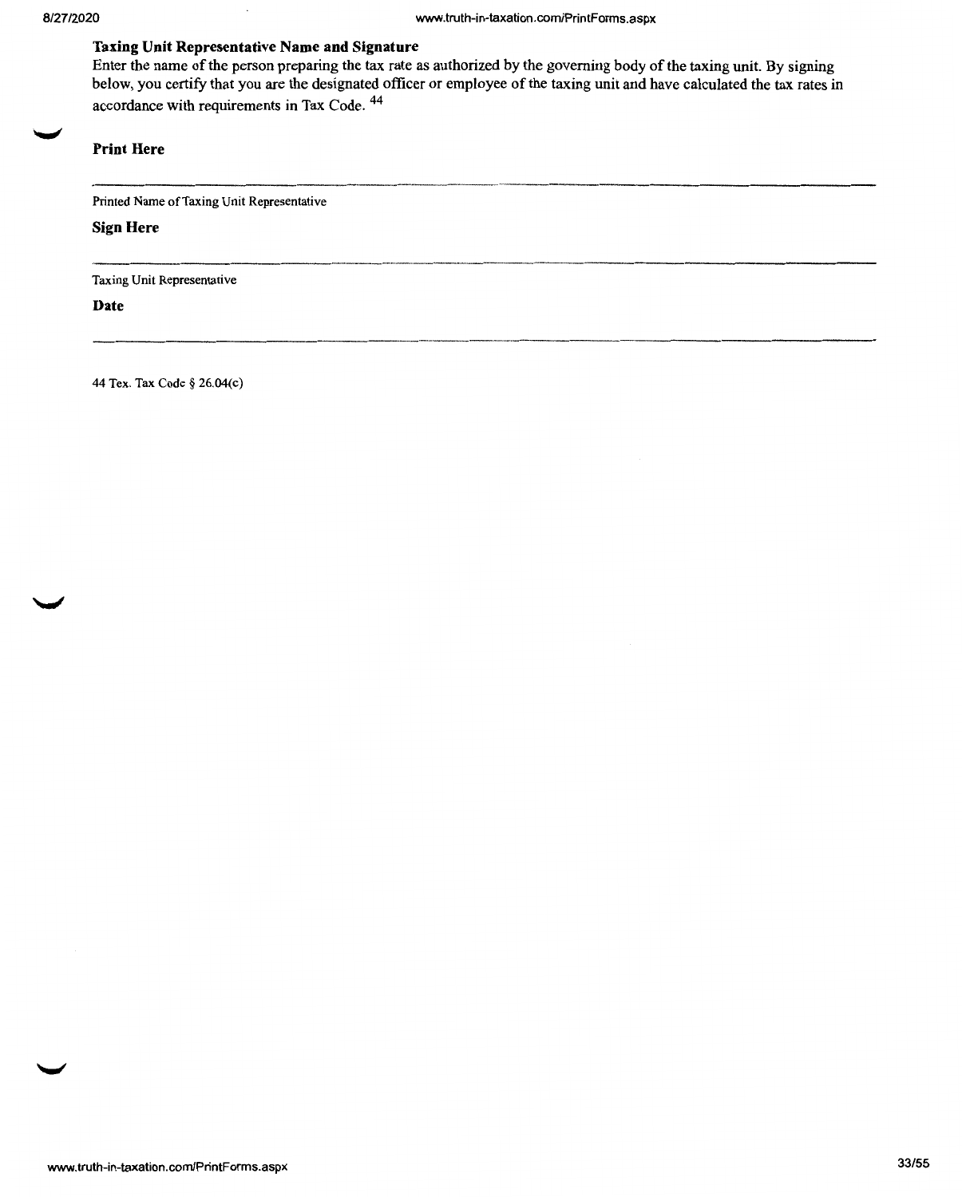**Taxing Unit Representative Name and Signature**

Enter the name of the person preparing the tax rate as authorized by the governing body of the taxing unit. By signing below, you certify that you are the designated officer or employee of the taxing unit and have calculated the tax rates in accordance with requirements in Tax Code. [44]

**Print Here**

\_\_\_\_\_\_\_\_\_\_\_\_\_\_\_\_\_\_\_\_\_\_\_\_\_\_\_\_\_\_\_\_\_\_\_\_\_\_\_\_

Printed Name of Taxing Unit Representative

**Sign Here**

\_\_\_\_\_\_\_\_\_\_\_\_\_\_\_\_\_\_\_\_\_\_\_\_\_\_\_\_\_\_\_\_\_\_\_\_\_\_\_\_

Taxing Unit Representative

**Date**

\_\_\_\_\_\_\_\_\_\_\_\_\_\_\_\_\_\_\_\_\_\_\_\_\_\_\_\_\_\_\_\_\_\_\_\_\_\_\_\_

44 Tex. Tax Code § 26.04(c)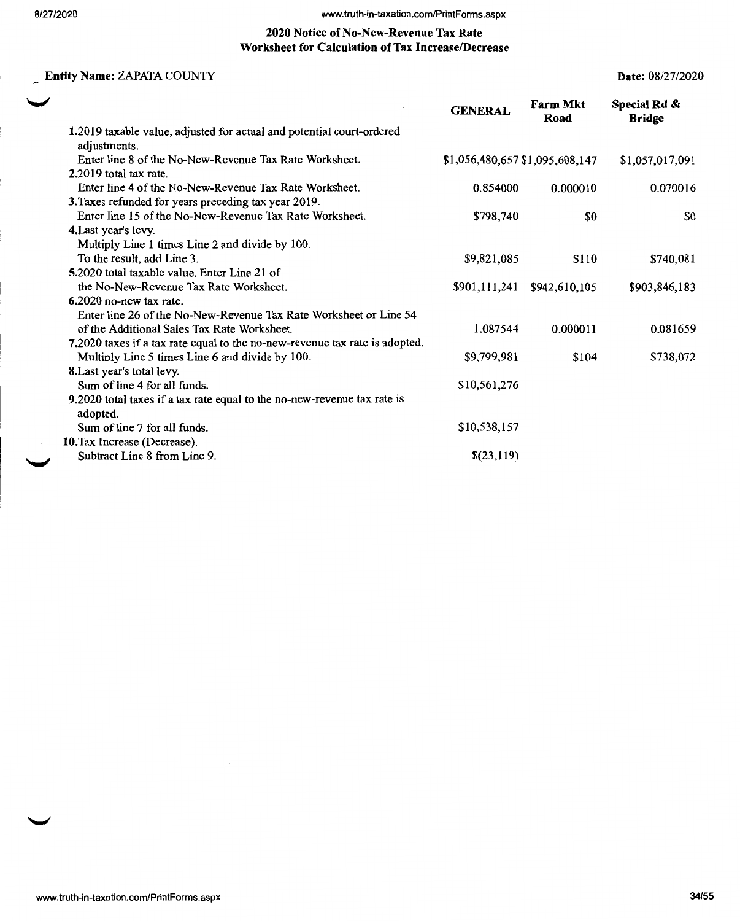## 2020 Notice of No-New-Revenue Tax Rate
## Worksheet for Calculation of Tax Increase/Decrease

**Entity Name:** ZAPATA COUNTY

**Date:** 08/27/2020

| | GENERAL | Farm Mkt Road | Special Rd & Bridge |
|---|---|---|---|
| **1.** 2019 taxable value, adjusted for actual and potential court-ordered adjustments. Enter line 8 of the No-New-Revenue Tax Rate Worksheet. | $1,056,480,657 | $1,095,608,147 | $1,057,017,091 |
| **2.** 2019 total tax rate. Enter line 4 of the No-New-Revenue Tax Rate Worksheet. | 0.854000 | 0.000010 | 0.070016 |
| **3.** Taxes refunded for years preceding tax year 2019. Enter line 15 of the No-New-Revenue Tax Rate Worksheet. | $798,740 | $0 | $0 |
| **4.** Last year's levy. Multiply Line 1 times Line 2 and divide by 100. To the result, add Line 3. | $9,821,085 | $110 | $740,081 |
| **5.** 2020 total taxable value. Enter Line 21 of the No-New-Revenue Tax Rate Worksheet. | $901,111,241 | $942,610,105 | $903,846,183 |
| **6.** 2020 no-new tax rate. Enter line 26 of the No-New-Revenue Tax Rate Worksheet or Line 54 of the Additional Sales Tax Rate Worksheet. | 1.087544 | 0.000011 | 0.081659 |
| **7.** 2020 taxes if a tax rate equal to the no-new-revenue tax rate is adopted. Multiply Line 5 times Line 6 and divide by 100. | $9,799,981 | $104 | $738,072 |
| **8.** Last year's total levy. Sum of line 4 for all funds. | $10,561,276 | | |
| **9.** 2020 total taxes if a tax rate equal to the no-new-revenue tax rate is adopted. Sum of line 7 for all funds. | $10,538,157 | | |
| **10.** Tax Increase (Decrease). Subtract Line 8 from Line 9. | $(23,119) | | |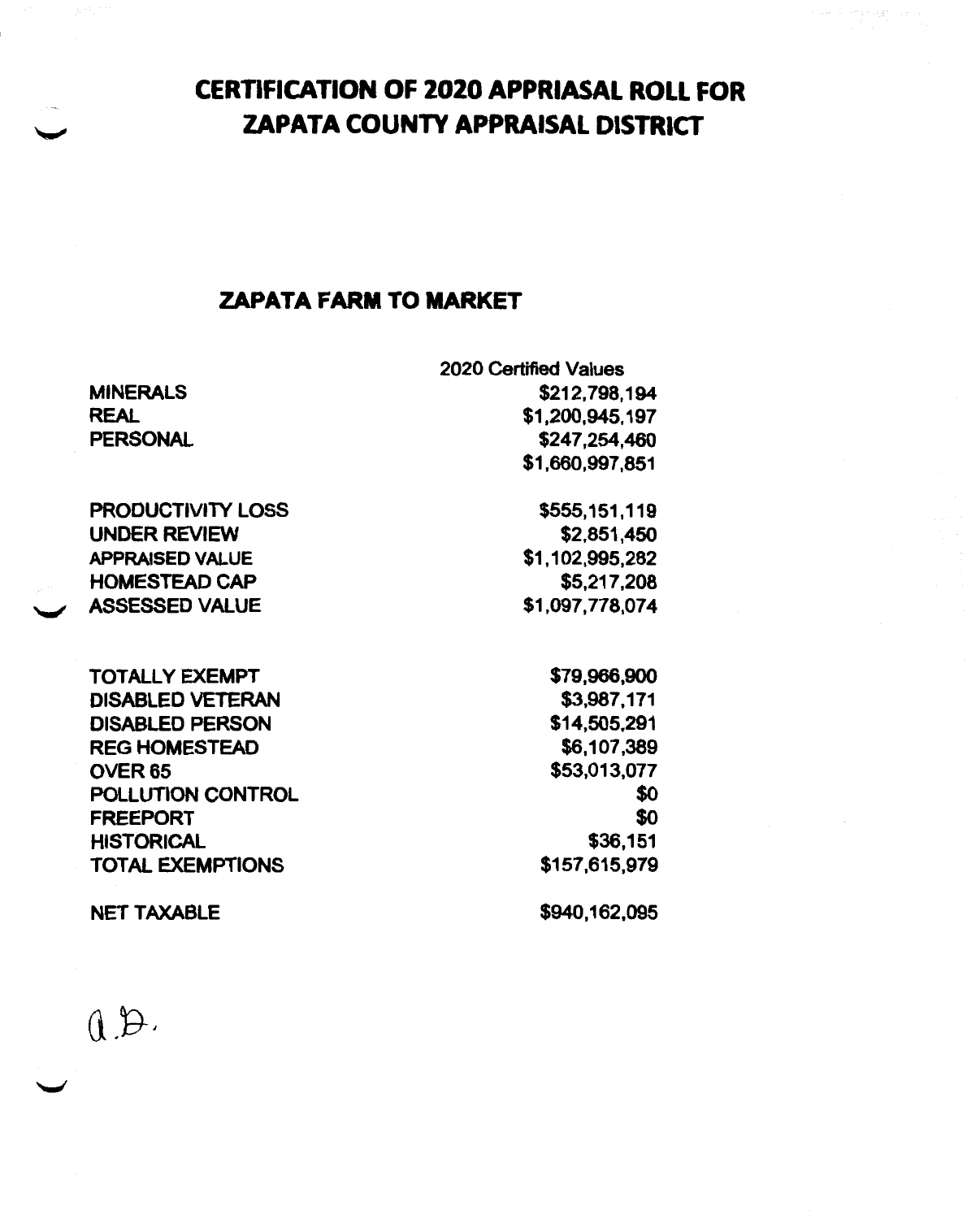# CERTIFICATION OF 2020 APPRIASAL ROLL FOR ZAPATA COUNTY APPRAISAL DISTRICT

## ZAPATA FARM TO MARKET

| | 2020 Certified Values |
|---|---|
| MINERALS | $212,798,194 |
| REAL | $1,200,945,197 |
| PERSONAL | $247,254,460 |
| | $1,660,997,851 |
| PRODUCTIVITY LOSS | $555,151,119 |
| UNDER REVIEW | $2,851,450 |
| APPRAISED VALUE | $1,102,995,282 |
| HOMESTEAD CAP | $5,217,208 |
| ASSESSED VALUE | $1,097,778,074 |
| TOTALLY EXEMPT | $79,966,900 |
| DISABLED VETERAN | $3,987,171 |
| DISABLED PERSON | $14,505,291 |
| REG HOMESTEAD | $6,107,389 |
| OVER 65 | $53,013,077 |
| POLLUTION CONTROL | $0 |
| FREEPORT | $0 |
| HISTORICAL | $36,151 |
| TOTAL EXEMPTIONS | $157,615,979 |
| NET TAXABLE | $940,162,095 |

a.D.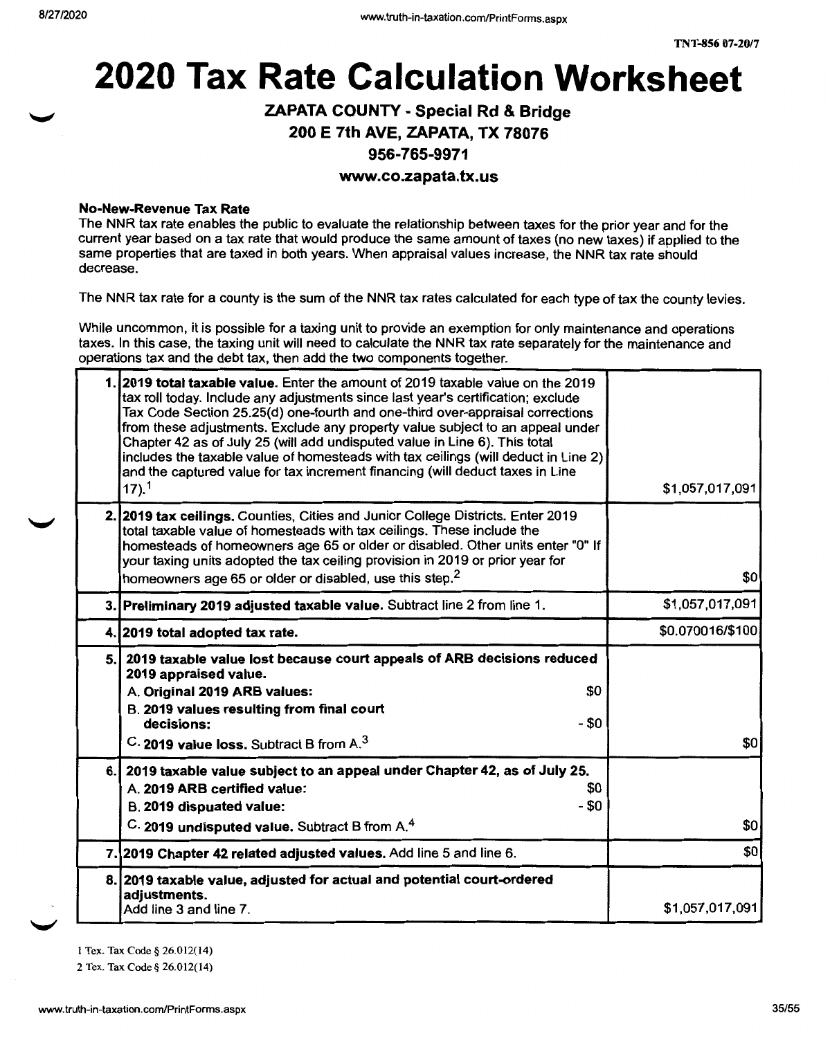TNT-856 07-20/7

# 2020 Tax Rate Calculation Worksheet

## ZAPATA COUNTY - Special Rd & Bridge
## 200 E 7th AVE, ZAPATA, TX 78076
## 956-765-9971
## www.co.zapata.tx.us

**No-New-Revenue Tax Rate**

The NNR tax rate enables the public to evaluate the relationship between taxes for the prior year and for the current year based on a tax rate that would produce the same amount of taxes (no new taxes) if applied to the same properties that are taxed in both years. When appraisal values increase, the NNR tax rate should decrease.

The NNR tax rate for a county is the sum of the NNR tax rates calculated for each type of tax the county levies.

While uncommon, it is possible for a taxing unit to provide an exemption for only maintenance and operations taxes. In this case, the taxing unit will need to calculate the NNR tax rate separately for the maintenance and operations tax and the debt tax, then add the two components together.

| | | |
|---|---|---|
| 1. | **2019 total taxable value.** Enter the amount of 2019 taxable value on the 2019 tax roll today. Include any adjustments since last year's certification; exclude Tax Code Section 25.25(d) one-fourth and one-third over-appraisal corrections from these adjustments. Exclude any property value subject to an appeal under Chapter 42 as of July 25 (will add undisputed value in Line 6). This total includes the taxable value of homesteads with tax ceilings (will deduct in Line 2) and the captured value for tax increment financing (will deduct taxes in Line 17).[1] | $1,057,017,091 |
| 2. | **2019 tax ceilings.** Counties, Cities and Junior College Districts. Enter 2019 total taxable value of homesteads with tax ceilings. These include the homesteads of homeowners age 65 or older or disabled. Other units enter "0" If your taxing units adopted the tax ceiling provision in 2019 or prior year for homeowners age 65 or older or disabled, use this step.[2] | $0 |
| 3. | **Preliminary 2019 adjusted taxable value.** Subtract line 2 from line 1. | $1,057,017,091 |
| 4. | **2019 total adopted tax rate.** | $0.070016/$100 |
| 5. | **2019 taxable value lost because court appeals of ARB decisions reduced 2019 appraised value.**<br>A. **Original 2019 ARB values:** $0<br>B. **2019 values resulting from final court decisions:** - $0<br>C. **2019 value loss.** Subtract B from A.[3] | $0 |
| 6. | **2019 taxable value subject to an appeal under Chapter 42, as of July 25.**<br>A. **2019 ARB certified value:** $0<br>B. **2019 disputed value:** - $0<br>C. **2019 undisputed value.** Subtract B from A.[4] | $0 |
| 7. | **2019 Chapter 42 related adjusted values.** Add line 5 and line 6. | $0 |
| 8. | **2019 taxable value, adjusted for actual and potential court-ordered adjustments.**<br>Add line 3 and line 7. | $1,057,017,091 |

1 Tex. Tax Code § 26.012(14)

2 Tex. Tax Code § 26.012(14)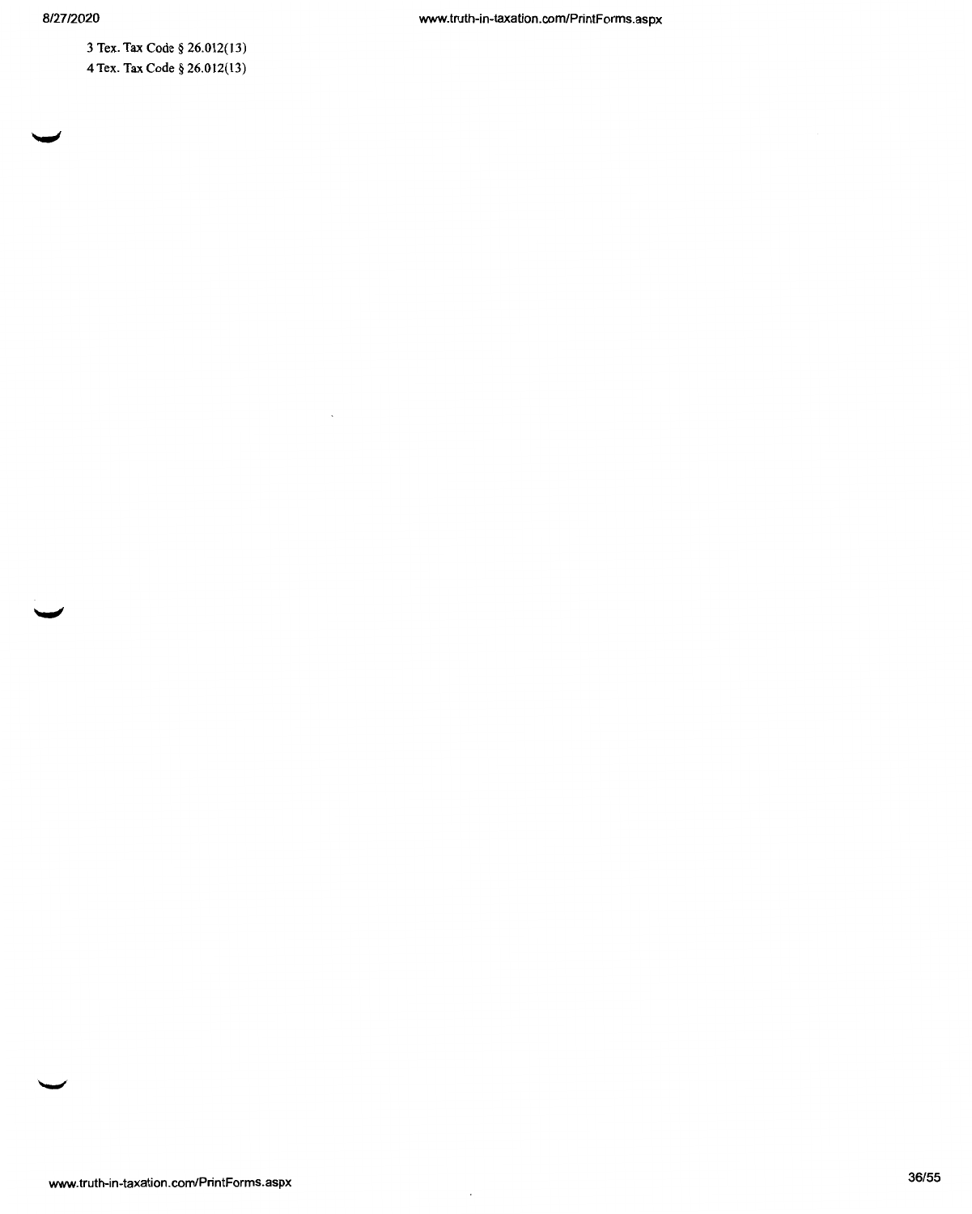3 Tex. Tax Code § 26.012(13)

4 Tex. Tax Code § 26.012(13)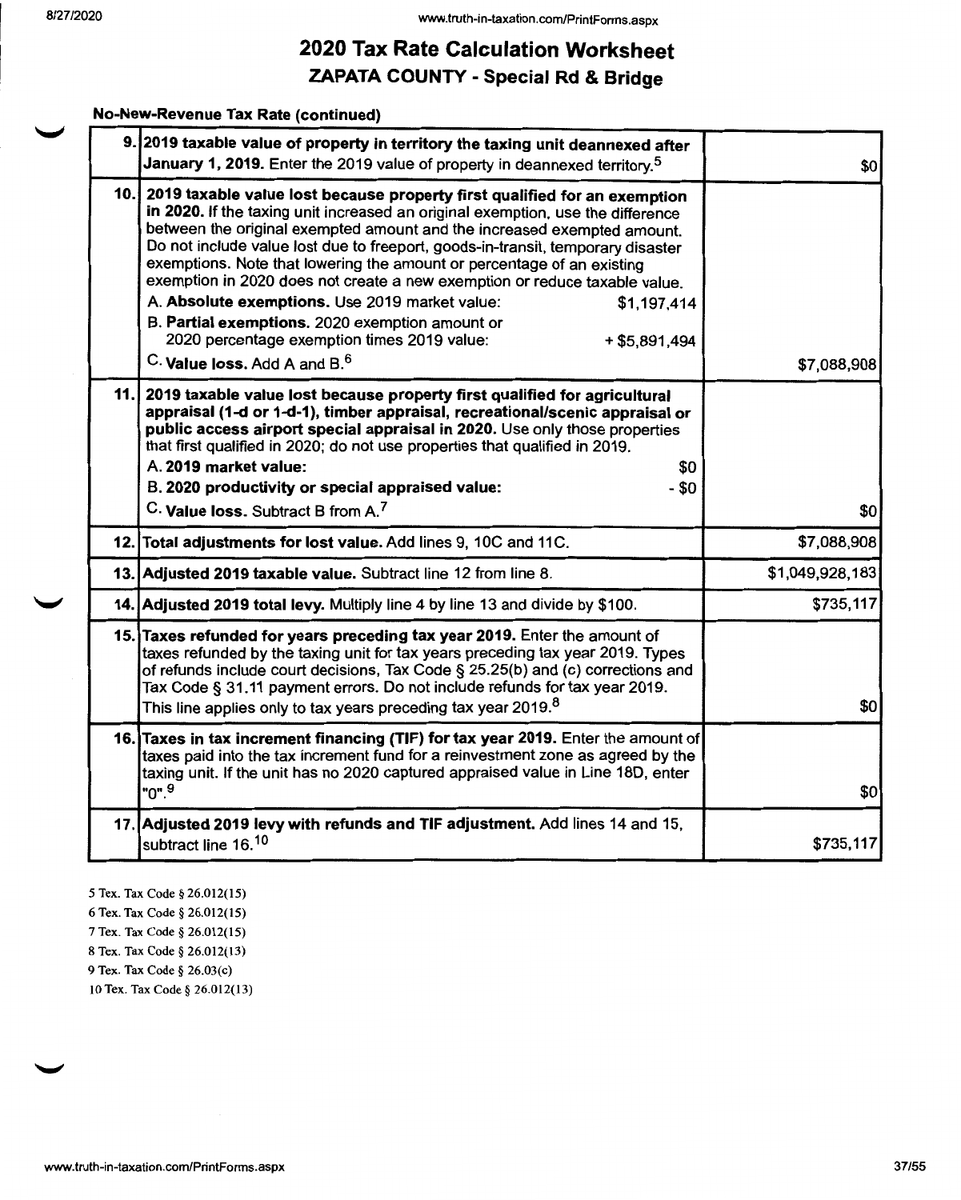# 2020 Tax Rate Calculation Worksheet

## ZAPATA COUNTY - Special Rd & Bridge

**No-New-Revenue Tax Rate (continued)**

| | | |
|---|---|---|
| 9. | **2019 taxable value of property in territory the taxing unit deannexed after January 1, 2019.** Enter the 2019 value of property in deannexed territory.[5] | $0 |
| 10. | **2019 taxable value lost because property first qualified for an exemption in 2020.** If the taxing unit increased an original exemption, use the difference between the original exempted amount and the increased exempted amount. Do not include value lost due to freeport, goods-in-transit, temporary disaster exemptions. Note that lowering the amount or percentage of an existing exemption in 2020 does not create a new exemption or reduce taxable value.<br>A. **Absolute exemptions.** Use 2019 market value: $1,197,414<br>B. **Partial exemptions.** 2020 exemption amount or 2020 percentage exemption times 2019 value: + $5,891,494<br>C. **Value loss.** Add A and B.[6] | $7,088,908 |
| 11. | **2019 taxable value lost because property first qualified for agricultural appraisal (1-d or 1-d-1), timber appraisal, recreational/scenic appraisal or public access airport special appraisal in 2020.** Use only those properties that first qualified in 2020; do not use properties that qualified in 2019.<br>A. **2019 market value:** $0<br>B. **2020 productivity or special appraised value:** - $0<br>C. **Value loss.** Subtract B from A.[7] | $0 |
| 12. | **Total adjustments for lost value.** Add lines 9, 10C and 11C. | $7,088,908 |
| 13. | **Adjusted 2019 taxable value.** Subtract line 12 from line 8. | $1,049,928,183 |
| 14. | **Adjusted 2019 total levy.** Multiply line 4 by line 13 and divide by $100. | $735,117 |
| 15. | **Taxes refunded for years preceding tax year 2019.** Enter the amount of taxes refunded by the taxing unit for tax years preceding tax year 2019. Types of refunds include court decisions, Tax Code § 25.25(b) and (c) corrections and Tax Code § 31.11 payment errors. Do not include refunds for tax year 2019. This line applies only to tax years preceding tax year 2019.[8] | $0 |
| 16. | **Taxes in tax increment financing (TIF) for tax year 2019.** Enter the amount of taxes paid into the tax increment fund for a reinvestment zone as agreed by the taxing unit. If the unit has no 2020 captured appraised value in Line 18D, enter "0".[9] | $0 |
| 17. | **Adjusted 2019 levy with refunds and TIF adjustment.** Add lines 14 and 15, subtract line 16.[10] | $735,117 |

5 Tex. Tax Code § 26.012(15)
6 Tex. Tax Code § 26.012(15)
7 Tex. Tax Code § 26.012(15)
8 Tex. Tax Code § 26.012(13)
9 Tex. Tax Code § 26.03(c)
10 Tex. Tax Code § 26.012(13)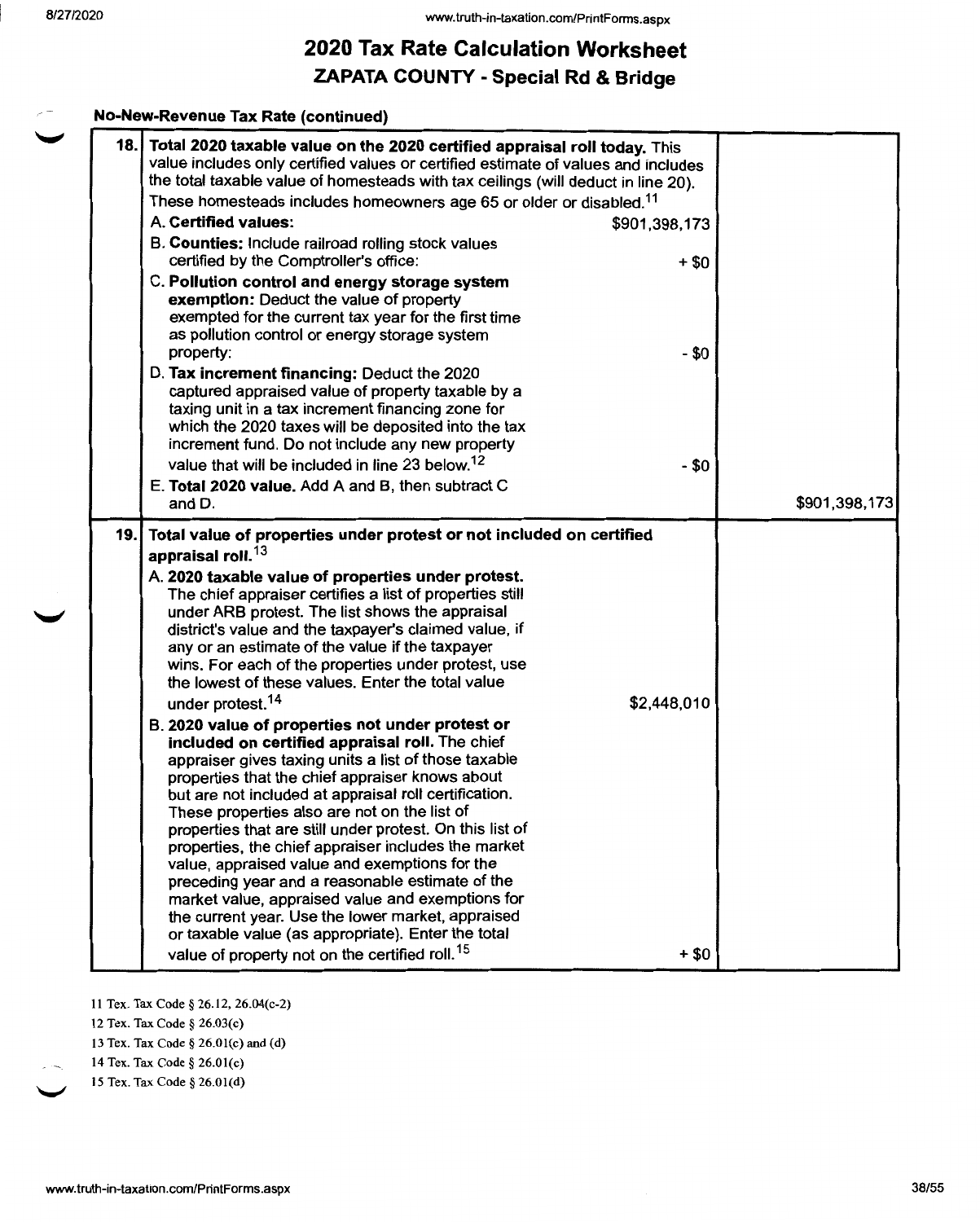# 2020 Tax Rate Calculation Worksheet

## ZAPATA COUNTY - Special Rd & Bridge

### No-New-Revenue Tax Rate (continued)

| | | | |
|---|---|---|---|
| 18. | **Total 2020 taxable value on the 2020 certified appraisal roll today.** This value includes only certified values or certified estimate of values and includes the total taxable value of homesteads with tax ceilings (will deduct in line 20). These homesteads includes homeowners age 65 or older or disabled.[11] | | |
| | A. **Certified values:** | $901,398,173 | |
| | B. **Counties:** Include railroad rolling stock values certified by the Comptroller's office: | + $0 | |
| | C. **Pollution control and energy storage system exemption:** Deduct the value of property exempted for the current tax year for the first time as pollution control or energy storage system property: | - $0 | |
| | D. **Tax increment financing:** Deduct the 2020 captured appraised value of property taxable by a taxing unit in a tax increment financing zone for which the 2020 taxes will be deposited into the tax increment fund. Do not include any new property value that will be included in line 23 below.[12] | - $0 | |
| | E. **Total 2020 value.** Add A and B, then subtract C and D. | | $901,398,173 |
| 19. | **Total value of properties under protest or not included on certified appraisal roll.**[13] | | |
| | A. **2020 taxable value of properties under protest.** The chief appraiser certifies a list of properties still under ARB protest. The list shows the appraisal district's value and the taxpayer's claimed value, if any or an estimate of the value if the taxpayer wins. For each of the properties under protest, use the lowest of these values. Enter the total value under protest.[14] | $2,448,010 | |
| | B. **2020 value of properties not under protest or included on certified appraisal roll.** The chief appraiser gives taxing units a list of those taxable properties that the chief appraiser knows about but are not included at appraisal roll certification. These properties also are not on the list of properties that are still under protest. On this list of properties, the chief appraiser includes the market value, appraised value and exemptions for the preceding year and a reasonable estimate of the market value, appraised value and exemptions for the current year. Use the lower market, appraised or taxable value (as appropriate). Enter the total value of property not on the certified roll.[15] | + $0 | |

11 Tex. Tax Code § 26.12, 26.04(c-2)

12 Tex. Tax Code § 26.03(c)

13 Tex. Tax Code § 26.01(c) and (d)

14 Tex. Tax Code § 26.01(c)

15 Tex. Tax Code § 26.01(d)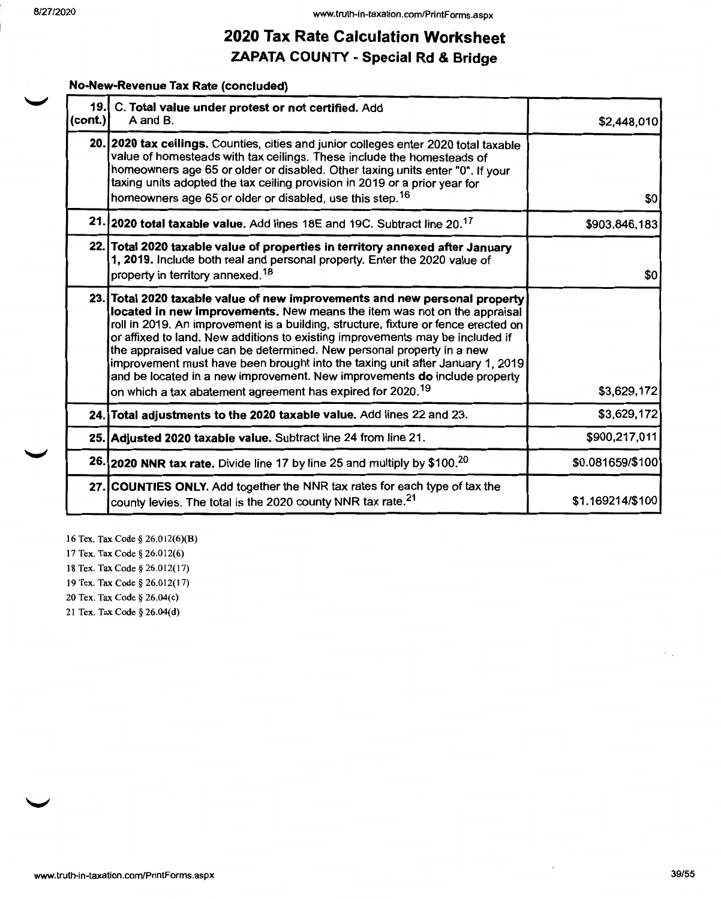# 2020 Tax Rate Calculation Worksheet

## ZAPATA COUNTY - Special Rd & Bridge

### No-New-Revenue Tax Rate (concluded)

| | | |
|---|---|---|
| 19. (cont.) | C. **Total value under protest or not certified.** Add A and B. | $2,448,010 |
| 20. | **2020 tax ceilings.** Counties, cities and junior colleges enter 2020 total taxable value of homesteads with tax ceilings. These include the homesteads of homeowners age 65 or older or disabled. Other taxing units enter "0". If your taxing units adopted the tax ceiling provision in 2019 or a prior year for homeowners age 65 or older or disabled, use this step.[16] | $0 |
| 21. | **2020 total taxable value.** Add lines 18E and 19C. Subtract line 20.[17] | $903,846,183 |
| 22. | **Total 2020 taxable value of properties in territory annexed after January 1, 2019.** Include both real and personal property. Enter the 2020 value of property in territory annexed.[18] | $0 |
| 23. | **Total 2020 taxable value of new improvements and new personal property located in new improvements.** New means the item was not on the appraisal roll in 2019. An improvement is a building, structure, fixture or fence erected on or affixed to land. New additions to existing improvements may be included if the appraised value can be determined. New personal property in a new improvement must have been brought into the taxing unit after January 1, 2019 and be located in a new improvement. New improvements **do** include property on which a tax abatement agreement has expired for 2020.[19] | $3,629,172 |
| 24. | **Total adjustments to the 2020 taxable value.** Add lines 22 and 23. | $3,629,172 |
| 25. | **Adjusted 2020 taxable value.** Subtract line 24 from line 21. | $900,217,011 |
| 26. | **2020 NNR tax rate.** Divide line 17 by line 25 and multiply by $100.[20] | $0.081659/$100 |
| 27. | **COUNTIES ONLY.** Add together the NNR tax rates for each type of tax the county levies. The total is the 2020 county NNR tax rate.[21] | $1.169214/$100 |

16 Tex. Tax Code § 26.012(6)(B)

17 Tex. Tax Code § 26.012(6)

18 Tex. Tax Code § 26.012(17)

19 Tex. Tax Code § 26.012(17)

20 Tex. Tax Code § 26.04(c)

21 Tex. Tax Code § 26.04(d)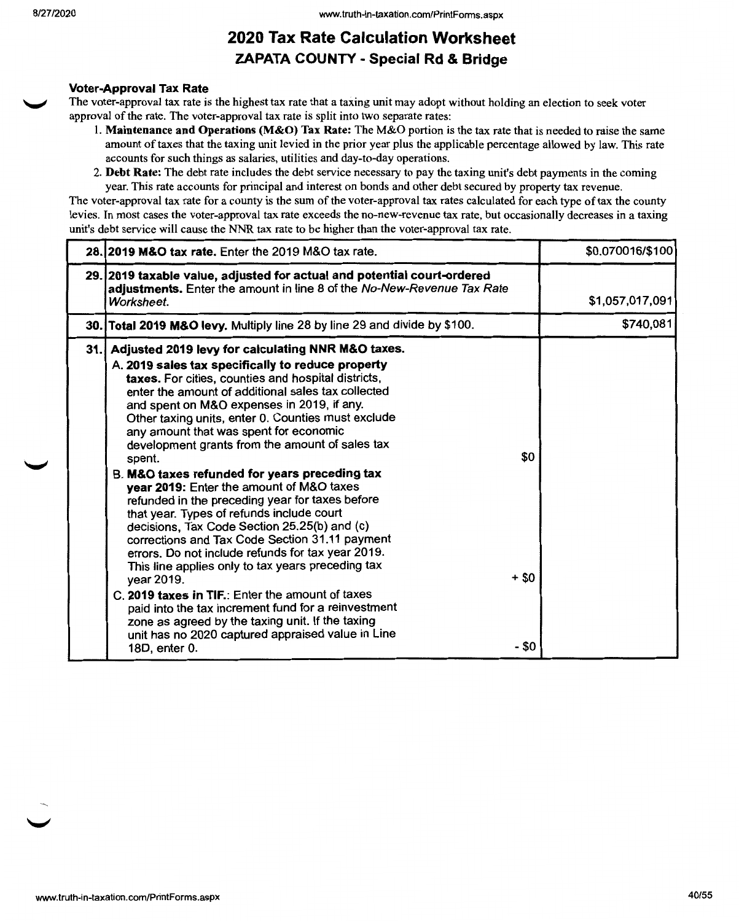# 2020 Tax Rate Calculation Worksheet

## ZAPATA COUNTY - Special Rd & Bridge

### Voter-Approval Tax Rate

The voter-approval tax rate is the highest tax rate that a taxing unit may adopt without holding an election to seek voter approval of the rate. The voter-approval tax rate is split into two separate rates:

1. **Maintenance and Operations (M&O) Tax Rate:** The M&O portion is the tax rate that is needed to raise the same amount of taxes that the taxing unit levied in the prior year plus the applicable percentage allowed by law. This rate accounts for such things as salaries, utilities and day-to-day operations.
2. **Debt Rate:** The debt rate includes the debt service necessary to pay the taxing unit's debt payments in the coming year. This rate accounts for principal and interest on bonds and other debt secured by property tax revenue.

The voter-approval tax rate for a county is the sum of the voter-approval tax rates calculated for each type of tax the county levies. In most cases the voter-approval tax rate exceeds the no-new-revenue tax rate, but occasionally decreases in a taxing unit's debt service will cause the NNR tax rate to be higher than the voter-approval tax rate.

| | | |
|---|---|---|
| 28. | **2019 M&O tax rate.** Enter the 2019 M&O tax rate. | $0.070016/$100 |
| 29. | **2019 taxable value, adjusted for actual and potential court-ordered adjustments.** Enter the amount in line 8 of the *No-New-Revenue Tax Rate Worksheet.* | $1,057,017,091 |
| 30. | **Total 2019 M&O levy.** Multiply line 28 by line 29 and divide by $100. | $740,081 |
| 31. | **Adjusted 2019 levy for calculating NNR M&O taxes.**<br>A. **2019 sales tax specifically to reduce property taxes.** For cities, counties and hospital districts, enter the amount of additional sales tax collected and spent on M&O expenses in 2019, if any. Other taxing units, enter 0. Counties must exclude any amount that was spent for economic development grants from the amount of sales tax spent. $0<br>B. **M&O taxes refunded for years preceding tax year 2019:** Enter the amount of M&O taxes refunded in the preceding year for taxes before that year. Types of refunds include court decisions, Tax Code Section 25.25(b) and (c) corrections and Tax Code Section 31.11 payment errors. Do not include refunds for tax year 2019. This line applies only to tax years preceding tax year 2019. + $0<br>C. **2019 taxes in TIF.**: Enter the amount of taxes paid into the tax increment fund for a reinvestment zone as agreed by the taxing unit. If the taxing unit has no 2020 captured appraised value in Line 18D, enter 0. - $0 | |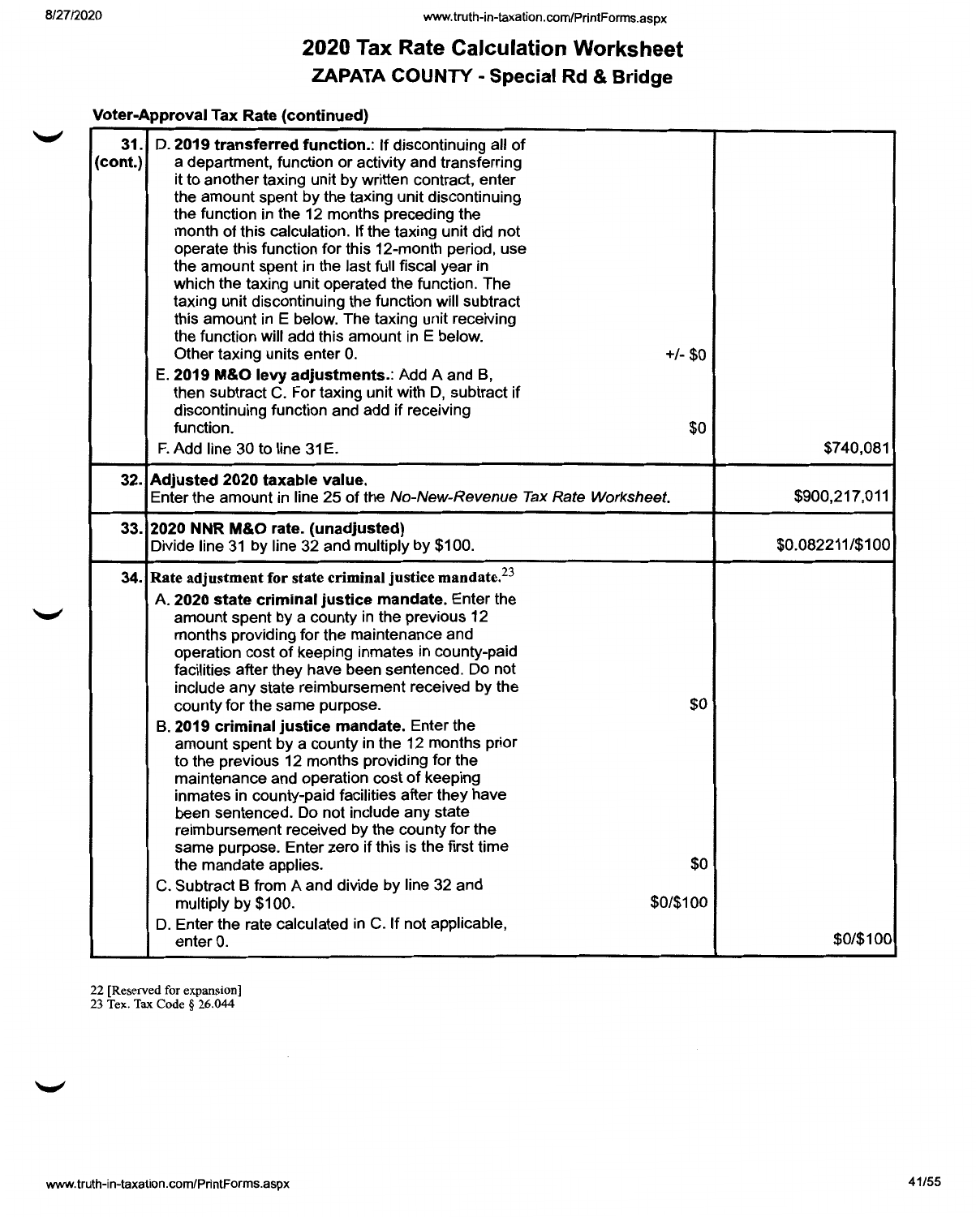# 2020 Tax Rate Calculation Worksheet

## ZAPATA COUNTY - Special Rd & Bridge

### Voter-Approval Tax Rate (continued)

| | | | |
|---|---|---|---|
| 31. (cont.) | D. **2019 transferred function.**: If discontinuing all of a department, function or activity and transferring it to another taxing unit by written contract, enter the amount spent by the taxing unit discontinuing the function in the 12 months preceding the month of this calculation. If the taxing unit did not operate this function for this 12-month period, use the amount spent in the last full fiscal year in which the taxing unit operated the function. The taxing unit discontinuing the function will subtract this amount in E below. The taxing unit receiving the function will add this amount in E below. Other taxing units enter 0. | +/- $0 | |
| | E. **2019 M&O levy adjustments.**: Add A and B, then subtract C. For taxing unit with D, subtract if discontinuing function and add if receiving function. | $0 | |
| | F. Add line 30 to line 31E. | | $740,081 |
| 32. | **Adjusted 2020 taxable value.** Enter the amount in line 25 of the *No-New-Revenue Tax Rate Worksheet.* | | $900,217,011 |
| 33. | **2020 NNR M&O rate. (unadjusted)** Divide line 31 by line 32 and multiply by $100. | | $0.082211/$100 |
| 34. | **Rate adjustment for state criminal justice mandate.**[23] | | |
| | A. **2020 state criminal justice mandate.** Enter the amount spent by a county in the previous 12 months providing for the maintenance and operation cost of keeping inmates in county-paid facilities after they have been sentenced. Do not include any state reimbursement received by the county for the same purpose. | $0 | |
| | B. **2019 criminal justice mandate.** Enter the amount spent by a county in the 12 months prior to the previous 12 months providing for the maintenance and operation cost of keeping inmates in county-paid facilities after they have been sentenced. Do not include any state reimbursement received by the county for the same purpose. Enter zero if this is the first time the mandate applies. | $0 | |
| | C. Subtract B from A and divide by line 32 and multiply by $100. | $0/$100 | |
| | D. Enter the rate calculated in C. If not applicable, enter 0. | | $0/$100 |

22 [Reserved for expansion]
23 Tex. Tax Code § 26.044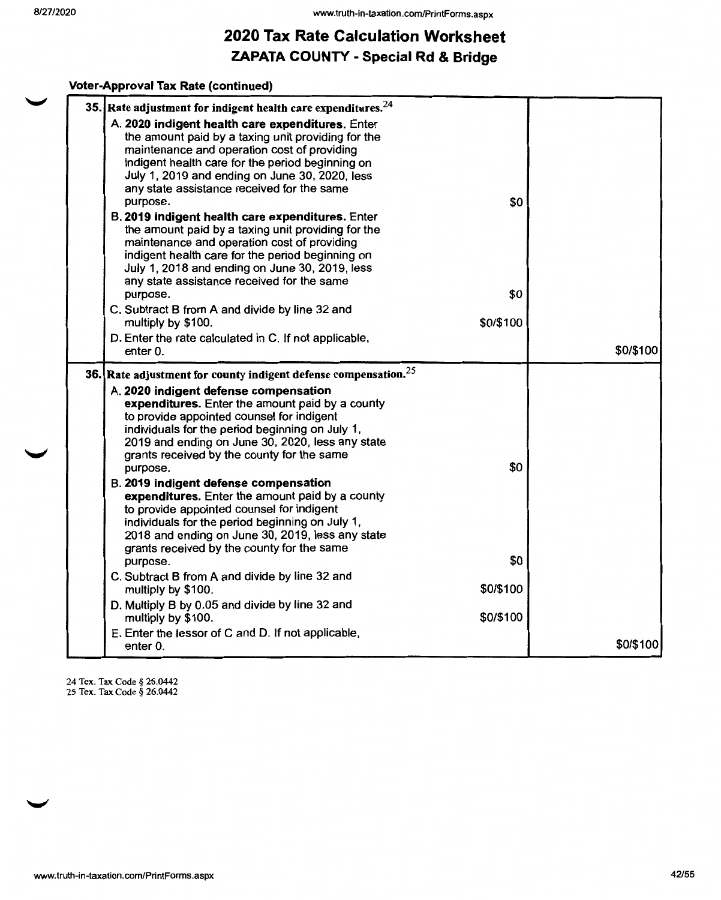# 2020 Tax Rate Calculation Worksheet

## ZAPATA COUNTY - Special Rd & Bridge

### Voter-Approval Tax Rate (continued)

| | | | |
|---|---|---|---|
| **35.** | **Rate adjustment for indigent health care expenditures.**[24] | | |
| | A. **2020 indigent health care expenditures.** Enter the amount paid by a taxing unit providing for the maintenance and operation cost of providing indigent health care for the period beginning on July 1, 2019 and ending on June 30, 2020, less any state assistance received for the same purpose. | $0 | |
| | B. **2019 indigent health care expenditures.** Enter the amount paid by a taxing unit providing for the maintenance and operation cost of providing indigent health care for the period beginning on July 1, 2018 and ending on June 30, 2019, less any state assistance received for the same purpose. | $0 | |
| | C. Subtract B from A and divide by line 32 and multiply by $100. | $0/$100 | |
| | D. Enter the rate calculated in C. If not applicable, enter 0. | | $0/$100 |
| **36.** | **Rate adjustment for county indigent defense compensation.**[25] | | |
| | A. **2020 indigent defense compensation expenditures.** Enter the amount paid by a county to provide appointed counsel for indigent individuals for the period beginning on July 1, 2019 and ending on June 30, 2020, less any state grants received by the county for the same purpose. | $0 | |
| | B. **2019 indigent defense compensation expenditures.** Enter the amount paid by a county to provide appointed counsel for indigent individuals for the period beginning on July 1, 2018 and ending on June 30, 2019, less any state grants received by the county for the same purpose. | $0 | |
| | C. Subtract B from A and divide by line 32 and multiply by $100. | $0/$100 | |
| | D. Multiply B by 0.05 and divide by line 32 and multiply by $100. | $0/$100 | |
| | E. Enter the lessor of C and D. If not applicable, enter 0. | | $0/$100 |

24 Tex. Tax Code § 26.0442
25 Tex. Tax Code § 26.0442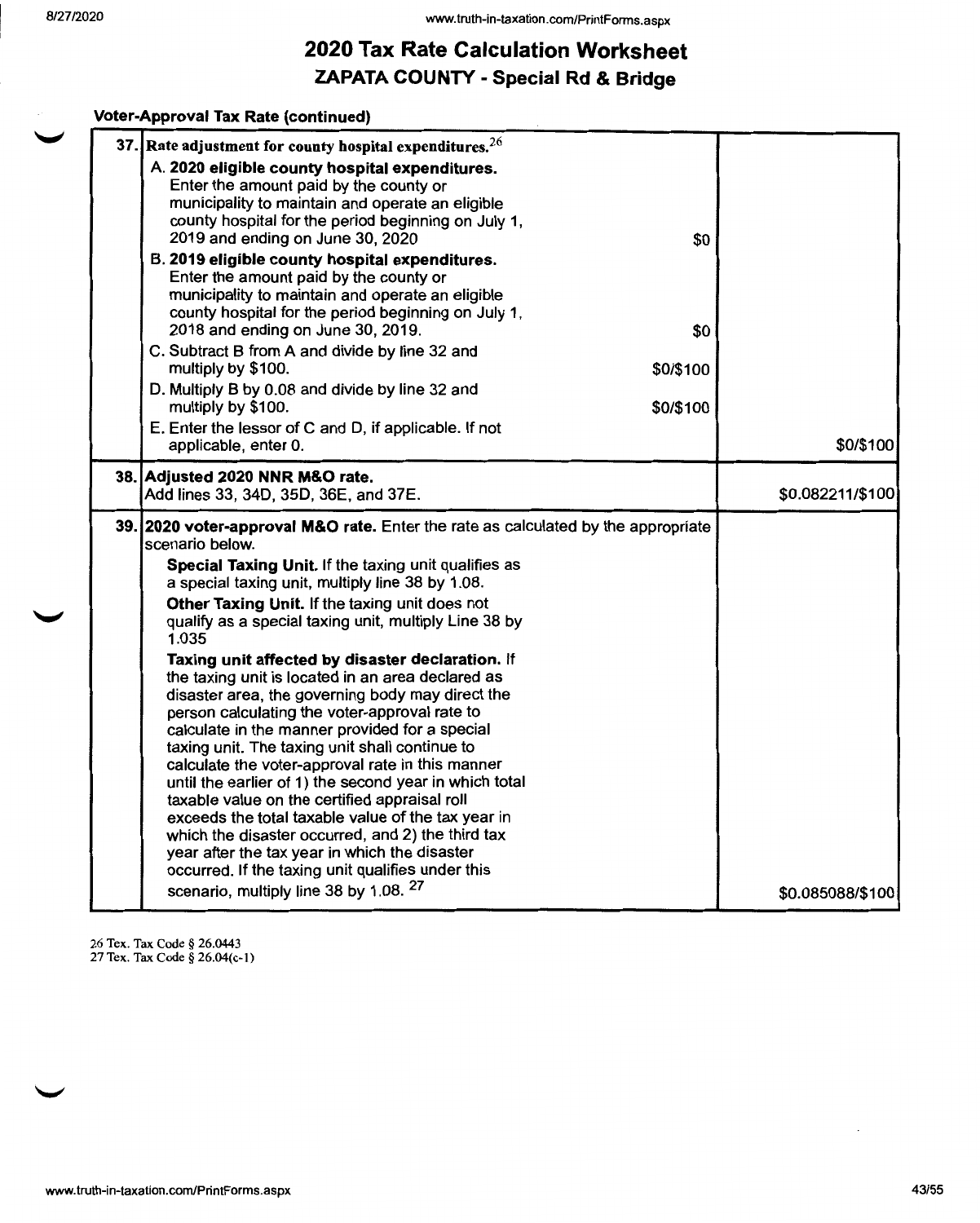# 2020 Tax Rate Calculation Worksheet

## ZAPATA COUNTY - Special Rd & Bridge

**Voter-Approval Tax Rate (continued)**

| | | |
|---|---|---|
| **37.** | **Rate adjustment for county hospital expenditures.**[26]<br><br>A. **2020 eligible county hospital expenditures.** Enter the amount paid by the county or municipality to maintain and operate an eligible county hospital for the period beginning on July 1, 2019 and ending on June 30, 2020 — $0<br><br>B. **2019 eligible county hospital expenditures.** Enter the amount paid by the county or municipality to maintain and operate an eligible county hospital for the period beginning on July 1, 2018 and ending on June 30, 2019. — $0<br><br>C. Subtract B from A and divide by line 32 and multiply by $100. — $0/$100<br><br>D. Multiply B by 0.08 and divide by line 32 and multiply by $100. — $0/$100<br><br>E. Enter the lessor of C and D, if applicable. If not applicable, enter 0. | $0/$100 |
| **38.** | **Adjusted 2020 NNR M&O rate.**<br>Add lines 33, 34D, 35D, 36E, and 37E. | $0.082211/$100 |
| **39.** | **2020 voter-approval M&O rate.** Enter the rate as calculated by the appropriate scenario below.<br><br>**Special Taxing Unit.** If the taxing unit qualifies as a special taxing unit, multiply line 38 by 1.08.<br><br>**Other Taxing Unit.** If the taxing unit does not qualify as a special taxing unit, multiply Line 38 by 1.035<br><br>**Taxing unit affected by disaster declaration.** If the taxing unit is located in an area declared as disaster area, the governing body may direct the person calculating the voter-approval rate to calculate in the manner provided for a special taxing unit. The taxing unit shall continue to calculate the voter-approval rate in this manner until the earlier of 1) the second year in which total taxable value on the certified appraisal roll exceeds the total taxable value of the tax year in which the disaster occurred, and 2) the third tax year after the tax year in which the disaster occurred. If the taxing unit qualifies under this scenario, multiply line 38 by 1.08.[27] | $0.085088/$100 |

26 Tex. Tax Code § 26.0443
27 Tex. Tax Code § 26.04(c-1)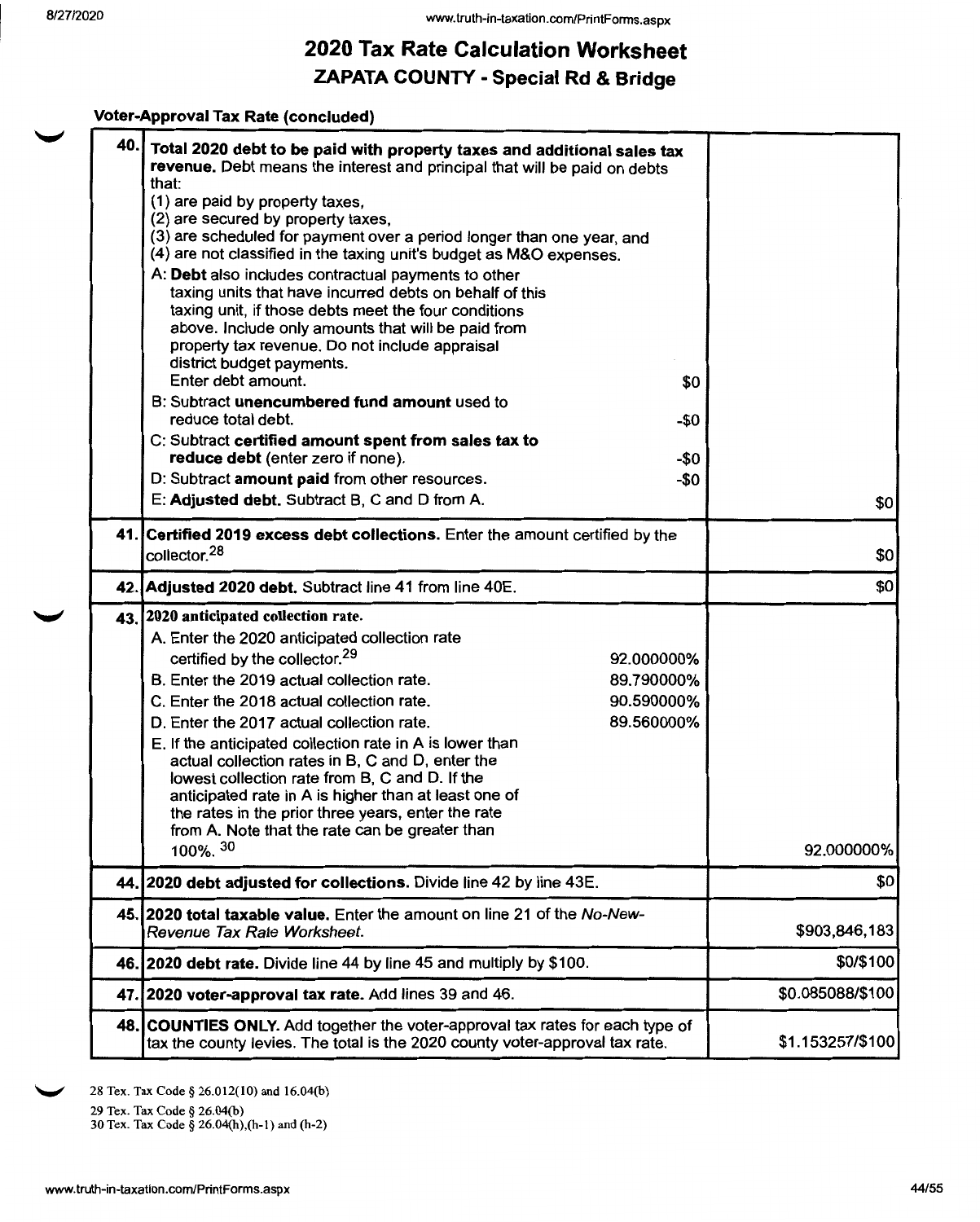# 2020 Tax Rate Calculation Worksheet

## ZAPATA COUNTY - Special Rd & Bridge

**Voter-Approval Tax Rate (concluded)**

| | | |
|---|---|---|
| **40.** | **Total 2020 debt to be paid with property taxes and additional sales tax revenue.** Debt means the interest and principal that will be paid on debts that:<br>(1) are paid by property taxes,<br>(2) are secured by property taxes,<br>(3) are scheduled for payment over a period longer than one year, and<br>(4) are not classified in the taxing unit's budget as M&O expenses.<br>A: **Debt** also includes contractual payments to other taxing units that have incurred debts on behalf of this taxing unit, if those debts meet the four conditions above. Include only amounts that will be paid from property tax revenue. Do not include appraisal district budget payments.<br>Enter debt amount. $0<br>B: Subtract **unencumbered fund amount** used to reduce total debt. -$0<br>C: Subtract **certified amount spent from sales tax to reduce debt** (enter zero if none). -$0<br>D: Subtract **amount paid** from other resources. -$0<br>E: **Adjusted debt.** Subtract B, C and D from A. | $0 |
| **41.** | **Certified 2019 excess debt collections.** Enter the amount certified by the collector.[28] | $0 |
| **42.** | **Adjusted 2020 debt.** Subtract line 41 from line 40E. | $0 |
| **43.** | **2020 anticipated collection rate.**<br>A. Enter the 2020 anticipated collection rate certified by the collector.[29] 92.000000%<br>B. Enter the 2019 actual collection rate. 89.790000%<br>C. Enter the 2018 actual collection rate. 90.590000%<br>D. Enter the 2017 actual collection rate. 89.560000%<br>E. If the anticipated collection rate in A is lower than actual collection rates in B, C and D, enter the lowest collection rate from B, C and D. If the anticipated rate in A is higher than at least one of the rates in the prior three years, enter the rate from A. Note that the rate can be greater than 100%.[30] | 92.000000% |
| **44.** | **2020 debt adjusted for collections.** Divide line 42 by line 43E. | $0 |
| **45.** | **2020 total taxable value.** Enter the amount on line 21 of the *No-New-Revenue Tax Rate Worksheet*. | $903,846,183 |
| **46.** | **2020 debt rate.** Divide line 44 by line 45 and multiply by $100. | $0/$100 |
| **47.** | **2020 voter-approval tax rate.** Add lines 39 and 46. | $0.085088/$100 |
| **48.** | **COUNTIES ONLY.** Add together the voter-approval tax rates for each type of tax the county levies. The total is the 2020 county voter-approval tax rate. | $1.153257/$100 |

28 Tex. Tax Code § 26.012(10) and 16.04(b)

29 Tex. Tax Code § 26.04(b)

30 Tex. Tax Code § 26.04(h),(h-1) and (h-2)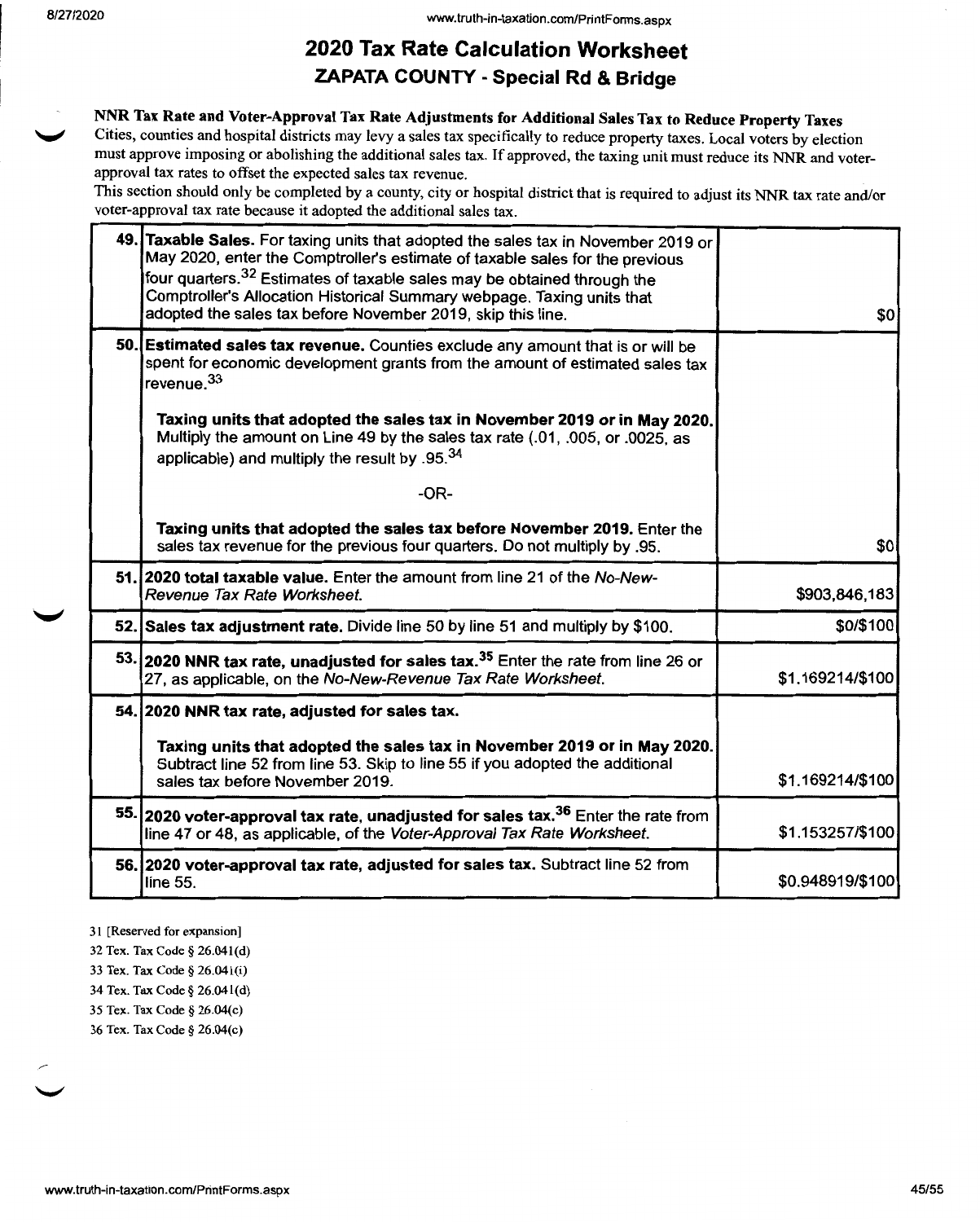# 2020 Tax Rate Calculation Worksheet

## ZAPATA COUNTY - Special Rd & Bridge

**NNR Tax Rate and Voter-Approval Tax Rate Adjustments for Additional Sales Tax to Reduce Property Taxes**

Cities, counties and hospital districts may levy a sales tax specifically to reduce property taxes. Local voters by election must approve imposing or abolishing the additional sales tax. If approved, the taxing unit must reduce its NNR and voter-approval tax rates to offset the expected sales tax revenue.

This section should only be completed by a county, city or hospital district that is required to adjust its NNR tax rate and/or voter-approval tax rate because it adopted the additional sales tax.

| | | |
|---|---|---|
| 49. | **Taxable Sales.** For taxing units that adopted the sales tax in November 2019 or May 2020, enter the Comptroller's estimate of taxable sales for the previous four quarters.[32] Estimates of taxable sales may be obtained through the Comptroller's Allocation Historical Summary webpage. Taxing units that adopted the sales tax before November 2019, skip this line. | $0 |
| 50. | **Estimated sales tax revenue.** Counties exclude any amount that is or will be spent for economic development grants from the amount of estimated sales tax revenue.[33]<br><br>**Taxing units that adopted the sales tax in November 2019 or in May 2020.** Multiply the amount on Line 49 by the sales tax rate (.01, .005, or .0025, as applicable) and multiply the result by .95.[34]<br><br>-OR-<br><br>**Taxing units that adopted the sales tax before November 2019.** Enter the sales tax revenue for the previous four quarters. Do not multiply by .95. | $0 |
| 51. | **2020 total taxable value.** Enter the amount from line 21 of the *No-New-Revenue Tax Rate Worksheet.* | $903,846,183 |
| 52. | **Sales tax adjustment rate.** Divide line 50 by line 51 and multiply by $100. | $0/$100 |
| 53. | **2020 NNR tax rate, unadjusted for sales tax.**[35] Enter the rate from line 26 or 27, as applicable, on the *No-New-Revenue Tax Rate Worksheet.* | $1.169214/$100 |
| 54. | **2020 NNR tax rate, adjusted for sales tax.**<br><br>**Taxing units that adopted the sales tax in November 2019 or in May 2020.** Subtract line 52 from line 53. Skip to line 55 if you adopted the additional sales tax before November 2019. | $1.169214/$100 |
| 55. | **2020 voter-approval tax rate, unadjusted for sales tax.**[36] Enter the rate from line 47 or 48, as applicable, of the *Voter-Approval Tax Rate Worksheet.* | $1.153257/$100 |
| 56. | **2020 voter-approval tax rate, adjusted for sales tax.** Subtract line 52 from line 55. | $0.948919/$100 |

31 [Reserved for expansion]

32 Tex. Tax Code § 26.041(d)

33 Tex. Tax Code § 26.041(i)

34 Tex. Tax Code § 26.041(d)

35 Tex. Tax Code § 26.04(c)

36 Tex. Tax Code § 26.04(c)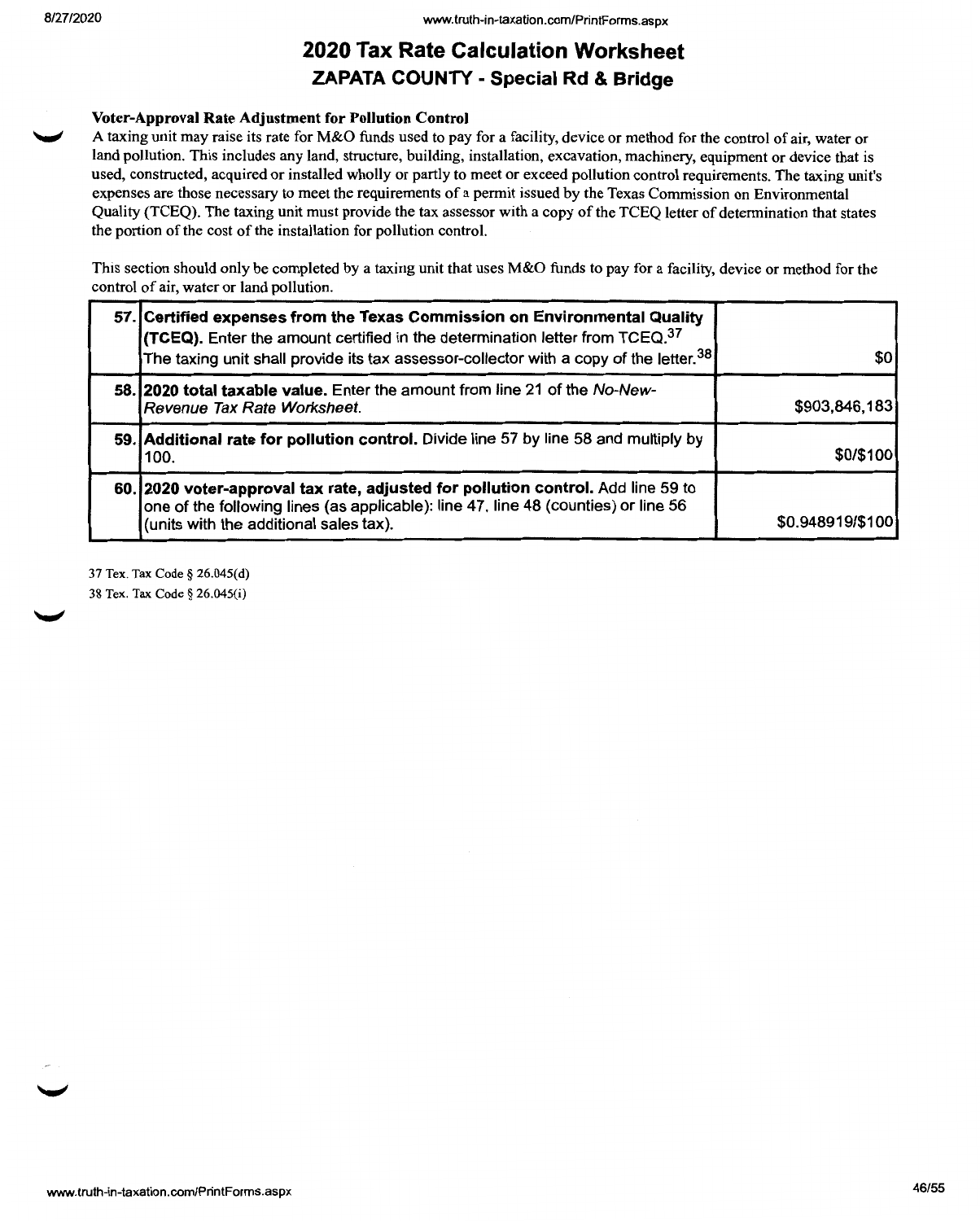# 2020 Tax Rate Calculation Worksheet

## ZAPATA COUNTY - Special Rd & Bridge

### Voter-Approval Rate Adjustment for Pollution Control

A taxing unit may raise its rate for M&O funds used to pay for a facility, device or method for the control of air, water or land pollution. This includes any land, structure, building, installation, excavation, machinery, equipment or device that is used, constructed, acquired or installed wholly or partly to meet or exceed pollution control requirements. The taxing unit's expenses are those necessary to meet the requirements of a permit issued by the Texas Commission on Environmental Quality (TCEQ). The taxing unit must provide the tax assessor with a copy of the TCEQ letter of determination that states the portion of the cost of the installation for pollution control.

This section should only be completed by a taxing unit that uses M&O funds to pay for a facility, device or method for the control of air, water or land pollution.

| | | |
|---|---|---|
| 57. | **Certified expenses from the Texas Commission on Environmental Quality (TCEQ).** Enter the amount certified in the determination letter from TCEQ.[37] The taxing unit shall provide its tax assessor-collector with a copy of the letter.[38] | $0 |
| 58. | **2020 total taxable value.** Enter the amount from line 21 of the *No-New-Revenue Tax Rate Worksheet*. | $903,846,183 |
| 59. | **Additional rate for pollution control.** Divide line 57 by line 58 and multiply by 100. | $0/$100 |
| 60. | **2020 voter-approval tax rate, adjusted for pollution control.** Add line 59 to one of the following lines (as applicable): line 47, line 48 (counties) or line 56 (units with the additional sales tax). | $0.948919/$100 |

37 Tex. Tax Code § 26.045(d)

38 Tex. Tax Code § 26.045(i)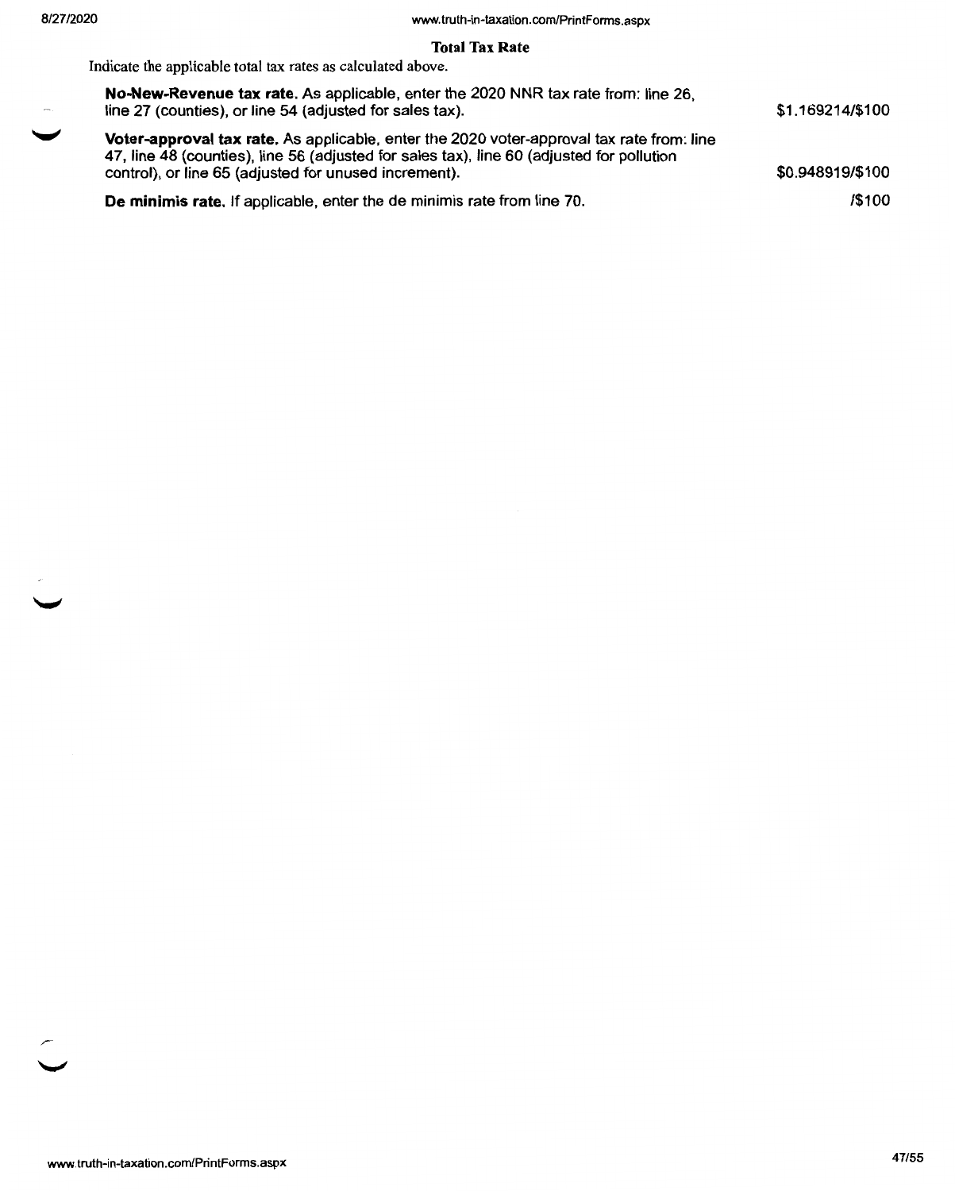## Total Tax Rate

Indicate the applicable total tax rates as calculated above.

| | |
|---|---|
| **No-New-Revenue tax rate.** As applicable, enter the 2020 NNR tax rate from: line 26, line 27 (counties), or line 54 (adjusted for sales tax). | $1.169214/$100 |
| **Voter-approval tax rate.** As applicable, enter the 2020 voter-approval tax rate from: line 47, line 48 (counties), line 56 (adjusted for sales tax), line 60 (adjusted for pollution control), or line 65 (adjusted for unused increment). | $0.948919/$100 |
| **De minimis rate.** If applicable, enter the de minimis rate from line 70. | /$100 |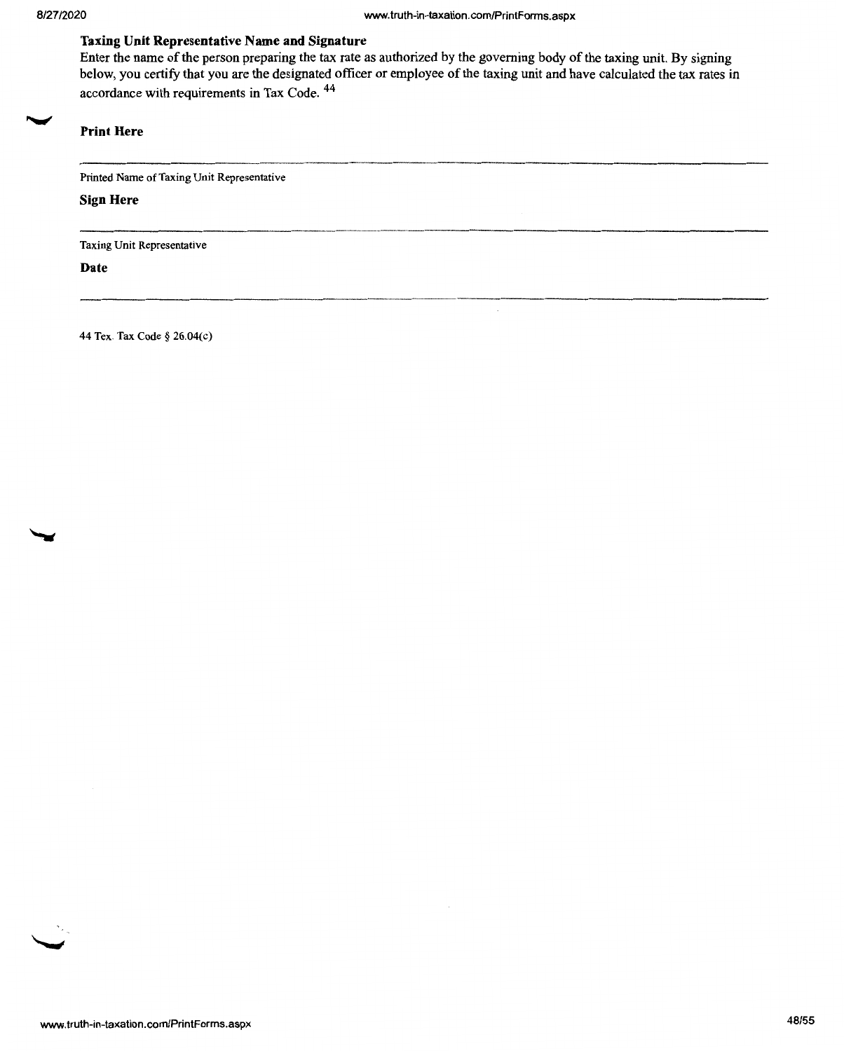### Taxing Unit Representative Name and Signature

Enter the name of the person preparing the tax rate as authorized by the governing body of the taxing unit. By signing below, you certify that you are the designated officer or employee of the taxing unit and have calculated the tax rates in accordance with requirements in Tax Code. [44]

**Print Here**

\_\_\_\_\_\_\_\_\_\_\_\_\_\_\_\_\_\_\_\_\_\_\_\_\_\_\_\_\_\_\_\_\_\_\_\_\_\_\_\_\_\_\_\_\_\_\_\_\_\_\_\_\_\_\_\_

Printed Name of Taxing Unit Representative

**Sign Here**

\_\_\_\_\_\_\_\_\_\_\_\_\_\_\_\_\_\_\_\_\_\_\_\_\_\_\_\_\_\_\_\_\_\_\_\_\_\_\_\_\_\_\_\_\_\_\_\_\_\_\_\_\_\_\_\_

Taxing Unit Representative

**Date**

\_\_\_\_\_\_\_\_\_\_\_\_\_\_\_\_\_\_\_\_\_\_\_\_\_\_\_\_\_\_\_\_\_\_\_\_\_\_\_\_\_\_\_\_\_\_\_\_\_\_\_\_\_\_\_\_

44 Tex. Tax Code § 26.04(c)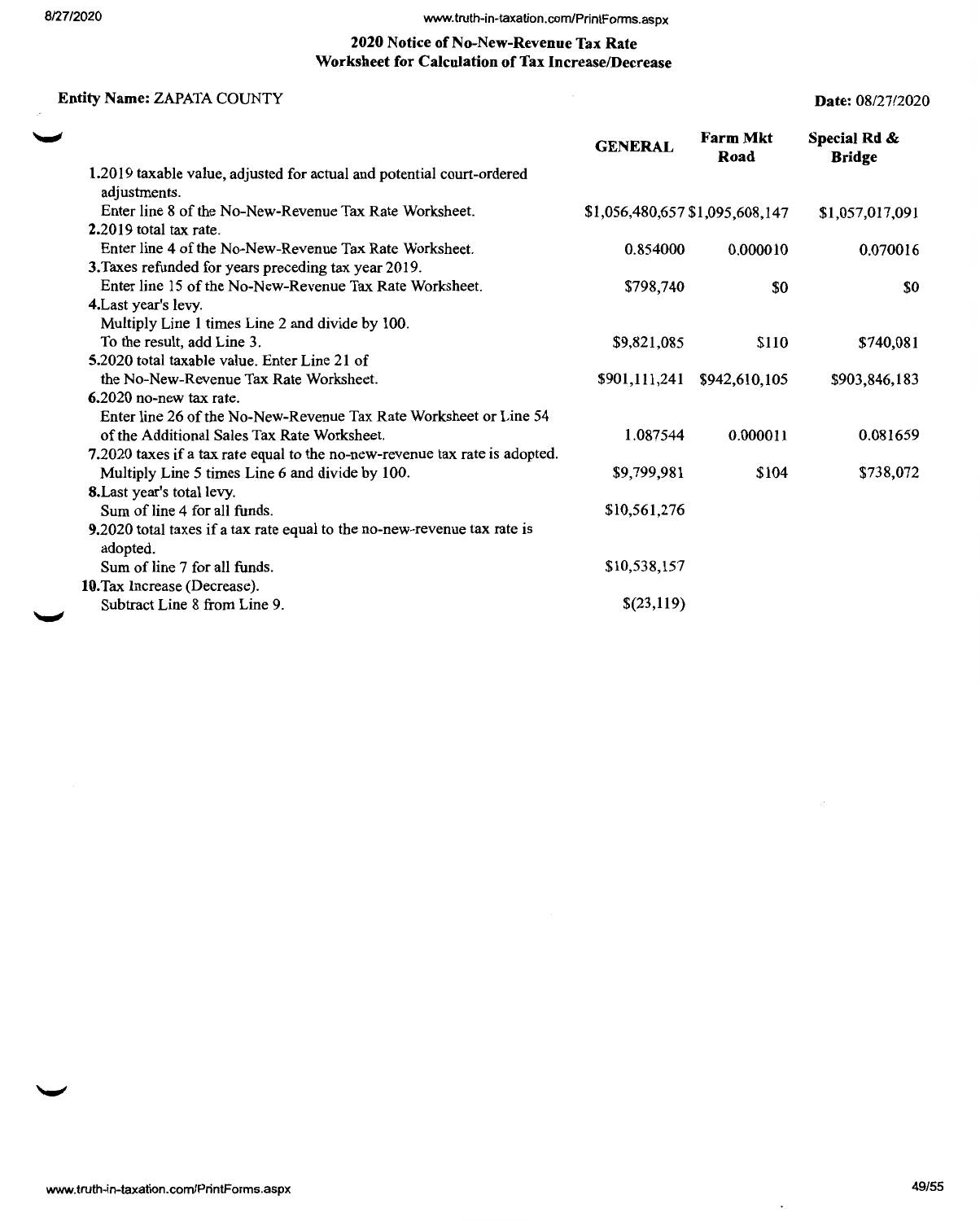## 2020 Notice of No-New-Revenue Tax Rate
## Worksheet for Calculation of Tax Increase/Decrease

**Entity Name:** ZAPATA COUNTY

**Date:** 08/27/2020

| | GENERAL | Farm Mkt Road | Special Rd & Bridge |
|---|---|---|---|
| **1.** 2019 taxable value, adjusted for actual and potential court-ordered adjustments. Enter line 8 of the No-New-Revenue Tax Rate Worksheet. | $1,056,480,657 | $1,095,608,147 | $1,057,017,091 |
| **2.** 2019 total tax rate. Enter line 4 of the No-New-Revenue Tax Rate Worksheet. | 0.854000 | 0.000010 | 0.070016 |
| **3.** Taxes refunded for years preceding tax year 2019. Enter line 15 of the No-New-Revenue Tax Rate Worksheet. | $798,740 | $0 | $0 |
| **4.** Last year's levy. Multiply Line 1 times Line 2 and divide by 100. To the result, add Line 3. | $9,821,085 | $110 | $740,081 |
| **5.** 2020 total taxable value. Enter Line 21 of the No-New-Revenue Tax Rate Worksheet. | $901,111,241 | $942,610,105 | $903,846,183 |
| **6.** 2020 no-new tax rate. Enter line 26 of the No-New-Revenue Tax Rate Worksheet or Line 54 of the Additional Sales Tax Rate Worksheet. | 1.087544 | 0.000011 | 0.081659 |
| **7.** 2020 taxes if a tax rate equal to the no-new-revenue tax rate is adopted. Multiply Line 5 times Line 6 and divide by 100. | $9,799,981 | $104 | $738,072 |
| **8.** Last year's total levy. Sum of line 4 for all funds. | $10,561,276 | | |
| **9.** 2020 total taxes if a tax rate equal to the no-new-revenue tax rate is adopted. Sum of line 7 for all funds. | $10,538,157 | | |
| **10.** Tax Increase (Decrease). Subtract Line 8 from Line 9. | $(23,119) | | |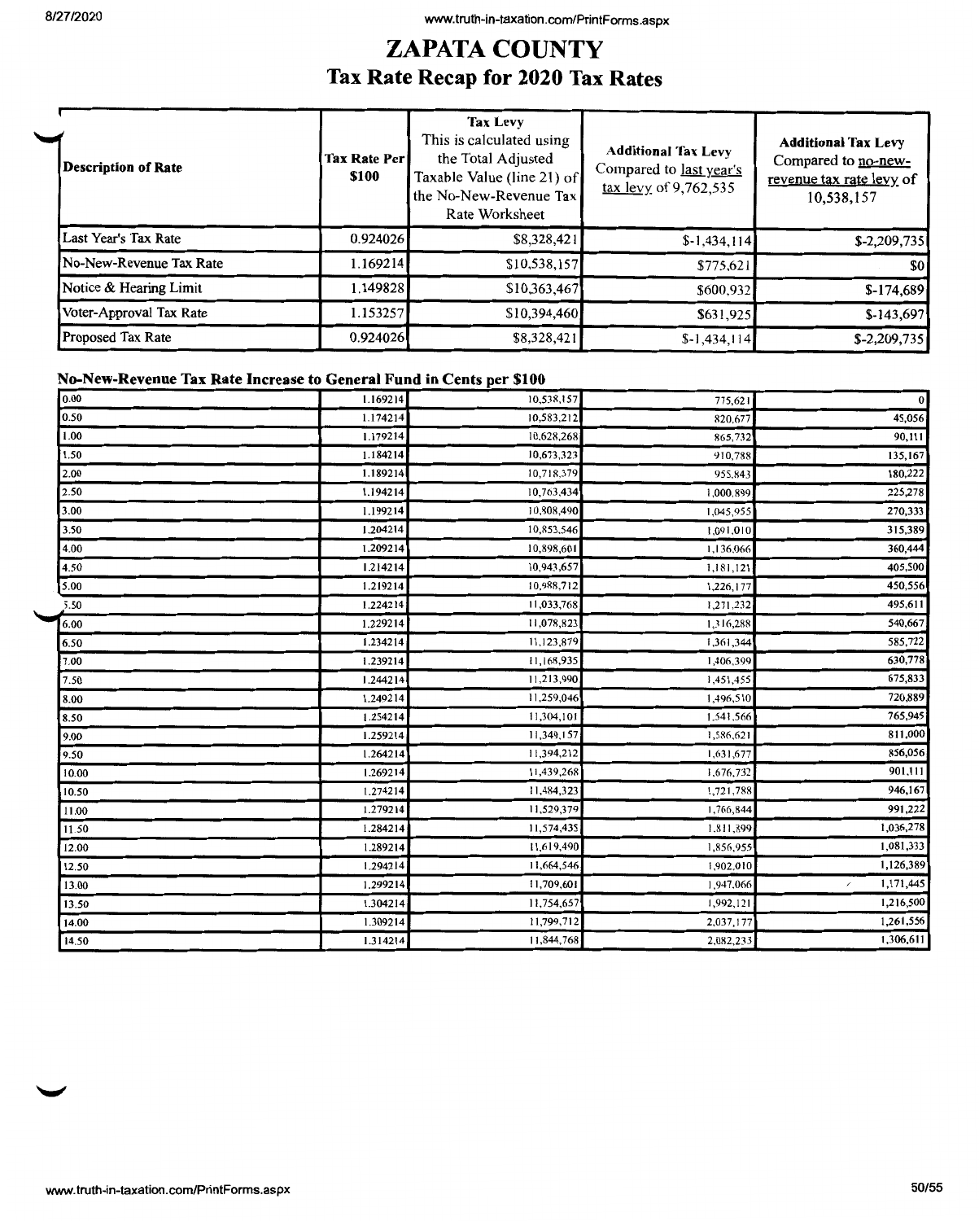# ZAPATA COUNTY

## Tax Rate Recap for 2020 Tax Rates

| Description of Rate | Tax Rate Per \$100 | Tax Levy This is calculated using the Total Adjusted Taxable Value (line 21) of the No-New-Revenue Tax Rate Worksheet | Additional Tax Levy Compared to last year's tax levy of 9,762,535 | Additional Tax Levy Compared to no-new-revenue tax rate levy of 10,538,157 |
|---|---|---|---|---|
| Last Year's Tax Rate | 0.924026 | $8,328,421 | $-1,434,114 | $-2,209,735 |
| No-New-Revenue Tax Rate | 1.169214 | $10,538,157 | $775,621 | $0 |
| Notice & Hearing Limit | 1.149828 | $10,363,467 | $600,932 | $-174,689 |
| Voter-Approval Tax Rate | 1.153257 | $10,394,460 | $631,925 | $-143,697 |
| Proposed Tax Rate | 0.924026 | $8,328,421 | $-1,434,114 | $-2,209,735 |

### No-New-Revenue Tax Rate Increase to General Fund in Cents per $100

| | | | | |
|---|---|---|---|---|
| 0.00 | 1.169214 | 10,538,157 | 775,621 | 0 |
| 0.50 | 1.174214 | 10,583,212 | 820,677 | 45,056 |
| 1.00 | 1.179214 | 10,628,268 | 865,732 | 90,111 |
| 1.50 | 1.184214 | 10,673,323 | 910,788 | 135,167 |
| 2.00 | 1.189214 | 10,718,379 | 955,843 | 180,222 |
| 2.50 | 1.194214 | 10,763,434 | 1,000,899 | 225,278 |
| 3.00 | 1.199214 | 10,808,490 | 1,045,955 | 270,333 |
| 3.50 | 1.204214 | 10,853,546 | 1,091,010 | 315,389 |
| 4.00 | 1.209214 | 10,898,601 | 1,136,066 | 360,444 |
| 4.50 | 1.214214 | 10,943,657 | 1,181,121 | 405,500 |
| 5.00 | 1.219214 | 10,988,712 | 1,226,177 | 450,556 |
| 5.50 | 1.224214 | 11,033,768 | 1,271,232 | 495,611 |
| 6.00 | 1.229214 | 11,078,823 | 1,316,288 | 540,667 |
| 6.50 | 1.234214 | 11,123,879 | 1,361,344 | 585,722 |
| 7.00 | 1.239214 | 11,168,935 | 1,406,399 | 630,778 |
| 7.50 | 1.244214 | 11,213,990 | 1,451,455 | 675,833 |
| 8.00 | 1.249214 | 11,259,046 | 1,496,510 | 720,889 |
| 8.50 | 1.254214 | 11,304,101 | 1,541,566 | 765,945 |
| 9.00 | 1.259214 | 11,349,157 | 1,586,621 | 811,000 |
| 9.50 | 1.264214 | 11,394,212 | 1,631,677 | 856,056 |
| 10.00 | 1.269214 | 11,439,268 | 1,676,732 | 901,111 |
| 10.50 | 1.274214 | 11,484,323 | 1,721,788 | 946,167 |
| 11.00 | 1.279214 | 11,529,379 | 1,766,844 | 991,222 |
| 11.50 | 1.284214 | 11,574,435 | 1,811,899 | 1,036,278 |
| 12.00 | 1.289214 | 11,619,490 | 1,856,955 | 1,081,333 |
| 12.50 | 1.294214 | 11,664,546 | 1,902,010 | 1,126,389 |
| 13.00 | 1.299214 | 11,709,601 | 1,947,066 | 1,171,445 |
| 13.50 | 1.304214 | 11,754,657 | 1,992,121 | 1,216,500 |
| 14.00 | 1.309214 | 11,799,712 | 2,037,177 | 1,261,556 |
| 14.50 | 1.314214 | 11,844,768 | 2,082,233 | 1,306,611 |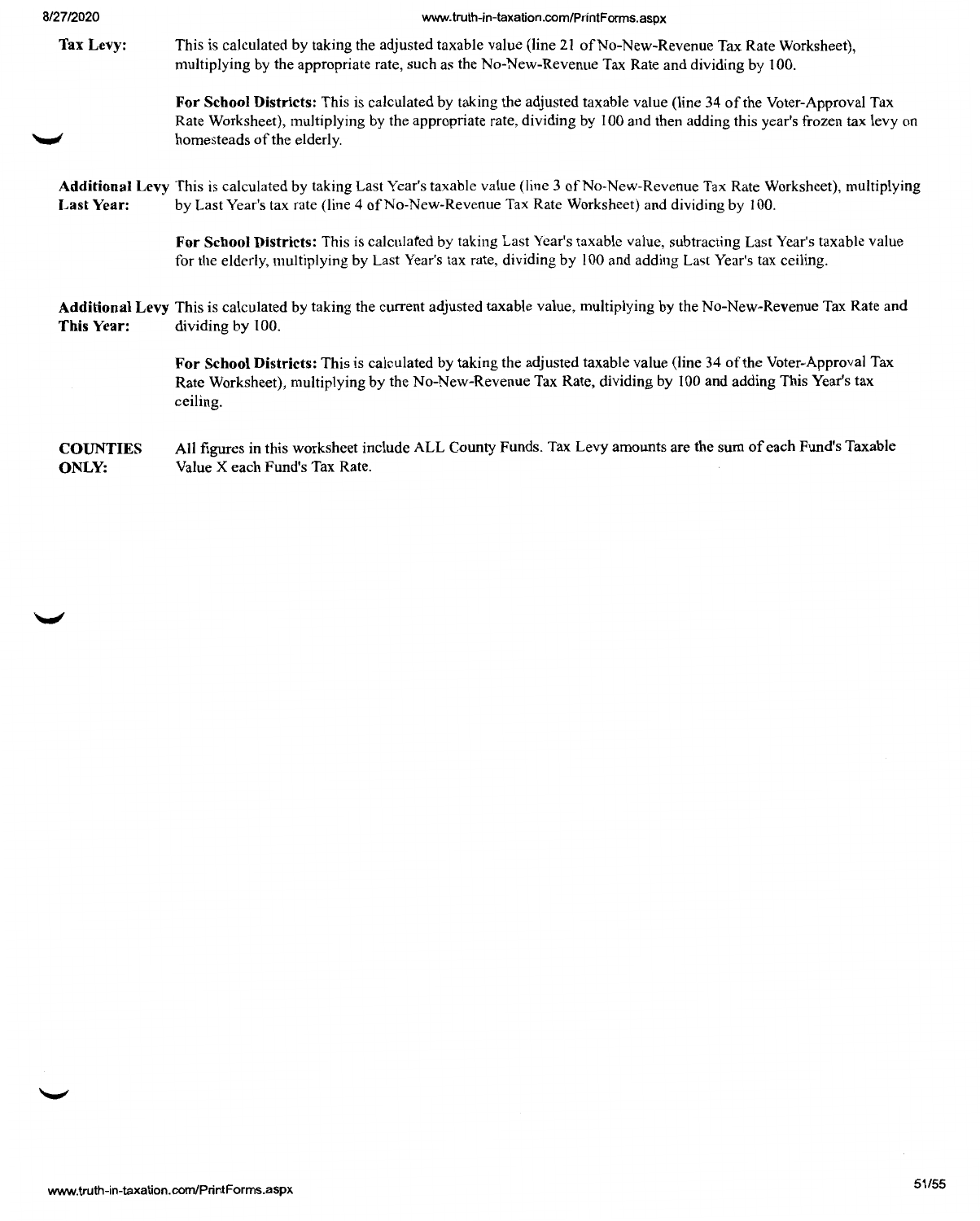**Tax Levy:** This is calculated by taking the adjusted taxable value (line 21 of No-New-Revenue Tax Rate Worksheet), multiplying by the appropriate rate, such as the No-New-Revenue Tax Rate and dividing by 100.

**For School Districts:** This is calculated by taking the adjusted taxable value (line 34 of the Voter-Approval Tax Rate Worksheet), multiplying by the appropriate rate, dividing by 100 and then adding this year's frozen tax levy on homesteads of the elderly.

**Additional Levy Last Year:** This is calculated by taking Last Year's taxable value (line 3 of No-New-Revenue Tax Rate Worksheet), multiplying by Last Year's tax rate (line 4 of No-New-Revenue Tax Rate Worksheet) and dividing by 100.

**For School Districts:** This is calculated by taking Last Year's taxable value, subtracting Last Year's taxable value for the elderly, multiplying by Last Year's tax rate, dividing by 100 and adding Last Year's tax ceiling.

**Additional Levy This Year:** This is calculated by taking the current adjusted taxable value, multiplying by the No-New-Revenue Tax Rate and dividing by 100.

**For School Districts:** This is calculated by taking the adjusted taxable value (line 34 of the Voter-Approval Tax Rate Worksheet), multiplying by the No-New-Revenue Tax Rate, dividing by 100 and adding This Year's tax ceiling.

**COUNTIES ONLY:** All figures in this worksheet include ALL County Funds. Tax Levy amounts are the sum of each Fund's Taxable Value X each Fund's Tax Rate.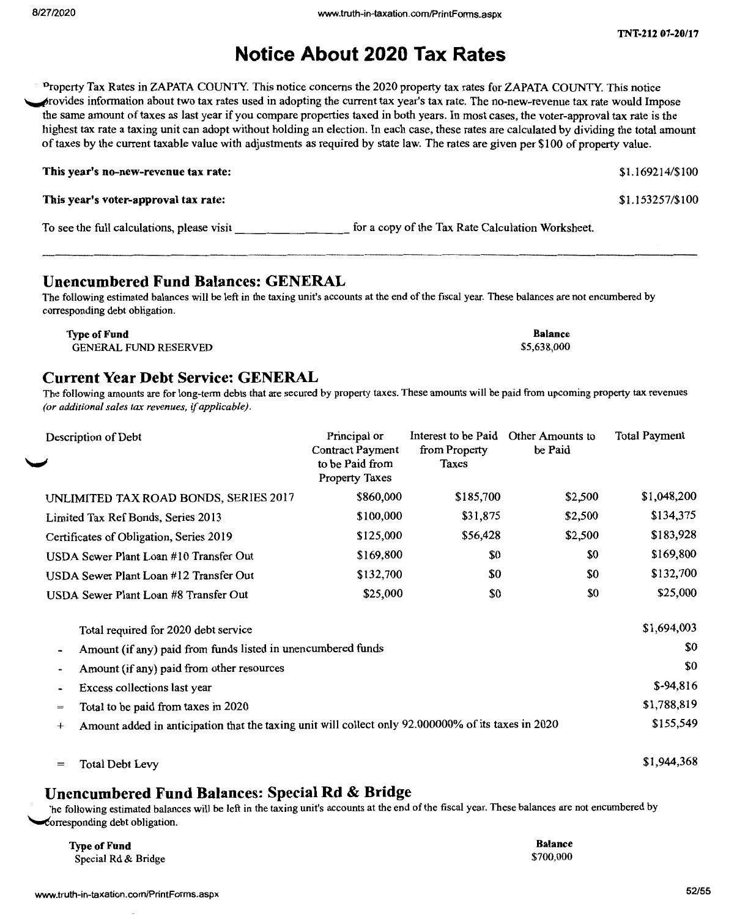TNT-212 07-20/17

# Notice About 2020 Tax Rates

Property Tax Rates in ZAPATA COUNTY. This notice concerns the 2020 property tax rates for ZAPATA COUNTY. This notice provides information about two tax rates used in adopting the current tax year's tax rate. The no-new-revenue tax rate would Impose the same amount of taxes as last year if you compare properties taxed in both years. In most cases, the voter-approval tax rate is the highest tax rate a taxing unit can adopt without holding an election. In each case, these rates are calculated by dividing the total amount of taxes by the current taxable value with adjustments as required by state law. The rates are given per $100 of property value.

| | |
|---|---|
| **This year's no-new-revenue tax rate:** | $1.169214/$100 |
| **This year's voter-approval tax rate:** | $1.153257/$100 |

To see the full calculations, please visit ________________ for a copy of the Tax Rate Calculation Worksheet.

## Unencumbered Fund Balances: GENERAL

The following estimated balances will be left in the taxing unit's accounts at the end of the fiscal year. These balances are not encumbered by corresponding debt obligation.

| Type of Fund | Balance |
|---|---|
| GENERAL FUND RESERVED | $5,638,000 |

## Current Year Debt Service: GENERAL

The following amounts are for long-term debts that are secured by property taxes. These amounts will be paid from upcoming property tax revenues *(or additional sales tax revenues, if applicable).*

| Description of Debt | Principal or Contract Payment to be Paid from Property Taxes | Interest to be Paid from Property Taxes | Other Amounts to be Paid | Total Payment |
|---|---|---|---|---|
| UNLIMITED TAX ROAD BONDS, SERIES 2017 | $860,000 | $185,700 | $2,500 | $1,048,200 |
| Limited Tax Ref Bonds, Series 2013 | $100,000 | $31,875 | $2,500 | $134,375 |
| Certificates of Obligation, Series 2019 | $125,000 | $56,428 | $2,500 | $183,928 |
| USDA Sewer Plant Loan #10 Transfer Out | $169,800 | $0 | $0 | $169,800 |
| USDA Sewer Plant Loan #12 Transfer Out | $132,700 | $0 | $0 | $132,700 |
| USDA Sewer Plant Loan #8 Transfer Out | $25,000 | $0 | $0 | $25,000 |

| | | |
|---|---|---|
| | Total required for 2020 debt service | $1,694,003 |
| - | Amount (if any) paid from funds listed in unencumbered funds | $0 |
| - | Amount (if any) paid from other resources | $0 |
| - | Excess collections last year | $-94,816 |
| = | Total to be paid from taxes in 2020 | $1,788,819 |
| + | Amount added in anticipation that the taxing unit will collect only 92.000000% of its taxes in 2020 | $155,549 |
| = | Total Debt Levy | $1,944,368 |

## Unencumbered Fund Balances: Special Rd & Bridge

The following estimated balances will be left in the taxing unit's accounts at the end of the fiscal year. These balances are not encumbered by corresponding debt obligation.

| Type of Fund | Balance |
|---|---|
| Special Rd & Bridge | $700,000 |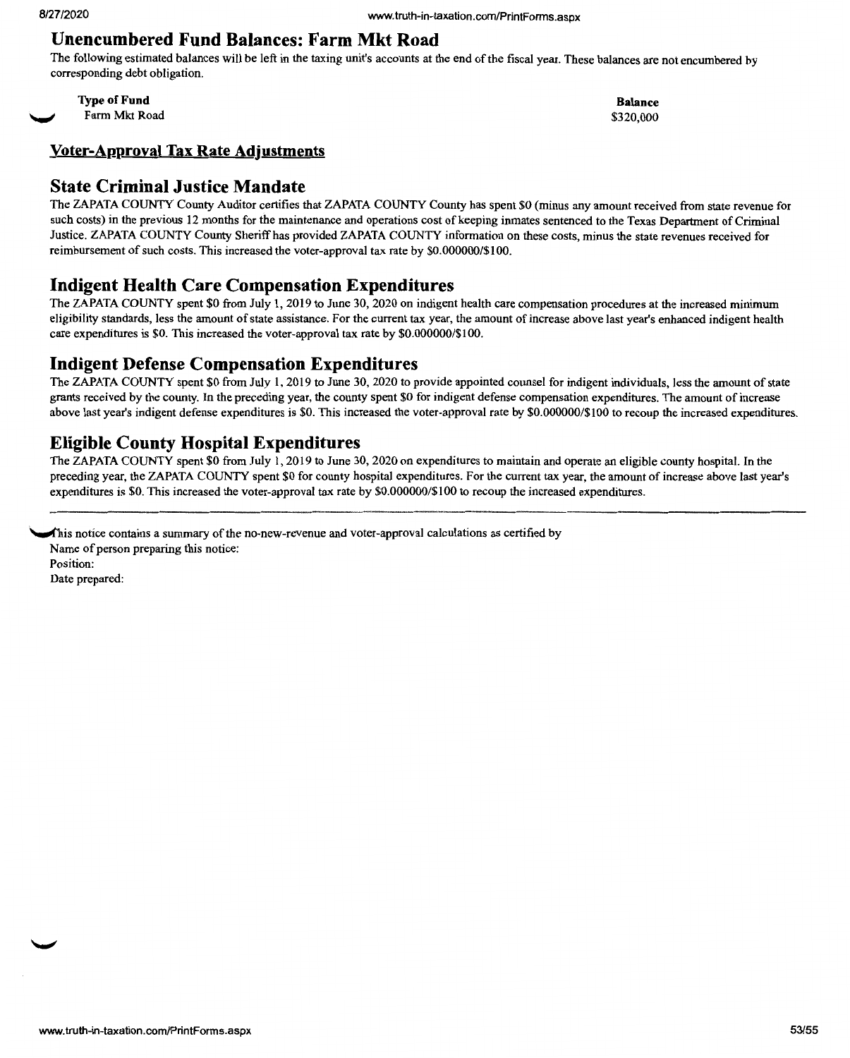## Unencumbered Fund Balances: Farm Mkt Road

The following estimated balances will be left in the taxing unit's accounts at the end of the fiscal year. These balances are not encumbered by corresponding debt obligation.

| Type of Fund | Balance |
|---|---|
| Farm Mkt Road | $320,000 |

## Voter-Approval Tax Rate Adjustments

## State Criminal Justice Mandate

The ZAPATA COUNTY County Auditor certifies that ZAPATA COUNTY County has spent $0 (minus any amount received from state revenue for such costs) in the previous 12 months for the maintenance and operations cost of keeping inmates sentenced to the Texas Department of Criminal Justice. ZAPATA COUNTY County Sheriff has provided ZAPATA COUNTY information on these costs, minus the state revenues received for reimbursement of such costs. This increased the voter-approval tax rate by $0.000000/$100.

## Indigent Health Care Compensation Expenditures

The ZAPATA COUNTY spent $0 from July 1, 2019 to June 30, 2020 on indigent health care compensation procedures at the increased minimum eligibility standards, less the amount of state assistance. For the current tax year, the amount of increase above last year's enhanced indigent health care expenditures is $0. This increased the voter-approval tax rate by $0.000000/$100.

## Indigent Defense Compensation Expenditures

The ZAPATA COUNTY spent $0 from July 1, 2019 to June 30, 2020 to provide appointed counsel for indigent individuals, less the amount of state grants received by the county. In the preceding year, the county spent $0 for indigent defense compensation expenditures. The amount of increase above last year's indigent defense expenditures is $0. This increased the voter-approval rate by $0.000000/$100 to recoup the increased expenditures.

## Eligible County Hospital Expenditures

The ZAPATA COUNTY spent $0 from July 1, 2019 to June 30, 2020 on expenditures to maintain and operate an eligible county hospital. In the preceding year, the ZAPATA COUNTY spent $0 for county hospital expenditures. For the current tax year, the amount of increase above last year's expenditures is $0. This increased the voter-approval tax rate by $0.000000/$100 to recoup the increased expenditures.

---

This notice contains a summary of the no-new-revenue and voter-approval calculations as certified by
Name of person preparing this notice:
Position:
Date prepared: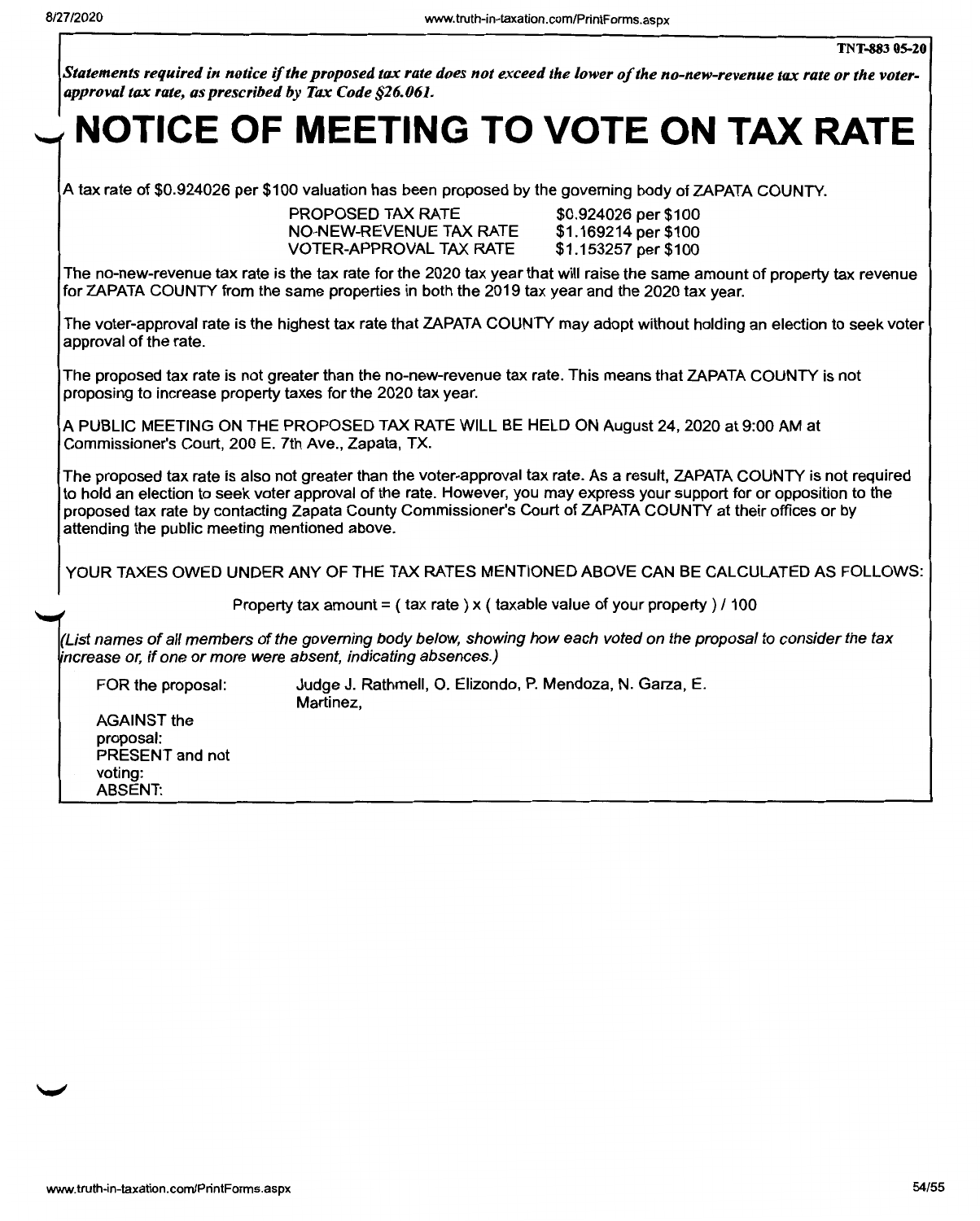TNT-883 05-20

*Statements required in notice if the proposed tax rate does not exceed the lower of the no-new-revenue tax rate or the voter-approval tax rate, as prescribed by Tax Code §26.061.*

# NOTICE OF MEETING TO VOTE ON TAX RATE

A tax rate of $0.924026 per $100 valuation has been proposed by the governing body of ZAPATA COUNTY.

| | |
|---|---|
| PROPOSED TAX RATE | $0.924026 per $100 |
| NO-NEW-REVENUE TAX RATE | $1.169214 per $100 |
| VOTER-APPROVAL TAX RATE | $1.153257 per $100 |

The no-new-revenue tax rate is the tax rate for the 2020 tax year that will raise the same amount of property tax revenue for ZAPATA COUNTY from the same properties in both the 2019 tax year and the 2020 tax year.

The voter-approval rate is the highest tax rate that ZAPATA COUNTY may adopt without holding an election to seek voter approval of the rate.

The proposed tax rate is not greater than the no-new-revenue tax rate. This means that ZAPATA COUNTY is not proposing to increase property taxes for the 2020 tax year.

A PUBLIC MEETING ON THE PROPOSED TAX RATE WILL BE HELD ON August 24, 2020 at 9:00 AM at Commissioner's Court, 200 E. 7th Ave., Zapata, TX.

The proposed tax rate is also not greater than the voter-approval tax rate. As a result, ZAPATA COUNTY is not required to hold an election to seek voter approval of the rate. However, you may express your support for or opposition to the proposed tax rate by contacting Zapata County Commissioner's Court of ZAPATA COUNTY at their offices or by attending the public meeting mentioned above.

YOUR TAXES OWED UNDER ANY OF THE TAX RATES MENTIONED ABOVE CAN BE CALCULATED AS FOLLOWS:

Property tax amount = ( tax rate ) x ( taxable value of your property ) / 100

*(List names of all members of the governing body below, showing how each voted on the proposal to consider the tax increase or, if one or more were absent, indicating absences.)*

| | |
|---|---|
| FOR the proposal: | Judge J. Rathmell, O. Elizondo, P. Mendoza, N. Garza, E. Martinez, |
| AGAINST the proposal: | |
| PRESENT and not voting: | |
| ABSENT: | |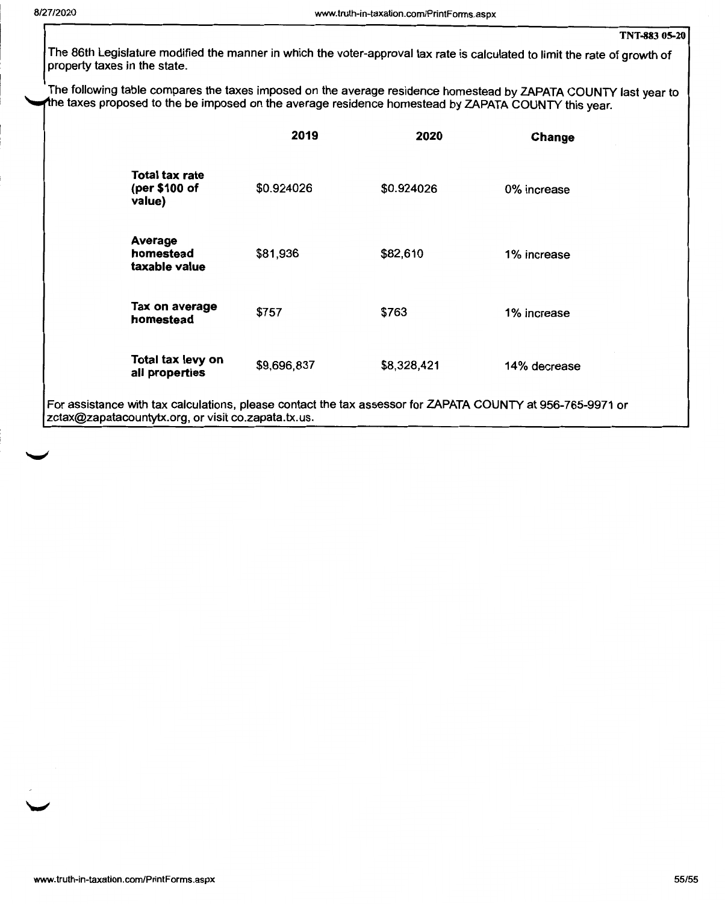TNT-883 05-20

The 86th Legislature modified the manner in which the voter-approval tax rate is calculated to limit the rate of growth of property taxes in the state.

The following table compares the taxes imposed on the average residence homestead by ZAPATA COUNTY last year to the taxes proposed to the be imposed on the average residence homestead by ZAPATA COUNTY this year.

| | 2019 | 2020 | Change |
|---|---|---|---|
| **Total tax rate (per $100 of value)** | $0.924026 | $0.924026 | 0% increase |
| **Average homestead taxable value** | $81,936 | $82,610 | 1% increase |
| **Tax on average homestead** | $757 | $763 | 1% increase |
| **Total tax levy on all properties** | $9,696,837 | $8,328,421 | 14% decrease |

For assistance with tax calculations, please contact the tax assessor for ZAPATA COUNTY at 956-765-9971 or zctax@zapatacountytx.org, or visit co.zapata.tx.us.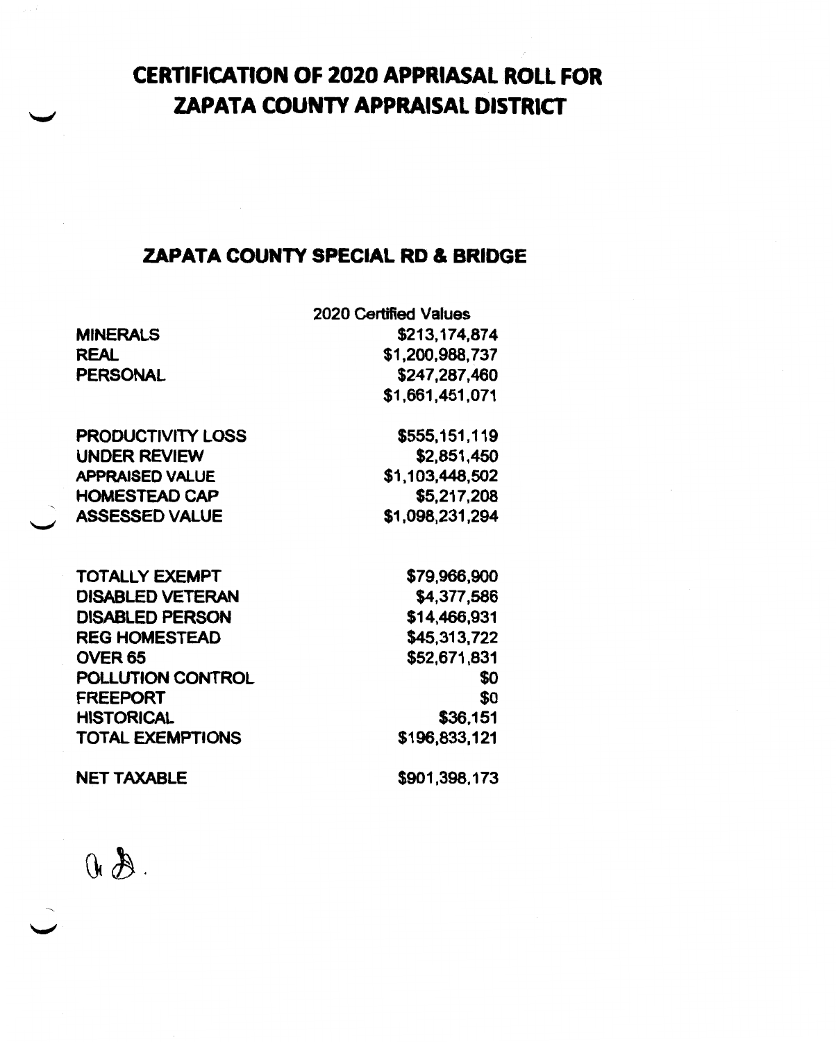# CERTIFICATION OF 2020 APPRIASAL ROLL FOR ZAPATA COUNTY APPRAISAL DISTRICT

## ZAPATA COUNTY SPECIAL RD & BRIDGE

| | 2020 Certified Values |
|---|---|
| MINERALS | $213,174,874 |
| REAL | $1,200,988,737 |
| PERSONAL | $247,287,460 |
| | $1,661,451,071 |
| | |
| PRODUCTIVITY LOSS | $555,151,119 |
| UNDER REVIEW | $2,851,450 |
| APPRAISED VALUE | $1,103,448,502 |
| HOMESTEAD CAP | $5,217,208 |
| ASSESSED VALUE | $1,098,231,294 |
| | |
| TOTALLY EXEMPT | $79,966,900 |
| DISABLED VETERAN | $4,377,586 |
| DISABLED PERSON | $14,466,931 |
| REG HOMESTEAD | $45,313,722 |
| OVER 65 | $52,671,831 |
| POLLUTION CONTROL | $0 |
| FREEPORT | $0 |
| HISTORICAL | $36,151 |
| TOTAL EXEMPTIONS | $196,833,121 |
| | |
| NET TAXABLE | $901,398,173 |